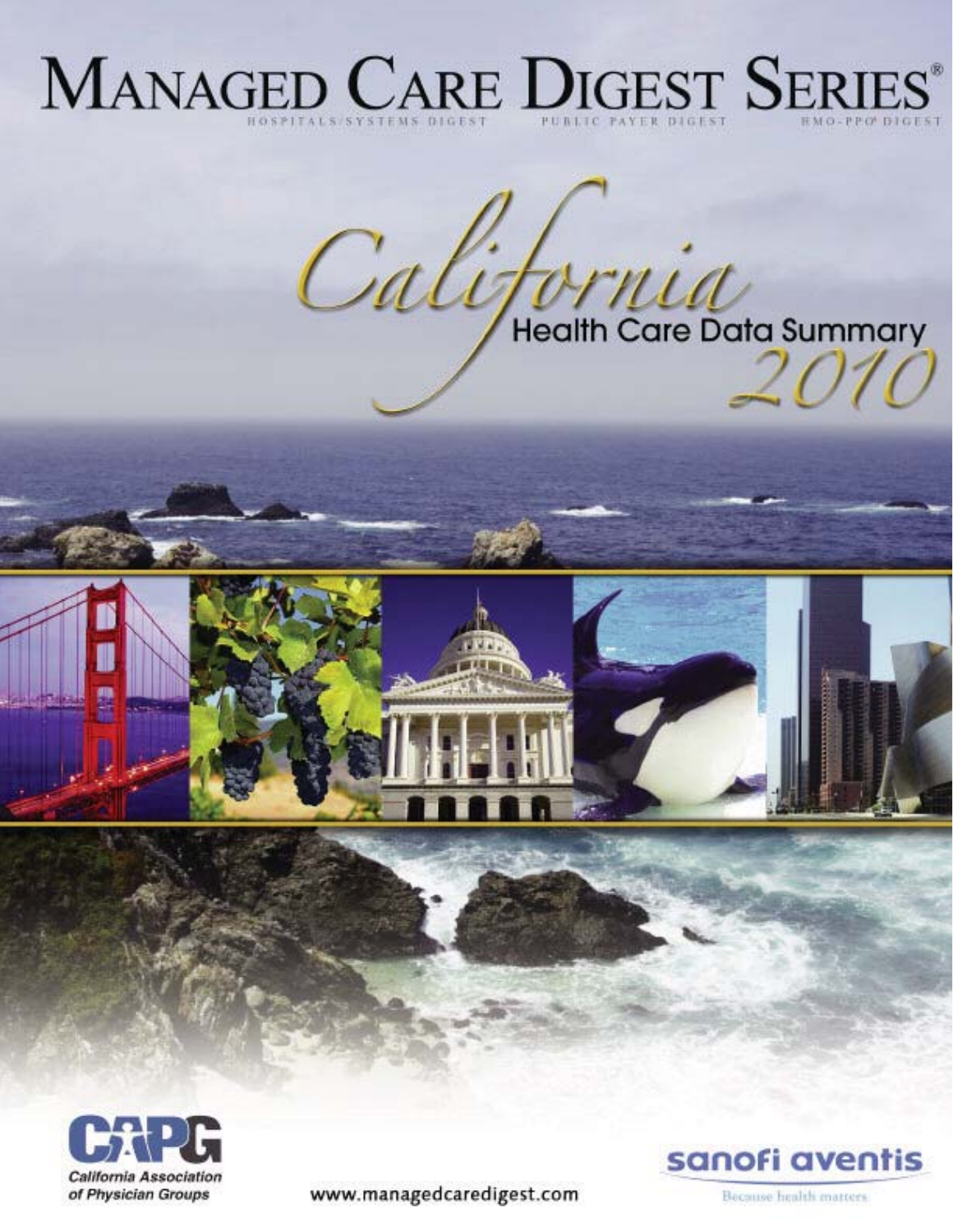# MANAGED CARE DIGEST SERIES®

HOSPITALS/SYSTEMS DIGEST PUBLIC PAYER DIGEST HMO-PPO DIGEST

## California
### Health Care Data Summary
## 2010

CAPG
California Association of Physician Groups

www.managedcaredigest.com

sanofi aventis
Because health matters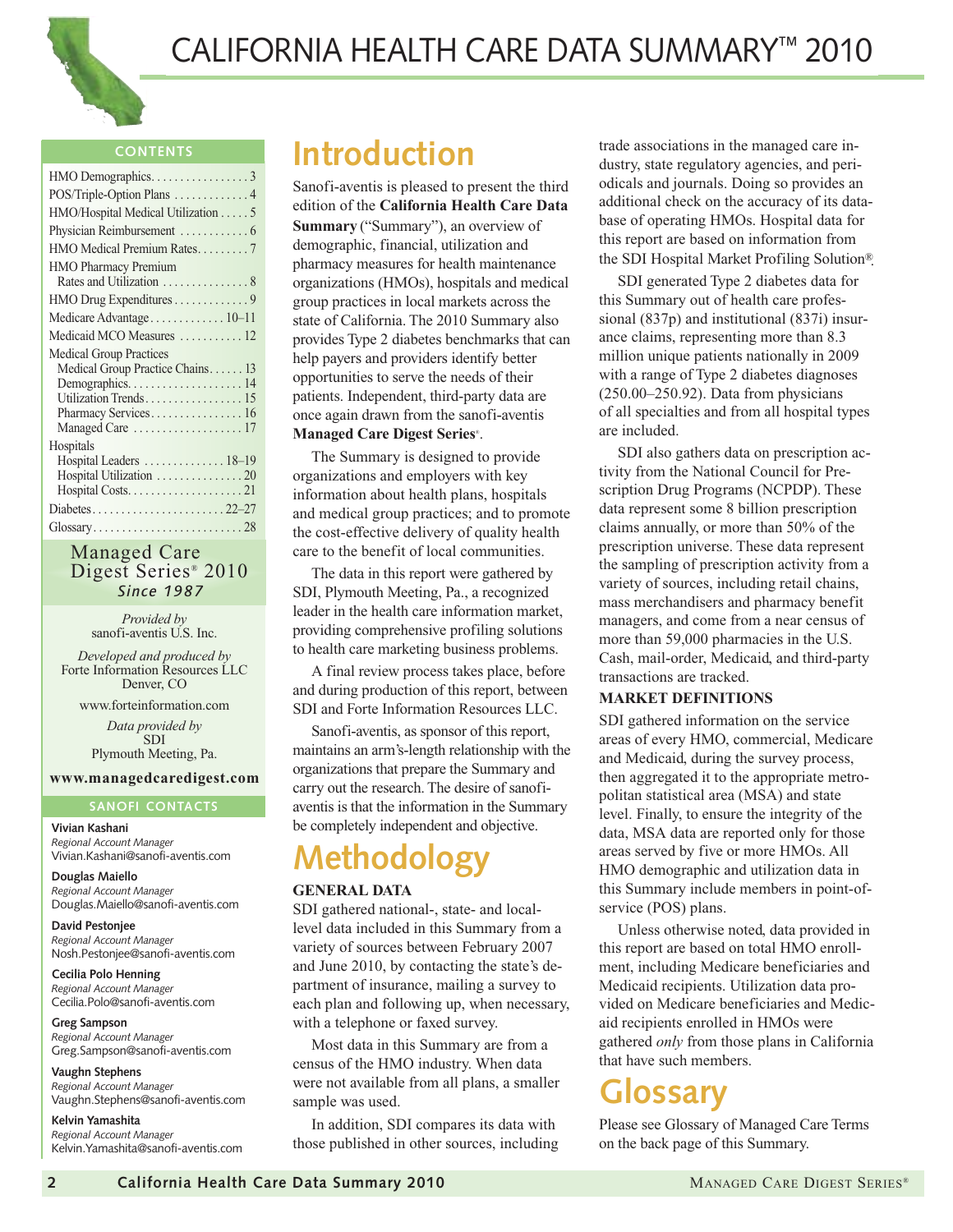# CALIFORNIA HEALTH CARE DATA SUMMARY™ 2010

## CONTENTS

- HMO Demographics . . . . . 3
- POS/Triple-Option Plans . . . . . 4
- HMO/Hospital Medical Utilization . . . . . 5
- Physician Reimbursement . . . . . 6
- HMO Medical Premium Rates . . . . . 7
- HMO Pharmacy Premium Rates and Utilization . . . . . 8
- HMO Drug Expenditures . . . . . 9
- Medicare Advantage . . . . . 10–11
- Medicaid MCO Measures . . . . . 12
- Medical Group Practices
  - Medical Group Practice Chains . . . . . 13
  - Demographics . . . . . 14
  - Utilization Trends . . . . . 15
  - Pharmacy Services . . . . . 16
  - Managed Care . . . . . 17
- Hospitals
  - Hospital Leaders . . . . . 18–19
  - Hospital Utilization . . . . . 20
  - Hospital Costs . . . . . 21
- Diabetes . . . . . 22–27
- Glossary . . . . . 28

Managed Care Digest Series® 2010
*Since 1987*

*Provided by*
sanofi-aventis U.S. Inc.

*Developed and produced by*
Forte Information Resources LLC
Denver, CO

www.forteinformation.com

*Data provided by*
SDI
Plymouth Meeting, Pa.

**www.managedcaredigest.com**

## SANOFI CONTACTS

**Vivian Kashani**
*Regional Account Manager*
Vivian.Kashani@sanofi-aventis.com

**Douglas Maiello**
*Regional Account Manager*
Douglas.Maiello@sanofi-aventis.com

**David Pestonjee**
*Regional Account Manager*
Nosh.Pestonjee@sanofi-aventis.com

**Cecilia Polo Henning**
*Regional Account Manager*
Cecilia.Polo@sanofi-aventis.com

**Greg Sampson**
*Regional Account Manager*
Greg.Sampson@sanofi-aventis.com

**Vaughn Stephens**
*Regional Account Manager*
Vaughn.Stephens@sanofi-aventis.com

**Kelvin Yamashita**
*Regional Account Manager*
Kelvin.Yamashita@sanofi-aventis.com

# Introduction

Sanofi-aventis is pleased to present the third edition of the **California Health Care Data Summary** ("Summary"), an overview of demographic, financial, utilization and pharmacy measures for health maintenance organizations (HMOs), hospitals and medical group practices in local markets across the state of California. The 2010 Summary also provides Type 2 diabetes benchmarks that can help payers and providers identify better opportunities to serve the needs of their patients. Independent, third-party data are once again drawn from the sanofi-aventis **Managed Care Digest Series**®.

The Summary is designed to provide organizations and employers with key information about health plans, hospitals and medical group practices; and to promote the cost-effective delivery of quality health care to the benefit of local communities.

The data in this report were gathered by SDI, Plymouth Meeting, Pa., a recognized leader in the health care information market, providing comprehensive profiling solutions to health care marketing business problems.

A final review process takes place, before and during production of this report, between SDI and Forte Information Resources LLC.

Sanofi-aventis, as sponsor of this report, maintains an arm's-length relationship with the organizations that prepare the Summary and carry out the research. The desire of sanofi-aventis is that the information in the Summary be completely independent and objective.

# Methodology

**GENERAL DATA**

SDI gathered national-, state- and local-level data included in this Summary from a variety of sources between February 2007 and June 2010, by contacting the state's department of insurance, mailing a survey to each plan and following up, when necessary, with a telephone or faxed survey.

Most data in this Summary are from a census of the HMO industry. When data were not available from all plans, a smaller sample was used.

In addition, SDI compares its data with those published in other sources, including trade associations in the managed care industry, state regulatory agencies, and periodicals and journals. Doing so provides an additional check on the accuracy of its database of operating HMOs. Hospital data for this report are based on information from the SDI Hospital Market Profiling Solution®.

SDI generated Type 2 diabetes data for this Summary out of health care professional (837p) and institutional (837i) insurance claims, representing more than 8.3 million unique patients nationally in 2009 with a range of Type 2 diabetes diagnoses (250.00–250.92). Data from physicians of all specialties and from all hospital types are included.

SDI also gathers data on prescription activity from the National Council for Prescription Drug Programs (NCPDP). These data represent some 8 billion prescription claims annually, or more than 50% of the prescription universe. These data represent the sampling of prescription activity from a variety of sources, including retail chains, mass merchandisers and pharmacy benefit managers, and come from a near census of more than 59,000 pharmacies in the U.S. Cash, mail-order, Medicaid, and third-party transactions are tracked.

**MARKET DEFINITIONS**

SDI gathered information on the service areas of every HMO, commercial, Medicare and Medicaid, during the survey process, then aggregated it to the appropriate metropolitan statistical area (MSA) and state level. Finally, to ensure the integrity of the data, MSA data are reported only for those areas served by five or more HMOs. All HMO demographic and utilization data in this Summary include members in point-of-service (POS) plans.

Unless otherwise noted, data provided in this report are based on total HMO enrollment, including Medicare beneficiaries and Medicaid recipients. Utilization data provided on Medicare beneficiaries and Medicaid recipients enrolled in HMOs were gathered *only* from those plans in California that have such members.

# Glossary

Please see Glossary of Managed Care Terms on the back page of this Summary.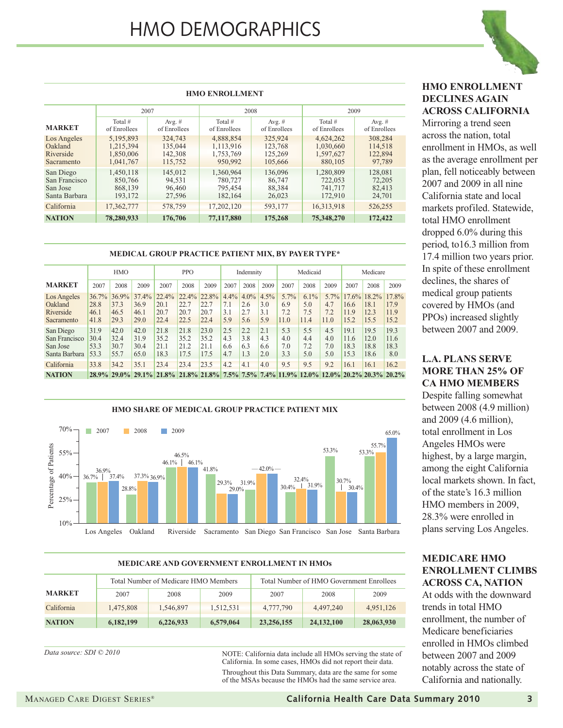# HMO DEMOGRAPHICS

**HMO ENROLLMENT**

| MARKET | 2007 Total # of Enrollees | 2007 Avg. # of Enrollees | 2008 Total # of Enrollees | 2008 Avg. # of Enrollees | 2009 Total # of Enrollees | 2009 Avg. # of Enrollees |
|---|---|---|---|---|---|---|
| Los Angeles | 5,195,893 | 324,743 | 4,888,854 | 325,924 | 4,624,262 | 308,284 |
| Oakland | 1,215,394 | 135,044 | 1,113,916 | 123,768 | 1,030,660 | 114,518 |
| Riverside | 1,850,006 | 142,308 | 1,753,769 | 125,269 | 1,597,627 | 122,894 |
| Sacramento | 1,041,767 | 115,752 | 950,992 | 105,666 | 880,105 | 97,789 |
| San Diego | 1,450,118 | 145,012 | 1,360,964 | 136,096 | 1,280,809 | 128,081 |
| San Francisco | 850,766 | 94,531 | 780,727 | 86,747 | 722,053 | 72,205 |
| San Jose | 868,139 | 96,460 | 795,454 | 88,384 | 741,717 | 82,413 |
| Santa Barbara | 193,172 | 27,596 | 182,164 | 26,023 | 172,910 | 24,701 |
| California | 17,362,777 | 578,759 | 17,202,120 | 593,177 | 16,313,918 | 526,255 |
| **NATION** | **78,280,933** | **176,706** | **77,117,880** | **175,268** | **75,348,270** | **172,422** |

**MEDICAL GROUP PRACTICE PATIENT MIX, BY PAYER TYPE***

| MARKET | HMO 2007 | HMO 2008 | HMO 2009 | PPO 2007 | PPO 2008 | PPO 2009 | Indemnity 2007 | Indemnity 2008 | Indemnity 2009 | Medicaid 2007 | Medicaid 2008 | Medicaid 2009 | Medicare 2007 | Medicare 2008 | Medicare 2009 |
|---|---|---|---|---|---|---|---|---|---|---|---|---|---|---|---|
| Los Angeles | 36.7% | 36.9% | 37.4% | 22.4% | 22.4% | 22.8% | 4.4% | 4.0% | 4.5% | 5.7% | 6.1% | 5.7% | 17.6% | 18.2% | 17.8% |
| Oakland | 28.8 | 37.3 | 36.9 | 20.1 | 22.7 | 22.7 | 7.1 | 2.6 | 3.0 | 6.9 | 5.0 | 4.7 | 16.6 | 18.1 | 17.9 |
| Riverside | 46.1 | 46.5 | 46.1 | 20.7 | 20.7 | 20.7 | 3.1 | 2.7 | 3.1 | 7.2 | 7.5 | 7.2 | 11.9 | 12.3 | 11.9 |
| Sacramento | 41.8 | 29.3 | 29.0 | 22.4 | 22.5 | 22.4 | 5.9 | 5.6 | 5.9 | 11.0 | 11.4 | 11.0 | 15.2 | 15.5 | 15.2 |
| San Diego | 31.9 | 42.0 | 42.0 | 21.8 | 21.8 | 23.0 | 2.5 | 2.2 | 2.1 | 5.3 | 5.5 | 4.5 | 19.1 | 19.5 | 19.3 |
| San Francisco | 30.4 | 32.4 | 31.9 | 35.2 | 35.2 | 35.2 | 4.3 | 3.8 | 4.3 | 4.0 | 4.4 | 4.0 | 11.6 | 12.0 | 11.6 |
| San Jose | 53.3 | 30.7 | 30.4 | 21.1 | 21.2 | 21.1 | 6.6 | 6.3 | 6.6 | 7.0 | 7.2 | 7.0 | 18.3 | 18.8 | 18.3 |
| Santa Barbara | 53.3 | 55.7 | 65.0 | 18.3 | 17.5 | 17.5 | 4.7 | 1.3 | 2.0 | 3.3 | 5.0 | 5.0 | 15.3 | 18.6 | 8.0 |
| California | 33.8 | 34.2 | 35.1 | 23.4 | 23.4 | 23.5 | 4.2 | 4.1 | 4.0 | 9.5 | 9.5 | 9.2 | 16.1 | 16.1 | 16.2 |
| **NATION** | **28.9%** | **29.0%** | **29.1%** | **21.8%** | **21.8%** | **21.8%** | **7.5%** | **7.5%** | **7.4%** | **11.9%** | **12.0%** | **12.0%** | **20.2%** | **20.3%** | **20.2%** |

**HMO SHARE OF MEDICAL GROUP PRACTICE PATIENT MIX**

| Market | 2007 | 2008 | 2009 |
|---|---|---|---|
| Los Angeles | 36.7% | 36.9% | 37.4% |
| Oakland | 28.8% | 37.3% | 36.9% |
| Riverside | 46.1% | 46.5% | 46.1% |
| Sacramento | 41.8% | 29.3% | 29.0% |
| San Diego | 31.9% | 42.0% | 42.0% |
| San Francisco | 30.4% | 32.4% | 31.9% |
| San Jose | 53.3% | 30.7% | 30.4% |
| Santa Barbara | 53.3% | 55.7% | 65.0% |

**MEDICARE AND GOVERNMENT ENROLLMENT IN HMOs**

| MARKET | Total Number of Medicare HMO Members 2007 | 2008 | 2009 | Total Number of HMO Government Enrollees 2007 | 2008 | 2009 |
|---|---|---|---|---|---|---|
| California | 1,475,808 | 1,546,897 | 1,512,531 | 4,777,790 | 4,497,240 | 4,951,126 |
| **NATION** | **6,182,199** | **6,226,933** | **6,579,064** | **23,256,155** | **24,132,100** | **28,063,930** |

*Data source: SDI © 2010*

NOTE: California data include all HMOs serving the state of California. In some cases, HMOs did not report their data.

Throughout this Data Summary, data are the same for some of the MSAs because the HMOs had the same service area.

## HMO ENROLLMENT DECLINES AGAIN ACROSS CALIFORNIA

Mirroring a trend seen across the nation, total enrollment in HMOs, as well as the average enrollment per plan, fell noticeably between 2007 and 2009 in all nine California state and local markets profiled. Statewide, total HMO enrollment dropped 6.0% during this period, to16.3 million from 17.4 million two years prior. In spite of these enrollment declines, the shares of medical group patients covered by HMOs (and PPOs) increased slightly between 2007 and 2009.

## L.A. PLANS SERVE MORE THAN 25% OF CA HMO MEMBERS

Despite falling somewhat between 2008 (4.9 million) and 2009 (4.6 million), total enrollment in Los Angeles HMOs were highest, by a large margin, among the eight California local markets shown. In fact, of the state's 16.3 million HMO members in 2009, 28.3% were enrolled in plans serving Los Angeles.

## MEDICARE HMO ENROLLMENT CLIMBS ACROSS CA, NATION

At odds with the downward trends in total HMO enrollment, the number of Medicare beneficiaries enrolled in HMOs climbed between 2007 and 2009 notably across the state of California and nationally.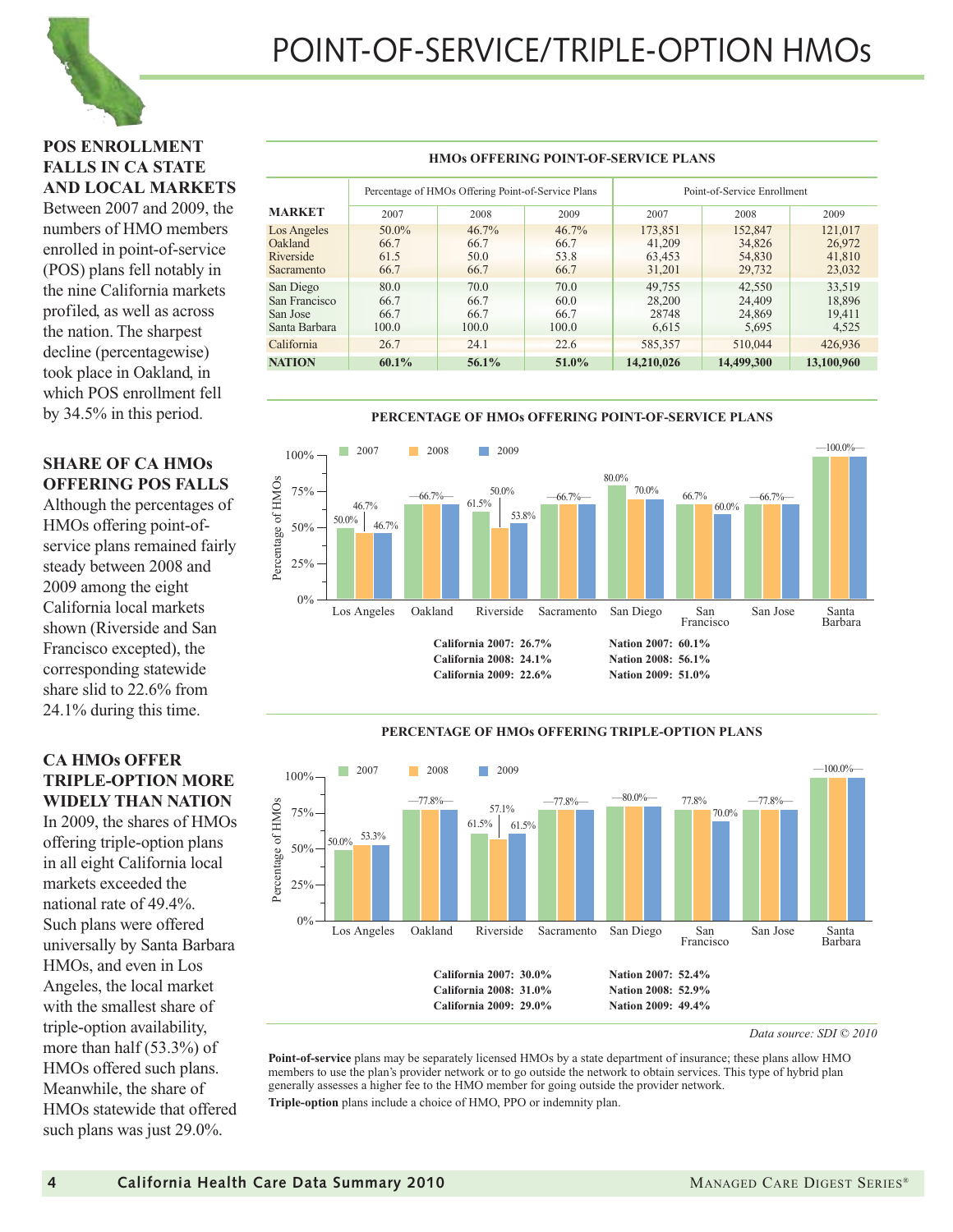# POINT-OF-SERVICE/TRIPLE-OPTION HMOs

**POS ENROLLMENT FALLS IN CA STATE AND LOCAL MARKETS**

Between 2007 and 2009, the numbers of HMO members enrolled in point-of-service (POS) plans fell notably in the nine California markets profiled, as well as across the nation. The sharpest decline (percentagewise) took place in Oakland, in which POS enrollment fell by 34.5% in this period.

**SHARE OF CA HMOs OFFERING POS FALLS**

Although the percentages of HMOs offering point-of-service plans remained fairly steady between 2008 and 2009 among the eight California local markets shown (Riverside and San Francisco excepted), the corresponding statewide share slid to 22.6% from 24.1% during this time.

**CA HMOs OFFER TRIPLE-OPTION MORE WIDELY THAN NATION**

In 2009, the shares of HMOs offering triple-option plans in all eight California local markets exceeded the national rate of 49.4%. Such plans were offered universally by Santa Barbara HMOs, and even in Los Angeles, the local market with the smallest share of triple-option availability, more than half (53.3%) of HMOs offered such plans. Meanwhile, the share of HMOs statewide that offered such plans was just 29.0%.

**HMOs OFFERING POINT-OF-SERVICE PLANS**

| | Percentage of HMOs Offering Point-of-Service Plans | | | Point-of-Service Enrollment | | |
|---|---|---|---|---|---|---|
| **MARKET** | 2007 | 2008 | 2009 | 2007 | 2008 | 2009 |
| Los Angeles | 50.0% | 46.7% | 46.7% | 173,851 | 152,847 | 121,017 |
| Oakland | 66.7 | 66.7 | 66.7 | 41,209 | 34,826 | 26,972 |
| Riverside | 61.5 | 50.0 | 53.8 | 63,453 | 54,830 | 41,810 |
| Sacramento | 66.7 | 66.7 | 66.7 | 31,201 | 29,732 | 23,032 |
| San Diego | 80.0 | 70.0 | 70.0 | 49,755 | 42,550 | 33,519 |
| San Francisco | 66.7 | 66.7 | 60.0 | 28,200 | 24,409 | 18,896 |
| San Jose | 66.7 | 66.7 | 66.7 | 28748 | 24,869 | 19,411 |
| Santa Barbara | 100.0 | 100.0 | 100.0 | 6,615 | 5,695 | 4,525 |
| California | 26.7 | 24.1 | 22.6 | 585,357 | 510,044 | 426,936 |
| **NATION** | **60.1%** | **56.1%** | **51.0%** | **14,210,026** | **14,499,300** | **13,100,960** |

**PERCENTAGE OF HMOs OFFERING POINT-OF-SERVICE PLANS**

| Market | 2007 | 2008 | 2009 |
|---|---|---|---|
| Los Angeles | 50.0% | 46.7% | 46.7% |
| Oakland | 66.7% | 66.7% | 66.7% |
| Riverside | 61.5% | 50.0% | 53.8% |
| Sacramento | 66.7% | 66.7% | 66.7% |
| San Diego | 80.0% | 70.0% | 70.0% |
| San Francisco | 66.7% | 66.7% | 60.0% |
| San Jose | 66.7% | 66.7% | 66.7% |
| Santa Barbara | 100.0% | 100.0% | 100.0% |

**California 2007: 26.7%** **Nation 2007: 60.1%**
**California 2008: 24.1%** **Nation 2008: 56.1%**
**California 2009: 22.6%** **Nation 2009: 51.0%**

**PERCENTAGE OF HMOs OFFERING TRIPLE-OPTION PLANS**

| Market | 2007 | 2008 | 2009 |
|---|---|---|---|
| Los Angeles | 50.0% | 53.3% | 53.3% |
| Oakland | 77.8% | 77.8% | 77.8% |
| Riverside | 61.5% | 57.1% | 61.5% |
| Sacramento | 77.8% | 77.8% | 77.8% |
| San Diego | 80.0% | 80.0% | 80.0% |
| San Francisco | 77.8% | 77.8% | 70.0% |
| San Jose | 77.8% | 77.8% | 77.8% |
| Santa Barbara | 100.0% | 100.0% | 100.0% |

**California 2007: 30.0%** **Nation 2007: 52.4%**
**California 2008: 31.0%** **Nation 2008: 52.9%**
**California 2009: 29.0%** **Nation 2009: 49.4%**

*Data source: SDI © 2010*

**Point-of-service** plans may be separately licensed HMOs by a state department of insurance; these plans allow HMO members to use the plan's provider network or to go outside the network to obtain services. This type of hybrid plan generally assesses a higher fee to the HMO member for going outside the provider network.

**Triple-option** plans include a choice of HMO, PPO or indemnity plan.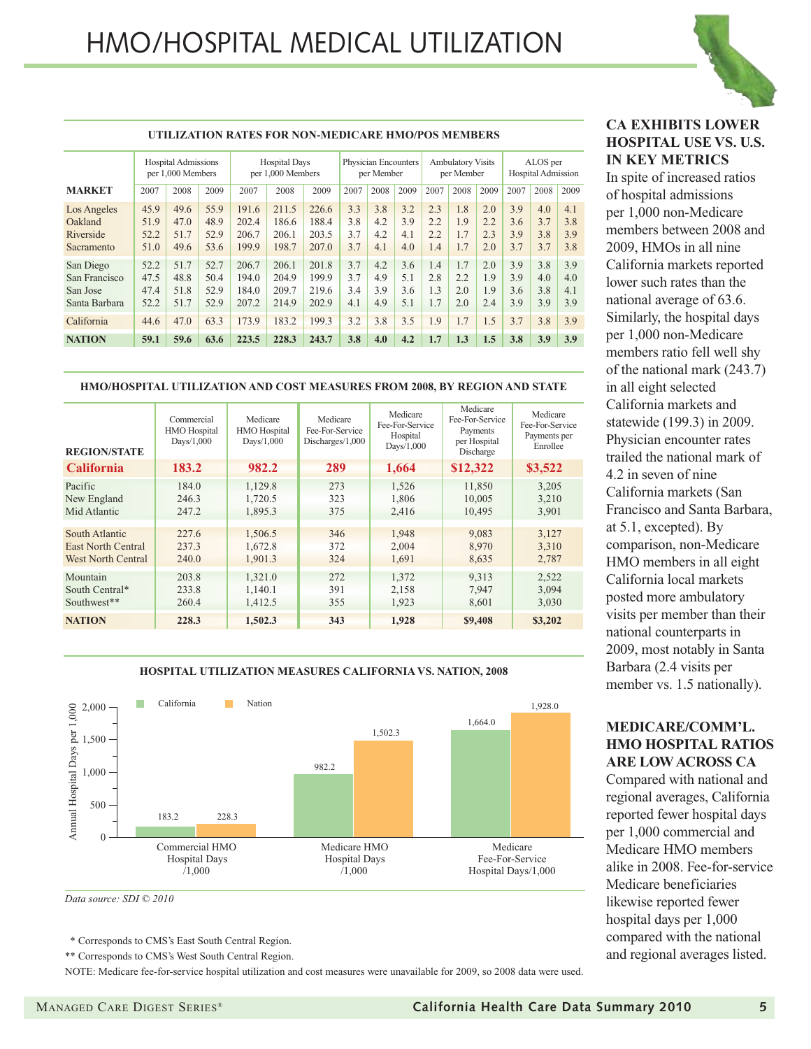# HMO/HOSPITAL MEDICAL UTILIZATION

**UTILIZATION RATES FOR NON-MEDICARE HMO/POS MEMBERS**

| MARKET | Hospital Admissions per 1,000 Members | | | Hospital Days per 1,000 Members | | | Physician Encounters per Member | | | Ambulatory Visits per Member | | | ALOS per Hospital Admission | | |
|---|---|---|---|---|---|---|---|---|---|---|---|---|---|---|---|
| | 2007 | 2008 | 2009 | 2007 | 2008 | 2009 | 2007 | 2008 | 2009 | 2007 | 2008 | 2009 | 2007 | 2008 | 2009 |
| Los Angeles | 45.9 | 49.6 | 55.9 | 191.6 | 211.5 | 226.6 | 3.3 | 3.8 | 3.2 | 2.3 | 1.8 | 2.0 | 3.9 | 4.0 | 4.1 |
| Oakland | 51.9 | 47.0 | 48.9 | 202.4 | 186.6 | 188.4 | 3.8 | 4.2 | 3.9 | 2.2 | 1.9 | 2.2 | 3.6 | 3.7 | 3.8 |
| Riverside | 52.2 | 51.7 | 52.9 | 206.7 | 206.1 | 203.5 | 3.7 | 4.2 | 4.1 | 2.2 | 1.7 | 2.3 | 3.9 | 3.8 | 3.9 |
| Sacramento | 51.0 | 49.6 | 53.6 | 199.9 | 198.7 | 207.0 | 3.7 | 4.1 | 4.0 | 1.4 | 1.7 | 2.0 | 3.7 | 3.7 | 3.8 |
| San Diego | 52.2 | 51.7 | 52.7 | 206.7 | 206.1 | 201.8 | 3.7 | 4.2 | 3.6 | 1.4 | 1.7 | 2.0 | 3.9 | 3.8 | 3.9 |
| San Francisco | 47.5 | 48.8 | 50.4 | 194.0 | 204.9 | 199.9 | 3.7 | 4.9 | 5.1 | 2.8 | 2.2 | 1.9 | 3.9 | 4.0 | 4.0 |
| San Jose | 47.4 | 51.8 | 52.9 | 184.0 | 209.7 | 219.6 | 3.4 | 3.9 | 3.6 | 1.3 | 2.0 | 1.9 | 3.6 | 3.8 | 4.1 |
| Santa Barbara | 52.2 | 51.7 | 52.9 | 207.2 | 214.9 | 202.9 | 4.1 | 4.9 | 5.1 | 1.7 | 2.0 | 2.4 | 3.9 | 3.9 | 3.9 |
| California | 44.6 | 47.0 | 63.3 | 173.9 | 183.2 | 199.3 | 3.2 | 3.8 | 3.5 | 1.9 | 1.7 | 1.5 | 3.7 | 3.8 | 3.9 |
| **NATION** | **59.1** | **59.6** | **63.6** | **223.5** | **228.3** | **243.7** | **3.8** | **4.0** | **4.2** | **1.7** | **1.3** | **1.5** | **3.8** | **3.9** | **3.9** |

**HMO/HOSPITAL UTILIZATION AND COST MEASURES FROM 2008, BY REGION AND STATE**

| REGION/STATE | Commercial HMO Hospital Days/1,000 | Medicare HMO Hospital Days/1,000 | Medicare Fee-For-Service Discharges/1,000 | Medicare Fee-For-Service Hospital Days/1,000 | Medicare Fee-For-Service Payments per Hospital Discharge | Medicare Fee-For-Service Payments per Enrollee |
|---|---|---|---|---|---|---|
| **California** | **183.2** | **982.2** | **289** | **1,664** | **$12,322** | **$3,522** |
| Pacific | 184.0 | 1,129.8 | 273 | 1,526 | 11,850 | 3,205 |
| New England | 246.3 | 1,720.5 | 323 | 1,806 | 10,005 | 3,210 |
| Mid Atlantic | 247.2 | 1,895.3 | 375 | 2,416 | 10,495 | 3,901 |
| South Atlantic | 227.6 | 1,506.5 | 346 | 1,948 | 9,083 | 3,127 |
| East North Central | 237.3 | 1,672.8 | 372 | 2,004 | 8,970 | 3,310 |
| West North Central | 240.0 | 1,901.3 | 324 | 1,691 | 8,635 | 2,787 |
| Mountain | 203.8 | 1,321.0 | 272 | 1,372 | 9,313 | 2,522 |
| South Central* | 233.8 | 1,140.1 | 391 | 2,158 | 7,947 | 3,094 |
| Southwest** | 260.4 | 1,412.5 | 355 | 1,923 | 8,601 | 3,030 |
| **NATION** | **228.3** | **1,502.3** | **343** | **1,928** | **$9,408** | **$3,202** |

**HOSPITAL UTILIZATION MEASURES CALIFORNIA VS. NATION, 2008**

| Annual Hospital Days per 1,000 | California | Nation |
|---|---|---|
| Commercial HMO Hospital Days /1,000 | 183.2 | 228.3 |
| Medicare HMO Hospital Days /1,000 | 982.2 | 1,502.3 |
| Medicare Fee-For-Service Hospital Days/1,000 | 1,664.0 | 1,928.0 |

*Data source: SDI © 2010*

\* Corresponds to CMS's East South Central Region.

\*\* Corresponds to CMS's West South Central Region.

NOTE: Medicare fee-for-service hospital utilization and cost measures were unavailable for 2009, so 2008 data were used.

## CA EXHIBITS LOWER HOSPITAL USE VS. U.S. IN KEY METRICS

In spite of increased ratios of hospital admissions per 1,000 non-Medicare members between 2008 and 2009, HMOs in all nine California markets reported lower such rates than the national average of 63.6. Similarly, the hospital days per 1,000 non-Medicare members ratio fell well shy of the national mark (243.7) in all eight selected California markets and statewide (199.3) in 2009. Physician encounter rates trailed the national mark of 4.2 in seven of nine California markets (San Francisco and Santa Barbara, at 5.1, excepted). By comparison, non-Medicare HMO members in all eight California local markets posted more ambulatory visits per member than their national counterparts in 2009, most notably in Santa Barbara (2.4 visits per member vs. 1.5 nationally).

## MEDICARE/COMM'L. HMO HOSPITAL RATIOS ARE LOW ACROSS CA

Compared with national and regional averages, California reported fewer hospital days per 1,000 commercial and Medicare HMO members alike in 2008. Fee-for-service Medicare beneficiaries likewise reported fewer hospital days per 1,000 compared with the national and regional averages listed.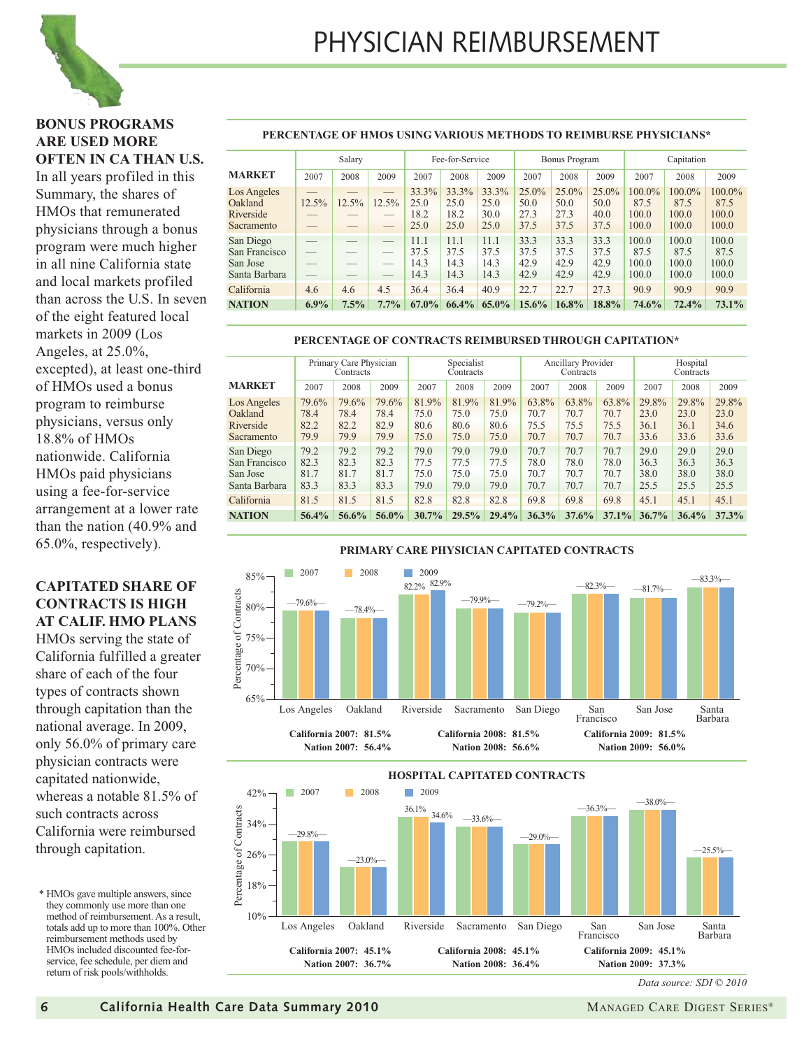# PHYSICIAN REIMBURSEMENT

## BONUS PROGRAMS ARE USED MORE OFTEN IN CA THAN U.S.

In all years profiled in this Summary, the shares of HMOs that remunerated physicians through a bonus program were much higher in all nine California state and local markets profiled than across the U.S. In seven of the eight featured local markets in 2009 (Los Angeles, at 25.0%, excepted), at least one-third of HMOs used a bonus program to reimburse physicians, versus only 18.8% of HMOs nationwide. California HMOs paid physicians using a fee-for-service arrangement at a lower rate than the nation (40.9% and 65.0%, respectively).

## CAPITATED SHARE OF CONTRACTS IS HIGH AT CALIF. HMO PLANS

HMOs serving the state of California fulfilled a greater share of each of the four types of contracts shown through capitation than the national average. In 2009, only 56.0% of primary care physician contracts were capitated nationwide, whereas a notable 81.5% of such contracts across California were reimbursed through capitation.

\* HMOs gave multiple answers, since they commonly use more than one method of reimbursement. As a result, totals add up to more than 100%. Other reimbursement methods used by HMOs included discounted fee-for-service, fee schedule, per diem and return of risk pools/withholds.

### PERCENTAGE OF HMOs USING VARIOUS METHODS TO REIMBURSE PHYSICIANS*

| | Salary | | | Fee-for-Service | | | Bonus Program | | | Capitation | | |
|---|---|---|---|---|---|---|---|---|---|---|---|---|
| **MARKET** | 2007 | 2008 | 2009 | 2007 | 2008 | 2009 | 2007 | 2008 | 2009 | 2007 | 2008 | 2009 |
| Los Angeles | — | — | — | 33.3% | 33.3% | 33.3% | 25.0% | 25.0% | 25.0% | 100.0% | 100.0% | 100.0% |
| Oakland | 12.5% | 12.5% | 12.5% | 25.0 | 25.0 | 25.0 | 50.0 | 50.0 | 50.0 | 87.5 | 87.5 | 87.5 |
| Riverside | — | — | — | 18.2 | 18.2 | 30.0 | 27.3 | 27.3 | 40.0 | 100.0 | 100.0 | 100.0 |
| Sacramento | — | — | — | 25.0 | 25.0 | 25.0 | 37.5 | 37.5 | 37.5 | 100.0 | 100.0 | 100.0 |
| San Diego | — | — | — | 11.1 | 11.1 | 11.1 | 33.3 | 33.3 | 33.3 | 100.0 | 100.0 | 100.0 |
| San Francisco | — | — | — | 37.5 | 37.5 | 37.5 | 37.5 | 37.5 | 37.5 | 87.5 | 87.5 | 87.5 |
| San Jose | — | — | — | 14.3 | 14.3 | 14.3 | 42.9 | 42.9 | 42.9 | 100.0 | 100.0 | 100.0 |
| Santa Barbara | — | — | — | 14.3 | 14.3 | 14.3 | 42.9 | 42.9 | 42.9 | 100.0 | 100.0 | 100.0 |
| California | 4.6 | 4.6 | 4.5 | 36.4 | 36.4 | 40.9 | 22.7 | 22.7 | 27.3 | 90.9 | 90.9 | 90.9 |
| **NATION** | **6.9%** | **7.5%** | **7.7%** | **67.0%** | **66.4%** | **65.0%** | **15.6%** | **16.8%** | **18.8%** | **74.6%** | **72.4%** | **73.1%** |

### PERCENTAGE OF CONTRACTS REIMBURSED THROUGH CAPITATION*

| | Primary Care Physician Contracts | | | Specialist Contracts | | | Ancillary Provider Contracts | | | Hospital Contracts | | |
|---|---|---|---|---|---|---|---|---|---|---|---|---|
| **MARKET** | 2007 | 2008 | 2009 | 2007 | 2008 | 2009 | 2007 | 2008 | 2009 | 2007 | 2008 | 2009 |
| Los Angeles | 79.6% | 79.6% | 79.6% | 81.9% | 81.9% | 81.9% | 63.8% | 63.8% | 63.8% | 29.8% | 29.8% | 29.8% |
| Oakland | 78.4 | 78.4 | 78.4 | 75.0 | 75.0 | 75.0 | 70.7 | 70.7 | 70.7 | 23.0 | 23.0 | 23.0 |
| Riverside | 82.2 | 82.2 | 82.9 | 80.6 | 80.6 | 80.6 | 75.5 | 75.5 | 75.5 | 36.1 | 36.1 | 34.6 |
| Sacramento | 79.9 | 79.9 | 79.9 | 75.0 | 75.0 | 75.0 | 70.7 | 70.7 | 70.7 | 33.6 | 33.6 | 33.6 |
| San Diego | 79.2 | 79.2 | 79.2 | 79.0 | 79.0 | 79.0 | 70.7 | 70.7 | 70.7 | 29.0 | 29.0 | 29.0 |
| San Francisco | 82.3 | 82.3 | 82.3 | 77.5 | 77.5 | 77.5 | 78.0 | 78.0 | 78.0 | 36.3 | 36.3 | 36.3 |
| San Jose | 81.7 | 81.7 | 81.7 | 75.0 | 75.0 | 75.0 | 70.7 | 70.7 | 70.7 | 38.0 | 38.0 | 38.0 |
| Santa Barbara | 83.3 | 83.3 | 83.3 | 79.0 | 79.0 | 79.0 | 70.7 | 70.7 | 70.7 | 25.5 | 25.5 | 25.5 |
| California | 81.5 | 81.5 | 81.5 | 82.8 | 82.8 | 82.8 | 69.8 | 69.8 | 69.8 | 45.1 | 45.1 | 45.1 |
| **NATION** | **56.4%** | **56.6%** | **56.0%** | **30.7%** | **29.5%** | **29.4%** | **36.3%** | **37.6%** | **37.1%** | **36.7%** | **36.4%** | **37.3%** |

### PRIMARY CARE PHYSICIAN CAPITATED CONTRACTS

| Market | 2007 | 2008 | 2009 |
|---|---|---|---|
| Los Angeles | 79.6% | 79.6% | 79.6% |
| Oakland | 78.4% | 78.4% | 78.4% |
| Riverside | 82.2% | 82.2% | 82.9% |
| Sacramento | 79.9% | 79.9% | 79.9% |
| San Diego | 79.2% | 79.2% | 79.2% |
| San Francisco | 82.3% | 82.3% | 82.3% |
| San Jose | 81.7% | 81.7% | 81.7% |
| Santa Barbara | 83.3% | 83.3% | 83.3% |

**California 2007: 81.5%** **Nation 2007: 56.4%**
**California 2008: 81.5%** **Nation 2008: 56.6%**
**California 2009: 81.5%** **Nation 2009: 56.0%**

### HOSPITAL CAPITATED CONTRACTS

| Market | 2007 | 2008 | 2009 |
|---|---|---|---|
| Los Angeles | 29.8% | 29.8% | 29.8% |
| Oakland | 23.0% | 23.0% | 23.0% |
| Riverside | 36.1% | 36.1% | 34.6% |
| Sacramento | 33.6% | 33.6% | 33.6% |
| San Diego | 29.0% | 29.0% | 29.0% |
| San Francisco | 36.3% | 36.3% | 36.3% |
| San Jose | 38.0% | 38.0% | 38.0% |
| Santa Barbara | 25.5% | 25.5% | 25.5% |

**California 2007: 45.1%** **Nation 2007: 36.7%**
**California 2008: 45.1%** **Nation 2008: 36.4%**
**California 2009: 45.1%** **Nation 2009: 37.3%**

*Data source: SDI © 2010*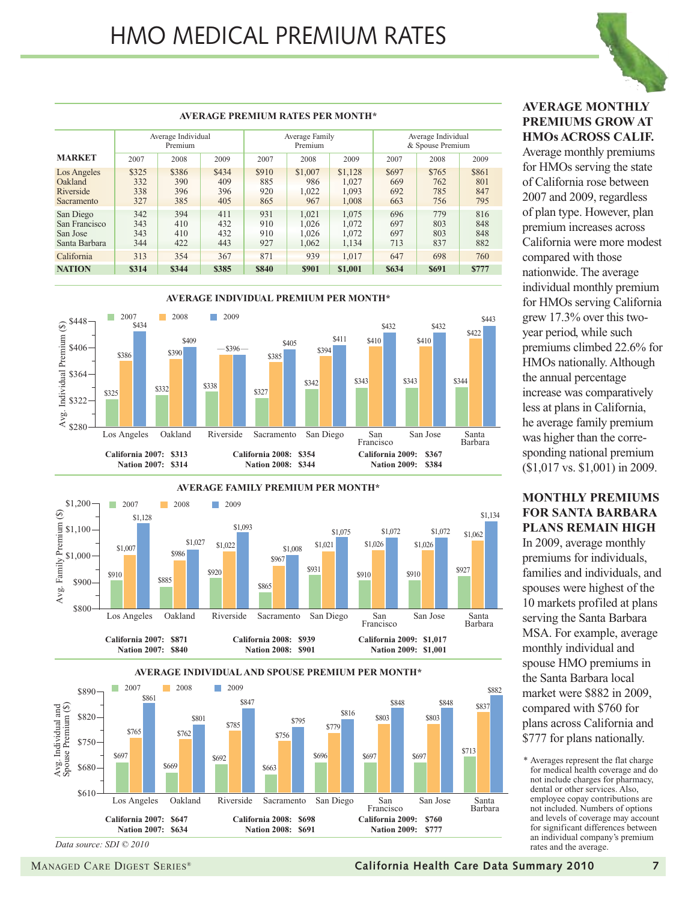# HMO MEDICAL PREMIUM RATES

**AVERAGE PREMIUM RATES PER MONTH***

| MARKET | Average Individual Premium | | | Average Family Premium | | | Average Individual & Spouse Premium | | |
|---|---|---|---|---|---|---|---|---|---|
| | 2007 | 2008 | 2009 | 2007 | 2008 | 2009 | 2007 | 2008 | 2009 |
| Los Angeles | $325 | $386 | $434 | $910 | $1,007 | $1,128 | $697 | $765 | $861 |
| Oakland | 332 | 390 | 409 | 885 | 986 | 1,027 | 669 | 762 | 801 |
| Riverside | 338 | 396 | 396 | 920 | 1,022 | 1,093 | 692 | 785 | 847 |
| Sacramento | 327 | 385 | 405 | 865 | 967 | 1,008 | 663 | 756 | 795 |
| San Diego | 342 | 394 | 411 | 931 | 1,021 | 1,075 | 696 | 779 | 816 |
| San Francisco | 343 | 410 | 432 | 910 | 1,026 | 1,072 | 697 | 803 | 848 |
| San Jose | 343 | 410 | 432 | 910 | 1,026 | 1,072 | 697 | 803 | 848 |
| Santa Barbara | 344 | 422 | 443 | 927 | 1,062 | 1,134 | 713 | 837 | 882 |
| California | 313 | 354 | 367 | 871 | 939 | 1,017 | 647 | 698 | 760 |
| **NATION** | **$314** | **$344** | **$385** | **$840** | **$901** | **$1,001** | **$634** | **$691** | **$777** |

**AVERAGE INDIVIDUAL PREMIUM PER MONTH***

| Market | 2007 | 2008 | 2009 |
|---|---|---|---|
| Los Angeles | $325 | $386 | $434 |
| Oakland | $332 | $390 | $409 |
| Riverside | $338 | $396 | $396 |
| Sacramento | $327 | $385 | $405 |
| San Diego | $342 | $394 | $411 |
| San Francisco | $343 | $410 | $432 |
| San Jose | $343 | $410 | $432 |
| Santa Barbara | $344 | $422 | $443 |

**California 2007: $313** / **Nation 2007: $314**; **California 2008: $354** / **Nation 2008: $344**; **California 2009: $367** / **Nation 2009: $384**

**AVERAGE FAMILY PREMIUM PER MONTH***

| Market | 2007 | 2008 | 2009 |
|---|---|---|---|
| Los Angeles | $910 | $1,007 | $1,128 |
| Oakland | $885 | $986 | $1,027 |
| Riverside | $920 | $1,022 | $1,093 |
| Sacramento | $865 | $967 | $1,008 |
| San Diego | $931 | $1,021 | $1,075 |
| San Francisco | $910 | $1,026 | $1,072 |
| San Jose | $910 | $1,026 | $1,072 |
| Santa Barbara | $927 | $1,062 | $1,134 |

**California 2007: $871** / **Nation 2007: $840**; **California 2008: $939** / **Nation 2008: $901**; **California 2009: $1,017** / **Nation 2009: $1,001**

**AVERAGE INDIVIDUAL AND SPOUSE PREMIUM PER MONTH***

| Market | 2007 | 2008 | 2009 |
|---|---|---|---|
| Los Angeles | $697 | $765 | $861 |
| Oakland | $669 | $762 | $801 |
| Riverside | $692 | $785 | $847 |
| Sacramento | $663 | $756 | $795 |
| San Diego | $696 | $779 | $816 |
| San Francisco | $697 | $803 | $848 |
| San Jose | $697 | $803 | $848 |
| Santa Barbara | $713 | $837 | $882 |

**California 2007: $647** / **Nation 2007: $634**; **California 2008: $698** / **Nation 2008: $691**; **California 2009: $760** / **Nation 2009: $777**

*Data source: SDI © 2010*

## AVERAGE MONTHLY PREMIUMS GROW AT HMOs ACROSS CALIF.

Average monthly premiums for HMOs serving the state of California rose between 2007 and 2009, regardless of plan type. However, plan premium increases across California were more modest compared with those nationwide. The average individual monthly premium for HMOs serving California grew 17.3% over this two-year period, while such premiums climbed 22.6% for HMOs nationally. Although the annual percentage increase was comparatively less at plans in California, he average family premium was higher than the corresponding national premium ($1,017 vs. $1,001) in 2009.

## MONTHLY PREMIUMS FOR SANTA BARBARA PLANS REMAIN HIGH

In 2009, average monthly premiums for individuals, families and individuals, and spouses were highest of the 10 markets profiled at plans serving the Santa Barbara MSA. For example, average monthly individual and spouse HMO premiums in the Santa Barbara local market were $882 in 2009, compared with $760 for plans across California and $777 for plans nationally.

\* Averages represent the flat charge for medical health coverage and do not include charges for pharmacy, dental or other services. Also, employee copay contributions are not included. Numbers of options and levels of coverage may account for significant differences between an individual company's premium rates and the average.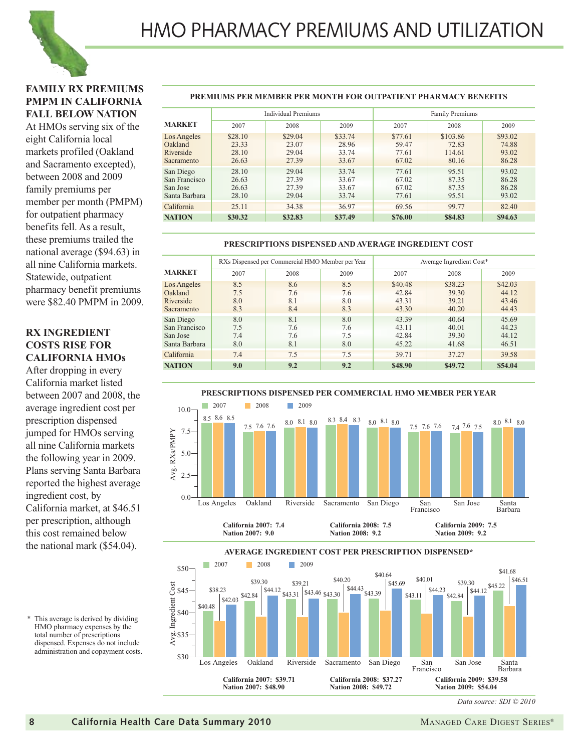# HMO PHARMACY PREMIUMS AND UTILIZATION

### FAMILY RX PREMIUMS PMPM IN CALIFORNIA FALL BELOW NATION

At HMOs serving six of the eight California local markets profiled (Oakland and Sacramento excepted), between 2008 and 2009 family premiums per member per month (PMPM) for outpatient pharmacy benefits fell. As a result, these premiums trailed the national average ($94.63) in all nine California markets. Statewide, outpatient pharmacy benefit premiums were $82.40 PMPM in 2009.

### RX INGREDIENT COSTS RISE FOR CALIFORNIA HMOs

After dropping in every California market listed between 2007 and 2008, the average ingredient cost per prescription dispensed jumped for HMOs serving all nine California markets the following year in 2009. Plans serving Santa Barbara reported the highest average ingredient cost, by California market, at $46.51 per prescription, although this cost remained below the national mark ($54.04).

\* This average is derived by dividing HMO pharmacy expenses by the total number of prescriptions dispensed. Expenses do not include administration and copayment costs.

**PREMIUMS PER MEMBER PER MONTH FOR OUTPATIENT PHARMACY BENEFITS**

| | Individual Premiums | | | Family Premiums | | |
|---|---|---|---|---|---|---|
| **MARKET** | 2007 | 2008 | 2009 | 2007 | 2008 | 2009 |
| Los Angeles | $28.10 | $29.04 | $33.74 | $77.61 | $103.86 | $93.02 |
| Oakland | 23.33 | 23.07 | 28.96 | 59.47 | 72.83 | 74.88 |
| Riverside | 28.10 | 29.04 | 33.74 | 77.61 | 114.61 | 93.02 |
| Sacramento | 26.63 | 27.39 | 33.67 | 67.02 | 80.16 | 86.28 |
| San Diego | 28.10 | 29.04 | 33.74 | 77.61 | 95.51 | 93.02 |
| San Francisco | 26.63 | 27.39 | 33.67 | 67.02 | 87.35 | 86.28 |
| San Jose | 26.63 | 27.39 | 33.67 | 67.02 | 87.35 | 86.28 |
| Santa Barbara | 28.10 | 29.04 | 33.74 | 77.61 | 95.51 | 93.02 |
| California | 25.11 | 34.38 | 36.97 | 69.56 | 99.77 | 82.40 |
| **NATION** | **$30.32** | **$32.83** | **$37.49** | **$76.00** | **$84.83** | **$94.63** |

**PRESCRIPTIONS DISPENSED AND AVERAGE INGREDIENT COST**

| | RXs Dispensed per Commercial HMO Member per Year | | | Average Ingredient Cost* | | |
|---|---|---|---|---|---|---|
| **MARKET** | 2007 | 2008 | 2009 | 2007 | 2008 | 2009 |
| Los Angeles | 8.5 | 8.6 | 8.5 | $40.48 | $38.23 | $42.03 |
| Oakland | 7.5 | 7.6 | 7.6 | 42.84 | 39.30 | 44.12 |
| Riverside | 8.0 | 8.1 | 8.0 | 43.31 | 39.21 | 43.46 |
| Sacramento | 8.3 | 8.4 | 8.3 | 43.30 | 40.20 | 44.43 |
| San Diego | 8.0 | 8.1 | 8.0 | 43.39 | 40.64 | 45.69 |
| San Francisco | 7.5 | 7.6 | 7.6 | 43.11 | 40.01 | 44.23 |
| San Jose | 7.4 | 7.6 | 7.5 | 42.84 | 39.30 | 44.12 |
| Santa Barbara | 8.0 | 8.1 | 8.0 | 45.22 | 41.68 | 46.51 |
| California | 7.4 | 7.5 | 7.5 | 39.71 | 37.27 | 39.58 |
| **NATION** | **9.0** | **9.2** | **9.2** | **$48.90** | **$49.72** | **$54.04** |

**PRESCRIPTIONS DISPENSED PER COMMERCIAL HMO MEMBER PER YEAR**

| Market | 2007 | 2008 | 2009 |
|---|---|---|---|
| Los Angeles | 8.5 | 8.6 | 8.5 |
| Oakland | 7.5 | 7.6 | 7.6 |
| Riverside | 8.0 | 8.1 | 8.0 |
| Sacramento | 8.3 | 8.4 | 8.3 |
| San Diego | 8.0 | 8.1 | 8.0 |
| San Francisco | 7.5 | 7.6 | 7.6 |
| San Jose | 7.4 | 7.6 | 7.5 |
| Santa Barbara | 8.0 | 8.1 | 8.0 |

**California 2007: 7.4**
**Nation 2007: 9.0**

**California 2008: 7.5**
**Nation 2008: 9.2**

**California 2009: 7.5**
**Nation 2009: 9.2**

**AVERAGE INGREDIENT COST PER PRESCRIPTION DISPENSED***

| Market | 2007 | 2008 | 2009 |
|---|---|---|---|
| Los Angeles | $40.48 | $38.23 | $42.03 |
| Oakland | $42.84 | $39.30 | $44.12 |
| Riverside | $43.31 | $39.21 | $43.46 |
| Sacramento | $43.30 | $40.20 | $44.43 |
| San Diego | $43.39 | $40.64 | $45.69 |
| San Francisco | $43.11 | $40.01 | $44.23 |
| San Jose | $42.84 | $39.30 | $44.12 |
| Santa Barbara | $45.22 | $41.68 | $46.51 |

**California 2007: $39.71**
**Nation 2007: $48.90**

**California 2008: $37.27**
**Nation 2008: $49.72**

**California 2009: $39.58**
**Nation 2009: $54.04**

*Data source: SDI © 2010*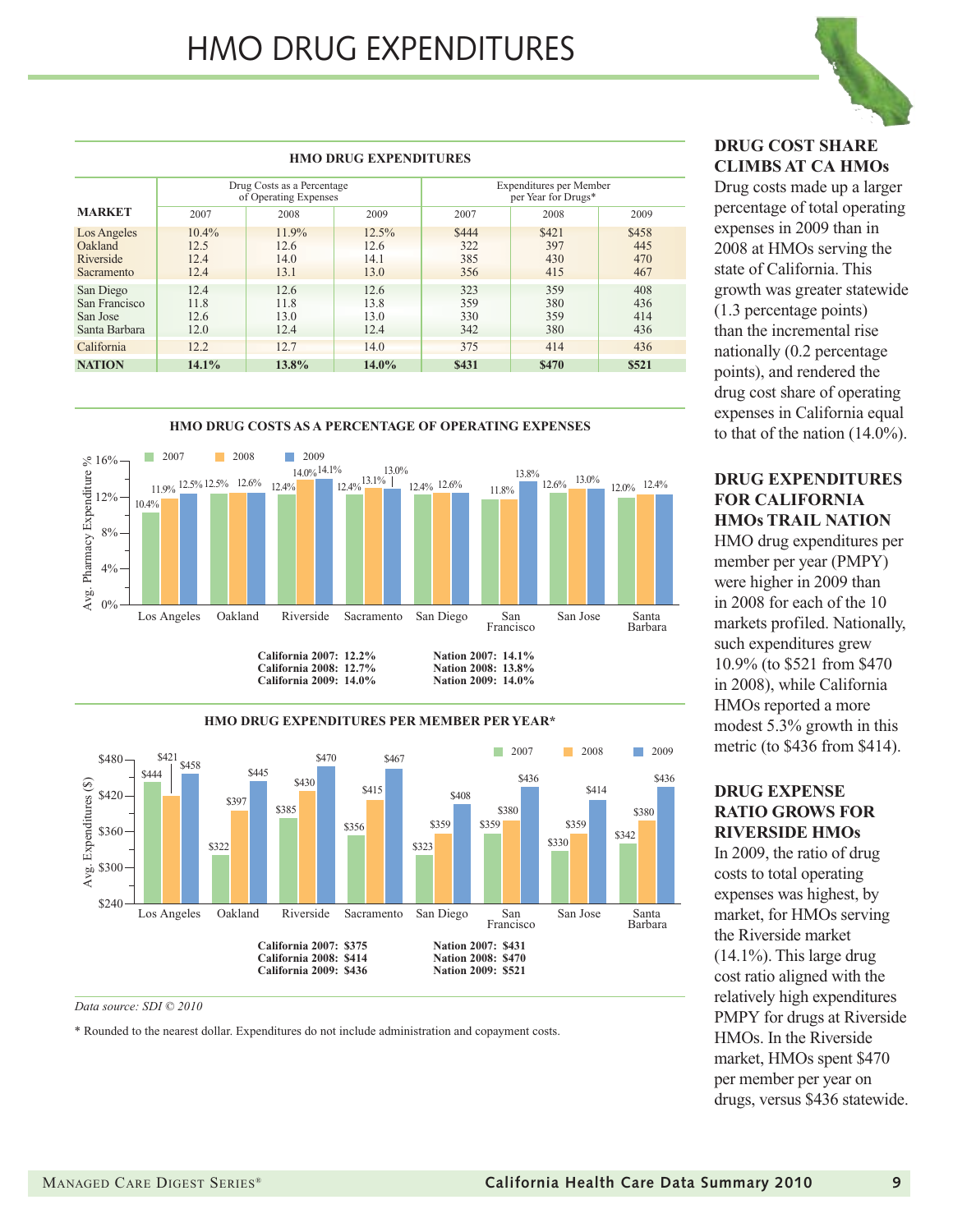# HMO DRUG EXPENDITURES

**HMO DRUG EXPENDITURES**

| MARKET | Drug Costs as a Percentage of Operating Expenses | | | Expenditures per Member per Year for Drugs* | | |
|---|---|---|---|---|---|---|
| | 2007 | 2008 | 2009 | 2007 | 2008 | 2009 |
| Los Angeles | 10.4% | 11.9% | 12.5% | $444 | $421 | $458 |
| Oakland | 12.5 | 12.6 | 12.6 | 322 | 397 | 445 |
| Riverside | 12.4 | 14.0 | 14.1 | 385 | 430 | 470 |
| Sacramento | 12.4 | 13.1 | 13.0 | 356 | 415 | 467 |
| San Diego | 12.4 | 12.6 | 12.6 | 323 | 359 | 408 |
| San Francisco | 11.8 | 11.8 | 13.8 | 359 | 380 | 436 |
| San Jose | 12.6 | 13.0 | 13.0 | 330 | 359 | 414 |
| Santa Barbara | 12.0 | 12.4 | 12.4 | 342 | 380 | 436 |
| California | 12.2 | 12.7 | 14.0 | 375 | 414 | 436 |
| **NATION** | **14.1%** | **13.8%** | **14.0%** | **$431** | **$470** | **$521** |

**HMO DRUG COSTS AS A PERCENTAGE OF OPERATING EXPENSES**

| Market | 2007 | 2008 | 2009 |
|---|---|---|---|
| Los Angeles | 10.4% | 11.9% | 12.5% |
| Oakland | 12.5% | 12.6% | 12.6% |
| Riverside | 12.4% | 14.0% | 14.1% |
| Sacramento | 12.4% | 13.1% | 13.0% |
| San Diego | 12.4% | 12.6% | 12.6% |
| San Francisco | 11.8% | 11.8% | 13.8% |
| San Jose | 12.6% | 13.0% | 13.0% |
| Santa Barbara | 12.0% | 12.4% | 12.4% |

**California 2007: 12.2%**
**California 2008: 12.7%**
**California 2009: 14.0%**

**Nation 2007: 14.1%**
**Nation 2008: 13.8%**
**Nation 2009: 14.0%**

**HMO DRUG EXPENDITURES PER MEMBER PER YEAR***

| Market | 2007 | 2008 | 2009 |
|---|---|---|---|
| Los Angeles | $444 | $421 | $458 |
| Oakland | $322 | $397 | $445 |
| Riverside | $385 | $430 | $470 |
| Sacramento | $356 | $415 | $467 |
| San Diego | $323 | $359 | $408 |
| San Francisco | $359 | $380 | $436 |
| San Jose | $330 | $359 | $414 |
| Santa Barbara | $342 | $380 | $436 |

**California 2007: $375**
**California 2008: $414**
**California 2009: $436**

**Nation 2007: $431**
**Nation 2008: $470**
**Nation 2009: $521**

*Data source: SDI © 2010*

\* Rounded to the nearest dollar. Expenditures do not include administration and copayment costs.

### DRUG COST SHARE CLIMBS AT CA HMOs

Drug costs made up a larger percentage of total operating expenses in 2009 than in 2008 at HMOs serving the state of California. This growth was greater statewide (1.3 percentage points) than the incremental rise nationally (0.2 percentage points), and rendered the drug cost share of operating expenses in California equal to that of the nation (14.0%).

### DRUG EXPENDITURES FOR CALIFORNIA HMOs TRAIL NATION

HMO drug expenditures per member per year (PMPY) were higher in 2009 than in 2008 for each of the 10 markets profiled. Nationally, such expenditures grew 10.9% (to $521 from $470 in 2008), while California HMOs reported a more modest 5.3% growth in this metric (to $436 from $414).

### DRUG EXPENSE RATIO GROWS FOR RIVERSIDE HMOs

In 2009, the ratio of drug costs to total operating expenses was highest, by market, for HMOs serving the Riverside market (14.1%). This large drug cost ratio aligned with the relatively high expenditures PMPY for drugs at Riverside HMOs. In the Riverside market, HMOs spent $470 per member per year on drugs, versus $436 statewide.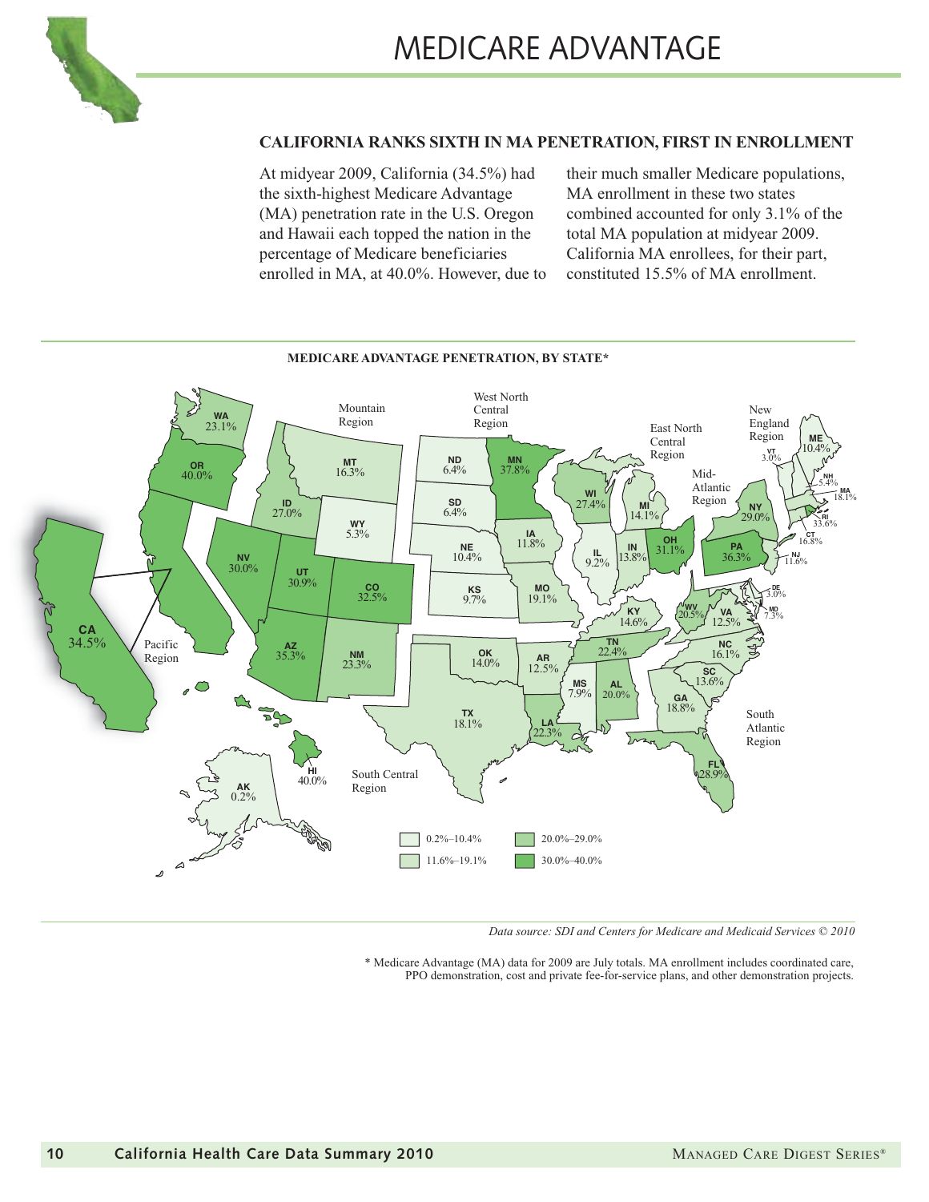# MEDICARE ADVANTAGE

## CALIFORNIA RANKS SIXTH IN MA PENETRATION, FIRST IN ENROLLMENT

At midyear 2009, California (34.5%) had the sixth-highest Medicare Advantage (MA) penetration rate in the U.S. Oregon and Hawaii each topped the nation in the percentage of Medicare beneficiaries enrolled in MA, at 40.0%. However, due to their much smaller Medicare populations, MA enrollment in these two states combined accounted for only 3.1% of the total MA population at midyear 2009. California MA enrollees, for their part, constituted 15.5% of MA enrollment.

**MEDICARE ADVANTAGE PENETRATION, BY STATE***

| Region | State | MA Penetration |
|---|---|---|
| Pacific Region | WA | 23.1% |
| Pacific Region | OR | 40.0% |
| Pacific Region | CA | 34.5% |
| Pacific Region | AK | 0.2% |
| Pacific Region | HI | 40.0% |
| Mountain Region | MT | 16.3% |
| Mountain Region | ID | 27.0% |
| Mountain Region | WY | 5.3% |
| Mountain Region | NV | 30.0% |
| Mountain Region | UT | 30.9% |
| Mountain Region | CO | 32.5% |
| Mountain Region | AZ | 35.3% |
| Mountain Region | NM | 23.3% |
| West North Central Region | ND | 6.4% |
| West North Central Region | SD | 6.4% |
| West North Central Region | MN | 37.8% |
| West North Central Region | NE | 10.4% |
| West North Central Region | IA | 11.8% |
| West North Central Region | KS | 9.7% |
| West North Central Region | MO | 19.1% |
| South Central Region | OK | 14.0% |
| South Central Region | TX | 18.1% |
| South Central Region | AR | 12.5% |
| South Central Region | LA | 22.3% |
| South Central Region | MS | 7.9% |
| South Central Region | AL | 20.0% |
| South Central Region | TN | 22.4% |
| South Central Region | KY | 14.6% |
| East North Central Region | WI | 27.4% |
| East North Central Region | MI | 14.1% |
| East North Central Region | IL | 9.2% |
| East North Central Region | IN | 13.8% |
| East North Central Region | OH | 31.1% |
| Mid-Atlantic Region | NY | 29.0% |
| Mid-Atlantic Region | PA | 36.3% |
| Mid-Atlantic Region | NJ | 11.6% |
| New England Region | ME | 10.4% |
| New England Region | VT | 3.0% |
| New England Region | NH | 5.4% |
| New England Region | MA | 18.1% |
| New England Region | RI | 33.6% |
| New England Region | CT | 16.8% |
| South Atlantic Region | DE | 3.0% |
| South Atlantic Region | MD | 7.3% |
| South Atlantic Region | WV | 20.5% |
| South Atlantic Region | VA | 12.5% |
| South Atlantic Region | NC | 16.1% |
| South Atlantic Region | SC | 13.6% |
| South Atlantic Region | GA | 18.8% |
| South Atlantic Region | FL | 28.9% |

Legend: 0.2%–10.4%; 11.6%–19.1%; 20.0%–29.0%; 30.0%–40.0%

*Data source: SDI and Centers for Medicare and Medicaid Services © 2010*

* Medicare Advantage (MA) data for 2009 are July totals. MA enrollment includes coordinated care, PPO demonstration, cost and private fee-for-service plans, and other demonstration projects.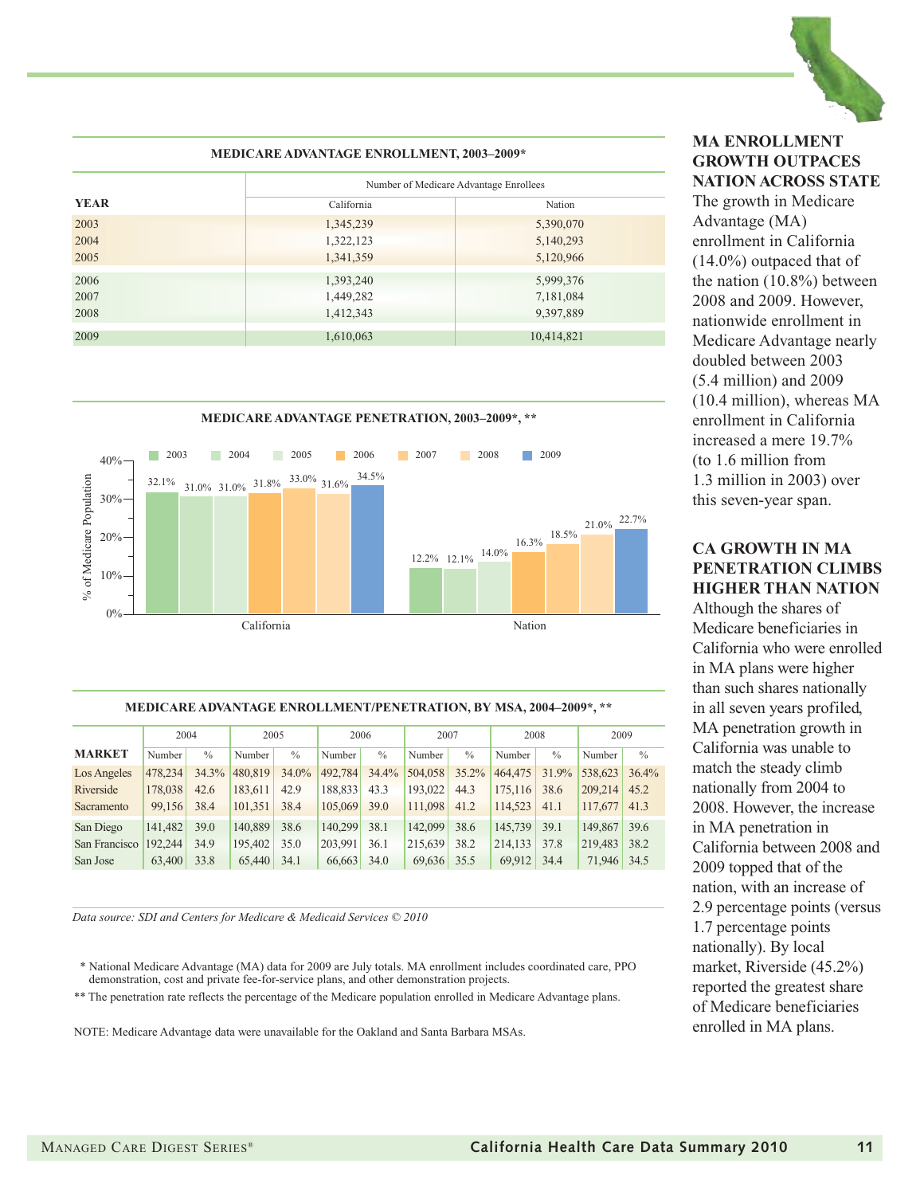## MEDICARE ADVANTAGE ENROLLMENT, 2003–2009*

| YEAR | Number of Medicare Advantage Enrollees | |
|---|---|---|
| | California | Nation |
| 2003 | 1,345,239 | 5,390,070 |
| 2004 | 1,322,123 | 5,140,293 |
| 2005 | 1,341,359 | 5,120,966 |
| 2006 | 1,393,240 | 5,999,376 |
| 2007 | 1,449,282 | 7,181,084 |
| 2008 | 1,412,343 | 9,397,889 |
| 2009 | 1,610,063 | 10,414,821 |

## MEDICARE ADVANTAGE PENETRATION, 2003–2009*, **

| % of Medicare Population | 2003 | 2004 | 2005 | 2006 | 2007 | 2008 | 2009 |
|---|---|---|---|---|---|---|---|
| California | 32.1% | 31.0% | 31.0% | 31.8% | 33.0% | 31.6% | 34.5% |
| Nation | 12.2% | 12.1% | 14.0% | 16.3% | 18.5% | 21.0% | 22.7% |

## MEDICARE ADVANTAGE ENROLLMENT/PENETRATION, BY MSA, 2004–2009*, **

| MARKET | 2004 | | 2005 | | 2006 | | 2007 | | 2008 | | 2009 | |
|---|---|---|---|---|---|---|---|---|---|---|---|---|
| | Number | % | Number | % | Number | % | Number | % | Number | % | Number | % |
| Los Angeles | 478,234 | 34.3% | 480,819 | 34.0% | 492,784 | 34.4% | 504,058 | 35.2% | 464,475 | 31.9% | 538,623 | 36.4% |
| Riverside | 178,038 | 42.6 | 183,611 | 42.9 | 188,833 | 43.3 | 193,022 | 44.3 | 175,116 | 38.6 | 209,214 | 45.2 |
| Sacramento | 99,156 | 38.4 | 101,351 | 38.4 | 105,069 | 39.0 | 111,098 | 41.2 | 114,523 | 41.1 | 117,677 | 41.3 |
| San Diego | 141,482 | 39.0 | 140,889 | 38.6 | 140,299 | 38.1 | 142,099 | 38.6 | 145,739 | 39.1 | 149,867 | 39.6 |
| San Francisco | 192,244 | 34.9 | 195,402 | 35.0 | 203,991 | 36.1 | 215,639 | 38.2 | 214,133 | 37.8 | 219,483 | 38.2 |
| San Jose | 63,400 | 33.8 | 65,440 | 34.1 | 66,663 | 34.0 | 69,636 | 35.5 | 69,912 | 34.4 | 71,946 | 34.5 |

*Data source: SDI and Centers for Medicare & Medicaid Services © 2010*

\* National Medicare Advantage (MA) data for 2009 are July totals. MA enrollment includes coordinated care, PPO demonstration, cost and private fee-for-service plans, and other demonstration projects.

** The penetration rate reflects the percentage of the Medicare population enrolled in Medicare Advantage plans.

NOTE: Medicare Advantage data were unavailable for the Oakland and Santa Barbara MSAs.

### MA ENROLLMENT GROWTH OUTPACES NATION ACROSS STATE

The growth in Medicare Advantage (MA) enrollment in California (14.0%) outpaced that of the nation (10.8%) between 2008 and 2009. However, nationwide enrollment in Medicare Advantage nearly doubled between 2003 (5.4 million) and 2009 (10.4 million), whereas MA enrollment in California increased a mere 19.7% (to 1.6 million from 1.3 million in 2003) over this seven-year span.

### CA GROWTH IN MA PENETRATION CLIMBS HIGHER THAN NATION

Although the shares of Medicare beneficiaries in California who were enrolled in MA plans were higher than such shares nationally in all seven years profiled, MA penetration growth in California was unable to match the steady climb nationally from 2004 to 2008. However, the increase in MA penetration in California between 2008 and 2009 topped that of the nation, with an increase of 2.9 percentage points (versus 1.7 percentage points nationally). By local market, Riverside (45.2%) reported the greatest share of Medicare beneficiaries enrolled in MA plans.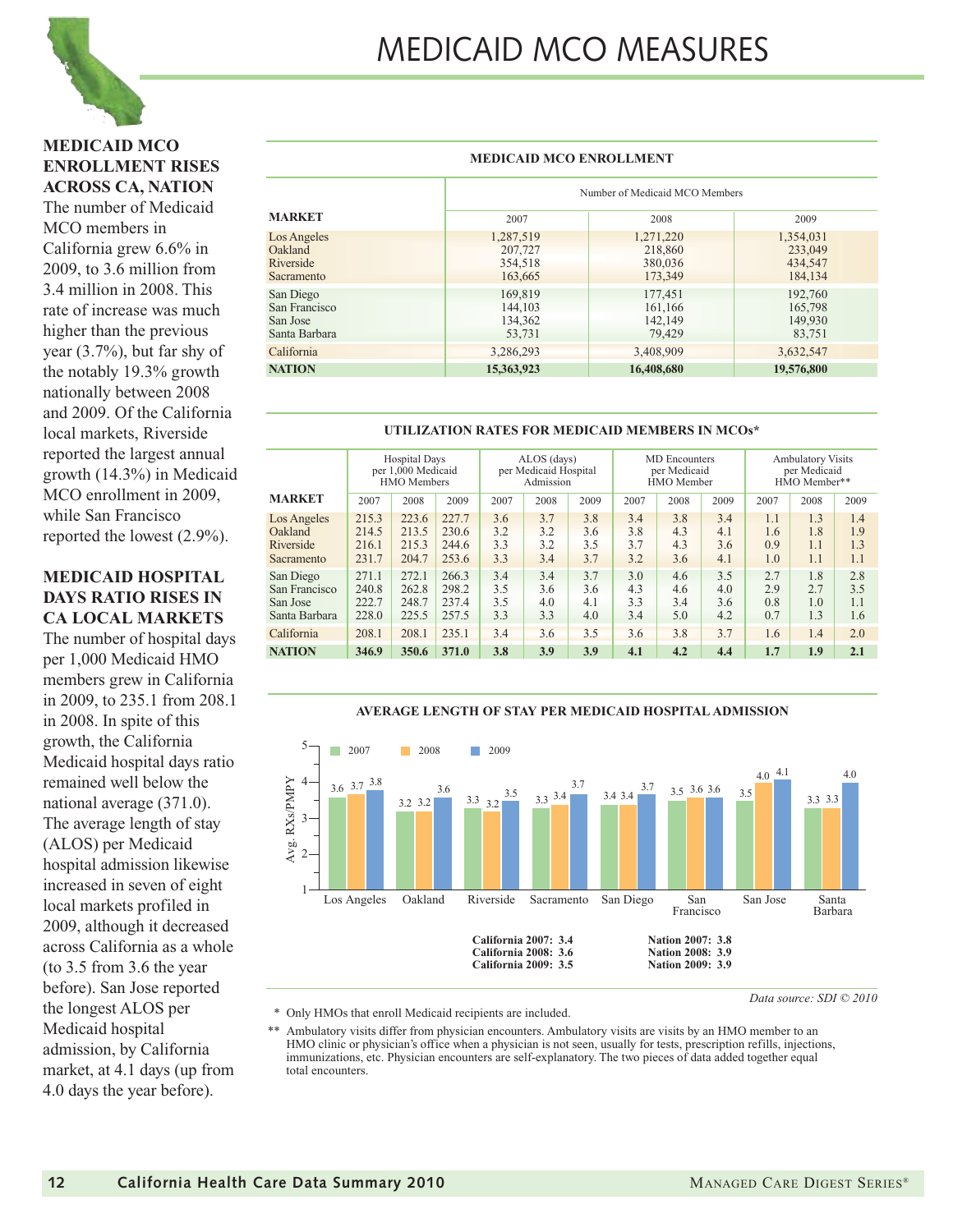# MEDICAID MCO MEASURES

### MEDICAID MCO ENROLLMENT RISES ACROSS CA, NATION

The number of Medicaid MCO members in California grew 6.6% in 2009, to 3.6 million from 3.4 million in 2008. This rate of increase was much higher than the previous year (3.7%), but far shy of the notably 19.3% growth nationally between 2008 and 2009. Of the California local markets, Riverside reported the largest annual growth (14.3%) in Medicaid MCO enrollment in 2009, while San Francisco reported the lowest (2.9%).

### MEDICAID HOSPITAL DAYS RATIO RISES IN CA LOCAL MARKETS

The number of hospital days per 1,000 Medicaid HMO members grew in California in 2009, to 235.1 from 208.1 in 2008. In spite of this growth, the California Medicaid hospital days ratio remained well below the national average (371.0). The average length of stay (ALOS) per Medicaid hospital admission likewise increased in seven of eight local markets profiled in 2009, although it decreased across California as a whole (to 3.5 from 3.6 the year before). San Jose reported the longest ALOS per Medicaid hospital admission, by California market, at 4.1 days (up from 4.0 days the year before).

**MEDICAID MCO ENROLLMENT**

| MARKET | Number of Medicaid MCO Members | | |
|---|---|---|---|
| | 2007 | 2008 | 2009 |
| Los Angeles | 1,287,519 | 1,271,220 | 1,354,031 |
| Oakland | 207,727 | 218,860 | 233,049 |
| Riverside | 354,518 | 380,036 | 434,547 |
| Sacramento | 163,665 | 173,349 | 184,134 |
| San Diego | 169,819 | 177,451 | 192,760 |
| San Francisco | 144,103 | 161,166 | 165,798 |
| San Jose | 134,362 | 142,149 | 149,930 |
| Santa Barbara | 53,731 | 79,429 | 83,751 |
| California | 3,286,293 | 3,408,909 | 3,632,547 |
| **NATION** | **15,363,923** | **16,408,680** | **19,576,800** |

**UTILIZATION RATES FOR MEDICAID MEMBERS IN MCOs***

| MARKET | Hospital Days per 1,000 Medicaid HMO Members | | | ALOS (days) per Medicaid Hospital Admission | | | MD Encounters per Medicaid HMO Member | | | Ambulatory Visits per Medicaid HMO Member** | | |
|---|---|---|---|---|---|---|---|---|---|---|---|---|
| | 2007 | 2008 | 2009 | 2007 | 2008 | 2009 | 2007 | 2008 | 2009 | 2007 | 2008 | 2009 |
| Los Angeles | 215.3 | 223.6 | 227.7 | 3.6 | 3.7 | 3.8 | 3.4 | 3.8 | 3.4 | 1.1 | 1.3 | 1.4 |
| Oakland | 214.5 | 213.5 | 230.6 | 3.2 | 3.2 | 3.6 | 3.8 | 4.3 | 4.1 | 1.6 | 1.8 | 1.9 |
| Riverside | 216.1 | 215.3 | 244.6 | 3.3 | 3.2 | 3.5 | 3.7 | 4.3 | 3.6 | 0.9 | 1.1 | 1.3 |
| Sacramento | 231.7 | 204.7 | 253.6 | 3.3 | 3.4 | 3.7 | 3.2 | 3.6 | 4.1 | 1.0 | 1.1 | 1.1 |
| San Diego | 271.1 | 272.1 | 266.3 | 3.4 | 3.4 | 3.7 | 3.0 | 4.6 | 3.5 | 2.7 | 1.8 | 2.8 |
| San Francisco | 240.8 | 262.8 | 298.2 | 3.5 | 3.6 | 3.6 | 4.3 | 4.6 | 4.0 | 2.9 | 2.7 | 3.5 |
| San Jose | 222.7 | 248.7 | 237.4 | 3.5 | 4.0 | 4.1 | 3.3 | 3.4 | 3.6 | 0.8 | 1.0 | 1.1 |
| Santa Barbara | 228.0 | 225.5 | 257.5 | 3.3 | 3.3 | 4.0 | 3.4 | 5.0 | 4.2 | 0.7 | 1.3 | 1.6 |
| California | 208.1 | 208.1 | 235.1 | 3.4 | 3.6 | 3.5 | 3.6 | 3.8 | 3.7 | 1.6 | 1.4 | 2.0 |
| **NATION** | **346.9** | **350.6** | **371.0** | **3.8** | **3.9** | **3.9** | **4.1** | **4.2** | **4.4** | **1.7** | **1.9** | **2.1** |

**AVERAGE LENGTH OF STAY PER MEDICAID HOSPITAL ADMISSION**

| Market | 2007 | 2008 | 2009 |
|---|---|---|---|
| Los Angeles | 3.6 | 3.7 | 3.8 |
| Oakland | 3.2 | 3.2 | 3.6 |
| Riverside | 3.3 | 3.2 | 3.5 |
| Sacramento | 3.3 | 3.4 | 3.7 |
| San Diego | 3.4 | 3.4 | 3.7 |
| San Francisco | 3.5 | 3.6 | 3.6 |
| San Jose | 3.5 | 4.0 | 4.1 |
| Santa Barbara | 3.3 | 3.3 | 4.0 |

**California 2007: 3.4**
**California 2008: 3.6**
**California 2009: 3.5**

**Nation 2007: 3.8**
**Nation 2008: 3.9**
**Nation 2009: 3.9**

*Data source: SDI © 2010*

\* Only HMOs that enroll Medicaid recipients are included.

\*\* Ambulatory visits differ from physician encounters. Ambulatory visits are visits by an HMO member to an HMO clinic or physician's office when a physician is not seen, usually for tests, prescription refills, injections, immunizations, etc. Physician encounters are self-explanatory. The two pieces of data added together equal total encounters.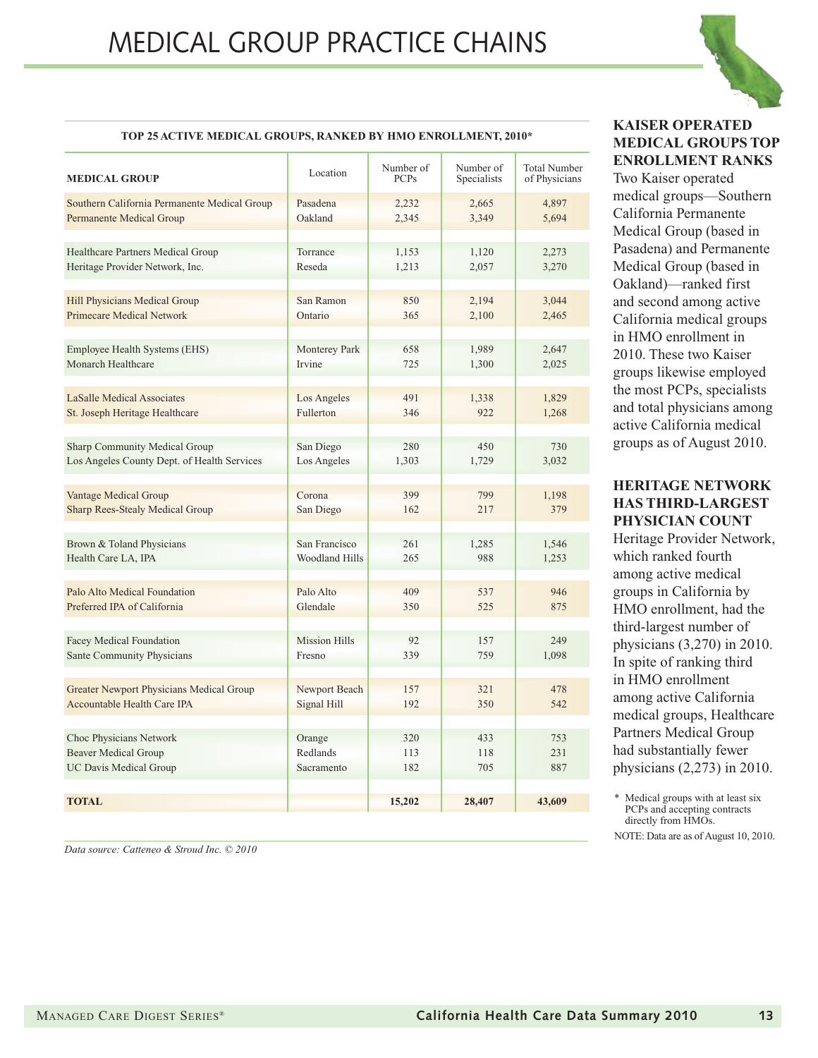# MEDICAL GROUP PRACTICE CHAINS

**TOP 25 ACTIVE MEDICAL GROUPS, RANKED BY HMO ENROLLMENT, 2010***

| MEDICAL GROUP | Location | Number of PCPs | Number of Specialists | Total Number of Physicians |
|---|---|---|---|---|
| Southern California Permanente Medical Group | Pasadena | 2,232 | 2,665 | 4,897 |
| Permanente Medical Group | Oakland | 2,345 | 3,349 | 5,694 |
| Healthcare Partners Medical Group | Torrance | 1,153 | 1,120 | 2,273 |
| Heritage Provider Network, Inc. | Reseda | 1,213 | 2,057 | 3,270 |
| Hill Physicians Medical Group | San Ramon | 850 | 2,194 | 3,044 |
| Primecare Medical Network | Ontario | 365 | 2,100 | 2,465 |
| Employee Health Systems (EHS) | Monterey Park | 658 | 1,989 | 2,647 |
| Monarch Healthcare | Irvine | 725 | 1,300 | 2,025 |
| LaSalle Medical Associates | Los Angeles | 491 | 1,338 | 1,829 |
| St. Joseph Heritage Healthcare | Fullerton | 346 | 922 | 1,268 |
| Sharp Community Medical Group | San Diego | 280 | 450 | 730 |
| Los Angeles County Dept. of Health Services | Los Angeles | 1,303 | 1,729 | 3,032 |
| Vantage Medical Group | Corona | 399 | 799 | 1,198 |
| Sharp Rees-Stealy Medical Group | San Diego | 162 | 217 | 379 |
| Brown & Toland Physicians | San Francisco | 261 | 1,285 | 1,546 |
| Health Care LA, IPA | Woodland Hills | 265 | 988 | 1,253 |
| Palo Alto Medical Foundation | Palo Alto | 409 | 537 | 946 |
| Preferred IPA of California | Glendale | 350 | 525 | 875 |
| Facey Medical Foundation | Mission Hills | 92 | 157 | 249 |
| Sante Community Physicians | Fresno | 339 | 759 | 1,098 |
| Greater Newport Physicians Medical Group | Newport Beach | 157 | 321 | 478 |
| Accountable Health Care IPA | Signal Hill | 192 | 350 | 542 |
| Choc Physicians Network | Orange | 320 | 433 | 753 |
| Beaver Medical Group | Redlands | 113 | 118 | 231 |
| UC Davis Medical Group | Sacramento | 182 | 705 | 887 |
| **TOTAL** | | **15,202** | **28,407** | **43,609** |

*Data source: Catteneo & Stroud Inc. © 2010*

## KAISER OPERATED MEDICAL GROUPS TOP ENROLLMENT RANKS

Two Kaiser operated medical groups—Southern California Permanente Medical Group (based in Pasadena) and Permanente Medical Group (based in Oakland)—ranked first and second among active California medical groups in HMO enrollment in 2010. These two Kaiser groups likewise employed the most PCPs, specialists and total physicians among active California medical groups as of August 2010.

## HERITAGE NETWORK HAS THIRD-LARGEST PHYSICIAN COUNT

Heritage Provider Network, which ranked fourth among active medical groups in California by HMO enrollment, had the third-largest number of physicians (3,270) in 2010. In spite of ranking third in HMO enrollment among active California medical groups, Healthcare Partners Medical Group had substantially fewer physicians (2,273) in 2010.

\* Medical groups with at least six PCPs and accepting contracts directly from HMOs.

NOTE: Data are as of August 10, 2010.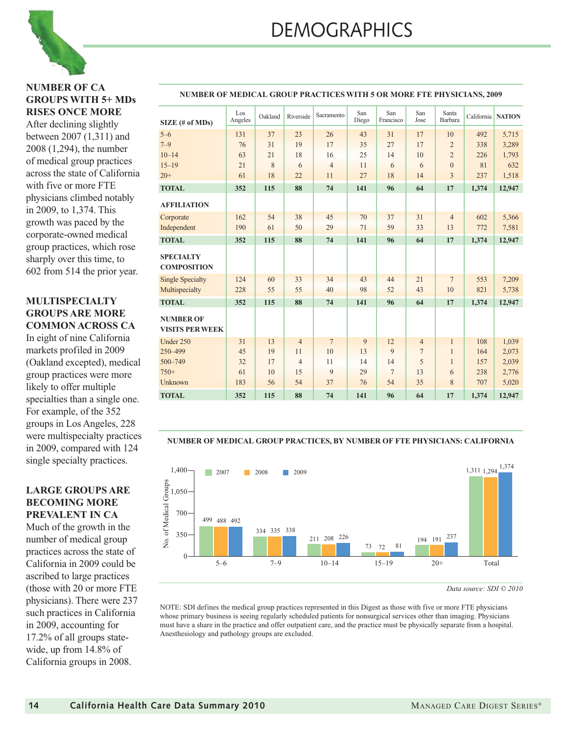# DEMOGRAPHICS

### NUMBER OF CA GROUPS WITH 5+ MDs RISES ONCE MORE

After declining slightly between 2007 (1,311) and 2008 (1,294), the number of medical group practices across the state of California with five or more FTE physicians climbed notably in 2009, to 1,374. This growth was paced by the corporate-owned medical group practices, which rose sharply over this time, to 602 from 514 the prior year.

### MULTISPECIALTY GROUPS ARE MORE COMMON ACROSS CA

In eight of nine California markets profiled in 2009 (Oakland excepted), medical group practices were more likely to offer multiple specialties than a single one. For example, of the 352 groups in Los Angeles, 228 were multispecialty practices in 2009, compared with 124 single specialty practices.

### LARGE GROUPS ARE BECOMING MORE PREVALENT IN CA

Much of the growth in the number of medical group practices across the state of California in 2009 could be ascribed to large practices (those with 20 or more FTE physicians). There were 237 such practices in California in 2009, accounting for 17.2% of all groups statewide, up from 14.8% of California groups in 2008.

**NUMBER OF MEDICAL GROUP PRACTICES WITH 5 OR MORE FTE PHYSICIANS, 2009**

| SIZE (# of MDs) | Los Angeles | Oakland | Riverside | Sacramento | San Diego | San Francisco | San Jose | Santa Barbara | California | NATION |
|---|---|---|---|---|---|---|---|---|---|---|
| 5–6 | 131 | 37 | 23 | 26 | 43 | 31 | 17 | 10 | 492 | 5,715 |
| 7–9 | 76 | 31 | 19 | 17 | 35 | 27 | 17 | 2 | 338 | 3,289 |
| 10–14 | 63 | 21 | 18 | 16 | 25 | 14 | 10 | 2 | 226 | 1,793 |
| 15–19 | 21 | 8 | 6 | 4 | 11 | 6 | 6 | 0 | 81 | 632 |
| 20+ | 61 | 18 | 22 | 11 | 27 | 18 | 14 | 3 | 237 | 1,518 |
| **TOTAL** | **352** | **115** | **88** | **74** | **141** | **96** | **64** | **17** | **1,374** | **12,947** |
| **AFFILIATION** | | | | | | | | | | |
| Corporate | 162 | 54 | 38 | 45 | 70 | 37 | 31 | 4 | 602 | 5,366 |
| Independent | 190 | 61 | 50 | 29 | 71 | 59 | 33 | 13 | 772 | 7,581 |
| **TOTAL** | **352** | **115** | **88** | **74** | **141** | **96** | **64** | **17** | **1,374** | **12,947** |
| **SPECIALTY COMPOSITION** | | | | | | | | | | |
| Single Specialty | 124 | 60 | 33 | 34 | 43 | 44 | 21 | 7 | 553 | 7,209 |
| Multispecialty | 228 | 55 | 55 | 40 | 98 | 52 | 43 | 10 | 821 | 5,738 |
| **TOTAL** | **352** | **115** | **88** | **74** | **141** | **96** | **64** | **17** | **1,374** | **12,947** |
| **NUMBER OF VISITS PER WEEK** | | | | | | | | | | |
| Under 250 | 31 | 13 | 4 | 7 | 9 | 12 | 4 | 1 | 108 | 1,039 |
| 250–499 | 45 | 19 | 11 | 10 | 13 | 9 | 7 | 1 | 164 | 2,073 |
| 500–749 | 32 | 17 | 4 | 11 | 14 | 14 | 5 | 1 | 157 | 2,039 |
| 750+ | 61 | 10 | 15 | 9 | 29 | 7 | 13 | 6 | 238 | 2,776 |
| Unknown | 183 | 56 | 54 | 37 | 76 | 54 | 35 | 8 | 707 | 5,020 |
| **TOTAL** | **352** | **115** | **88** | **74** | **141** | **96** | **64** | **17** | **1,374** | **12,947** |

**NUMBER OF MEDICAL GROUP PRACTICES, BY NUMBER OF FTE PHYSICIANS: CALIFORNIA**

| No. of Medical Groups | 5–6 | 7–9 | 10–14 | 15–19 | 20+ | Total |
|---|---|---|---|---|---|---|
| 2007 | 499 | 334 | 211 | 73 | 194 | 1,311 |
| 2008 | 488 | 335 | 208 | 72 | 191 | 1,294 |
| 2009 | 492 | 338 | 226 | 81 | 237 | 1,374 |

*Data source: SDI © 2010*

NOTE: SDI defines the medical group practices represented in this Digest as those with five or more FTE physicians whose primary business is seeing regularly scheduled patients for nonsurgical services other than imaging. Physicians must have a share in the practice and offer outpatient care, and the practice must be physically separate from a hospital. Anesthesiology and pathology groups are excluded.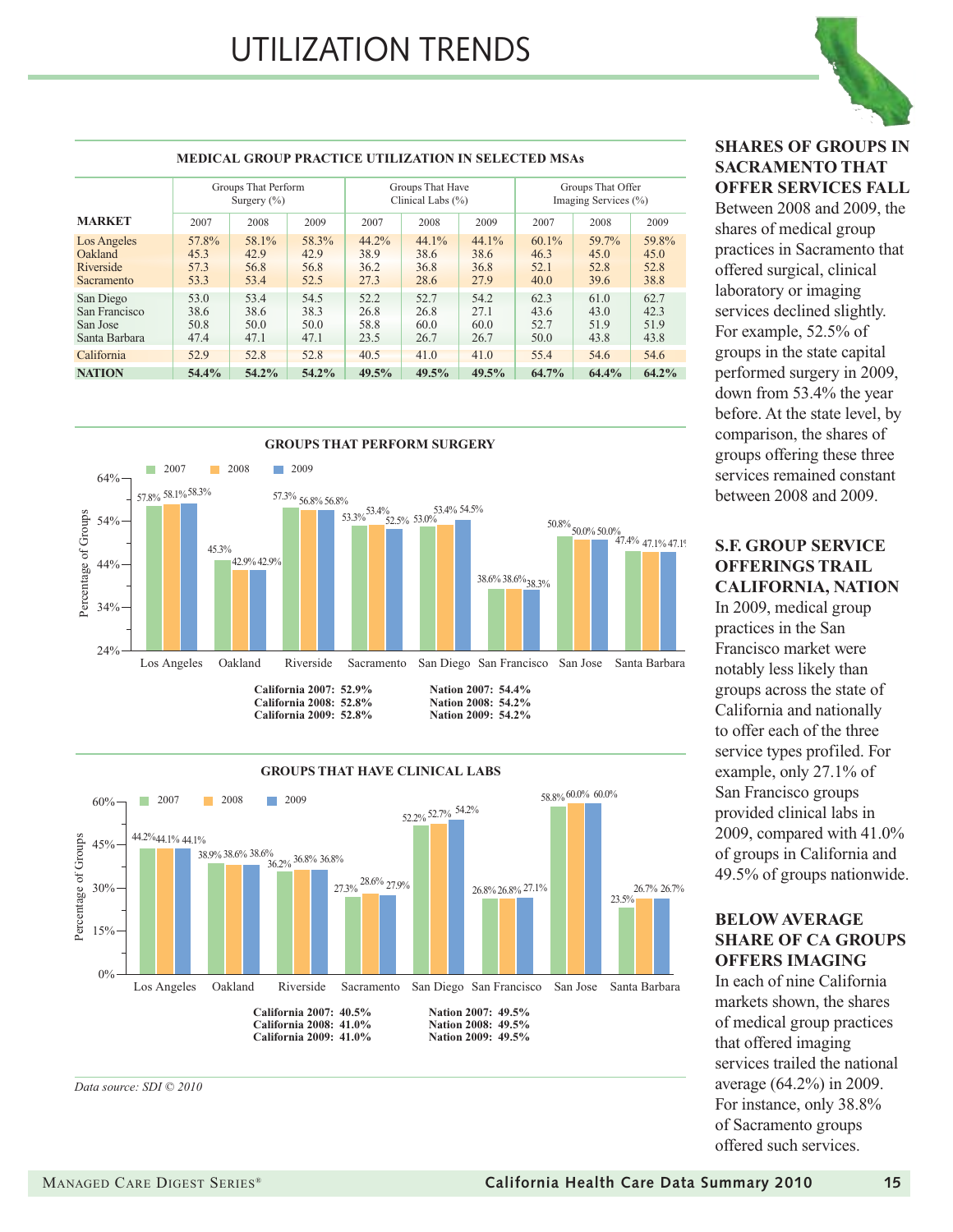# UTILIZATION TRENDS

**MEDICAL GROUP PRACTICE UTILIZATION IN SELECTED MSAs**

| MARKET | Groups That Perform Surgery (%) | | | Groups That Have Clinical Labs (%) | | | Groups That Offer Imaging Services (%) | | |
|---|---|---|---|---|---|---|---|---|---|
| | 2007 | 2008 | 2009 | 2007 | 2008 | 2009 | 2007 | 2008 | 2009 |
| Los Angeles | 57.8% | 58.1% | 58.3% | 44.2% | 44.1% | 44.1% | 60.1% | 59.7% | 59.8% |
| Oakland | 45.3 | 42.9 | 42.9 | 38.9 | 38.6 | 38.6 | 46.3 | 45.0 | 45.0 |
| Riverside | 57.3 | 56.8 | 56.8 | 36.2 | 36.8 | 36.8 | 52.1 | 52.8 | 52.8 |
| Sacramento | 53.3 | 53.4 | 52.5 | 27.3 | 28.6 | 27.9 | 40.0 | 39.6 | 38.8 |
| San Diego | 53.0 | 53.4 | 54.5 | 52.2 | 52.7 | 54.2 | 62.3 | 61.0 | 62.7 |
| San Francisco | 38.6 | 38.6 | 38.3 | 26.8 | 26.8 | 27.1 | 43.6 | 43.0 | 42.3 |
| San Jose | 50.8 | 50.0 | 50.0 | 58.8 | 60.0 | 60.0 | 52.7 | 51.9 | 51.9 |
| Santa Barbara | 47.4 | 47.1 | 47.1 | 23.5 | 26.7 | 26.7 | 50.0 | 43.8 | 43.8 |
| California | 52.9 | 52.8 | 52.8 | 40.5 | 41.0 | 41.0 | 55.4 | 54.6 | 54.6 |
| **NATION** | **54.4%** | **54.2%** | **54.2%** | **49.5%** | **49.5%** | **49.5%** | **64.7%** | **64.4%** | **64.2%** |

**GROUPS THAT PERFORM SURGERY**

| Market | 2007 | 2008 | 2009 |
|---|---|---|---|
| Los Angeles | 57.8% | 58.1% | 58.3% |
| Oakland | 45.3% | 42.9% | 42.9% |
| Riverside | 57.3% | 56.8% | 56.8% |
| Sacramento | 53.3% | 53.4% | 52.5% |
| San Diego | 53.0% | 53.4% | 54.5% |
| San Francisco | 38.6% | 38.6% | 38.3% |
| San Jose | 50.8% | 50.0% | 50.0% |
| Santa Barbara | 47.4% | 47.1% | 47.1% |

**California 2007: 52.9%**
**California 2008: 52.8%**
**California 2009: 52.8%**

**Nation 2007: 54.4%**
**Nation 2008: 54.2%**
**Nation 2009: 54.2%**

**GROUPS THAT HAVE CLINICAL LABS**

| Market | 2007 | 2008 | 2009 |
|---|---|---|---|
| Los Angeles | 44.2% | 44.1% | 44.1% |
| Oakland | 38.9% | 38.6% | 38.6% |
| Riverside | 36.2% | 36.8% | 36.8% |
| Sacramento | 27.3% | 28.6% | 27.9% |
| San Diego | 52.2% | 52.7% | 54.2% |
| San Francisco | 26.8% | 26.8% | 27.1% |
| San Jose | 58.8% | 60.0% | 60.0% |
| Santa Barbara | 23.5% | 26.7% | 26.7% |

**California 2007: 40.5%**
**California 2008: 41.0%**
**California 2009: 41.0%**

**Nation 2007: 49.5%**
**Nation 2008: 49.5%**
**Nation 2009: 49.5%**

*Data source: SDI © 2010*

**SHARES OF GROUPS IN SACRAMENTO THAT OFFER SERVICES FALL**

Between 2008 and 2009, the shares of medical group practices in Sacramento that offered surgical, clinical laboratory or imaging services declined slightly. For example, 52.5% of groups in the state capital performed surgery in 2009, down from 53.4% the year before. At the state level, by comparison, the shares of groups offering these three services remained constant between 2008 and 2009.

**S.F. GROUP SERVICE OFFERINGS TRAIL CALIFORNIA, NATION**

In 2009, medical group practices in the San Francisco market were notably less likely than groups across the state of California and nationally to offer each of the three service types profiled. For example, only 27.1% of San Francisco groups provided clinical labs in 2009, compared with 41.0% of groups in California and 49.5% of groups nationwide.

**BELOW AVERAGE SHARE OF CA GROUPS OFFERS IMAGING**

In each of nine California markets shown, the shares of medical group practices that offered imaging services trailed the national average (64.2%) in 2009. For instance, only 38.8% of Sacramento groups offered such services.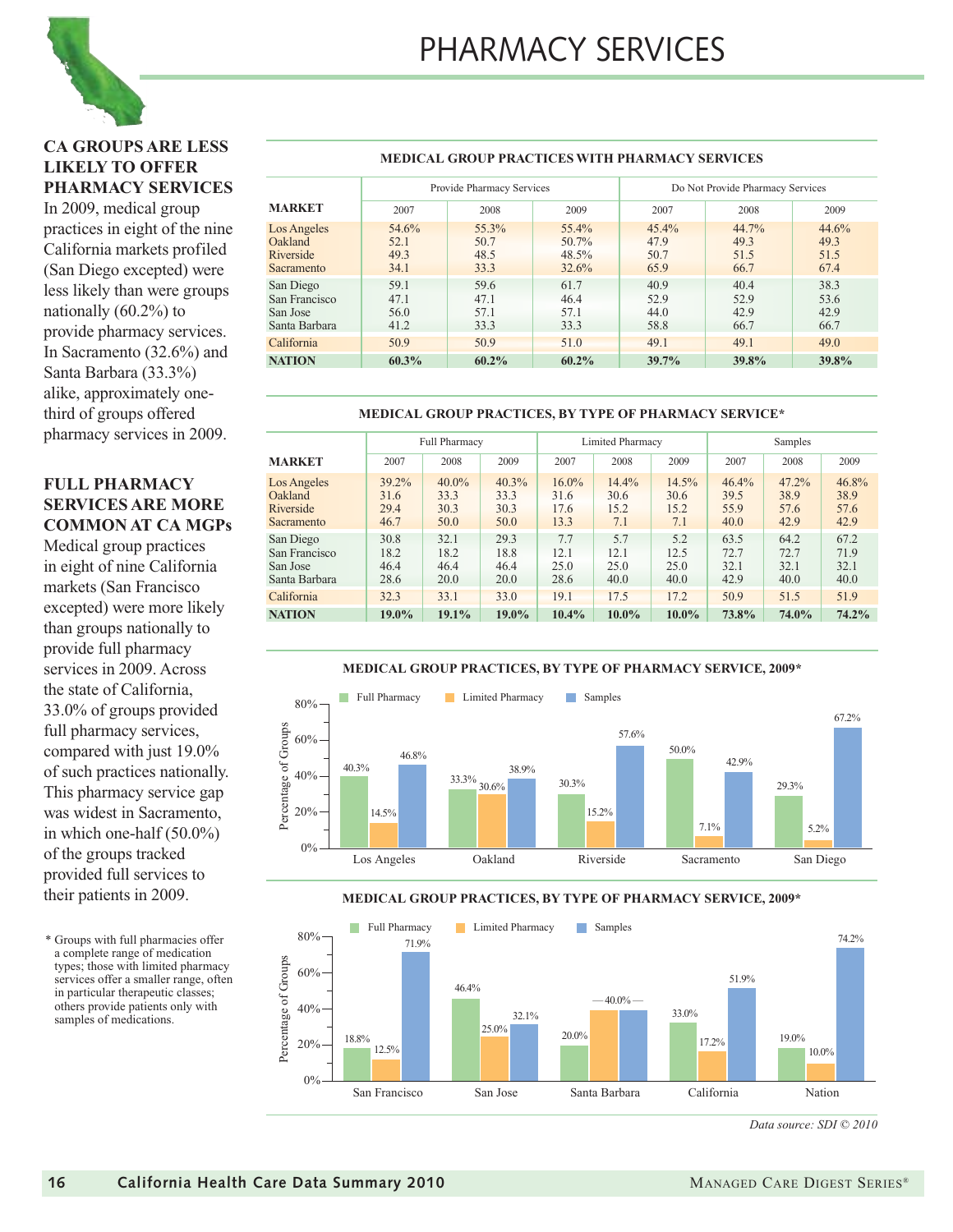# PHARMACY SERVICES

## CA GROUPS ARE LESS LIKELY TO OFFER PHARMACY SERVICES

In 2009, medical group practices in eight of the nine California markets profiled (San Diego excepted) were less likely than were groups nationally (60.2%) to provide pharmacy services. In Sacramento (32.6%) and Santa Barbara (33.3%) alike, approximately one-third of groups offered pharmacy services in 2009.

## FULL PHARMACY SERVICES ARE MORE COMMON AT CA MGPs

Medical group practices in eight of nine California markets (San Francisco excepted) were more likely than groups nationally to provide full pharmacy services in 2009. Across the state of California, 33.0% of groups provided full pharmacy services, compared with just 19.0% of such practices nationally. This pharmacy service gap was widest in Sacramento, in which one-half (50.0%) of the groups tracked provided full services to their patients in 2009.

\* Groups with full pharmacies offer a complete range of medication types; those with limited pharmacy services offer a smaller range, often in particular therapeutic classes; others provide patients only with samples of medications.

### MEDICAL GROUP PRACTICES WITH PHARMACY SERVICES

| | Provide Pharmacy Services | | | Do Not Provide Pharmacy Services | | |
|---|---|---|---|---|---|---|
| **MARKET** | 2007 | 2008 | 2009 | 2007 | 2008 | 2009 |
| Los Angeles | 54.6% | 55.3% | 55.4% | 45.4% | 44.7% | 44.6% |
| Oakland | 52.1 | 50.7 | 50.7% | 47.9 | 49.3 | 49.3 |
| Riverside | 49.3 | 48.5 | 48.5% | 50.7 | 51.5 | 51.5 |
| Sacramento | 34.1 | 33.3 | 32.6% | 65.9 | 66.7 | 67.4 |
| San Diego | 59.1 | 59.6 | 61.7 | 40.9 | 40.4 | 38.3 |
| San Francisco | 47.1 | 47.1 | 46.4 | 52.9 | 52.9 | 53.6 |
| San Jose | 56.0 | 57.1 | 57.1 | 44.0 | 42.9 | 42.9 |
| Santa Barbara | 41.2 | 33.3 | 33.3 | 58.8 | 66.7 | 66.7 |
| California | 50.9 | 50.9 | 51.0 | 49.1 | 49.1 | 49.0 |
| **NATION** | **60.3%** | **60.2%** | **60.2%** | **39.7%** | **39.8%** | **39.8%** |

### MEDICAL GROUP PRACTICES, BY TYPE OF PHARMACY SERVICE*

| | Full Pharmacy | | | Limited Pharmacy | | | Samples | | |
|---|---|---|---|---|---|---|---|---|---|
| **MARKET** | 2007 | 2008 | 2009 | 2007 | 2008 | 2009 | 2007 | 2008 | 2009 |
| Los Angeles | 39.2% | 40.0% | 40.3% | 16.0% | 14.4% | 14.5% | 46.4% | 47.2% | 46.8% |
| Oakland | 31.6 | 33.3 | 33.3 | 31.6 | 30.6 | 30.6 | 39.5 | 38.9 | 38.9 |
| Riverside | 29.4 | 30.3 | 30.3 | 17.6 | 15.2 | 15.2 | 55.9 | 57.6 | 57.6 |
| Sacramento | 46.7 | 50.0 | 50.0 | 13.3 | 7.1 | 7.1 | 40.0 | 42.9 | 42.9 |
| San Diego | 30.8 | 32.1 | 29.3 | 7.7 | 5.7 | 5.2 | 63.5 | 64.2 | 67.2 |
| San Francisco | 18.2 | 18.2 | 18.8 | 12.1 | 12.1 | 12.5 | 72.7 | 72.7 | 71.9 |
| San Jose | 46.4 | 46.4 | 46.4 | 25.0 | 25.0 | 25.0 | 32.1 | 32.1 | 32.1 |
| Santa Barbara | 28.6 | 20.0 | 20.0 | 28.6 | 40.0 | 40.0 | 42.9 | 40.0 | 40.0 |
| California | 32.3 | 33.1 | 33.0 | 19.1 | 17.5 | 17.2 | 50.9 | 51.5 | 51.9 |
| **NATION** | **19.0%** | **19.1%** | **19.0%** | **10.4%** | **10.0%** | **10.0%** | **73.8%** | **74.0%** | **74.2%** |

### MEDICAL GROUP PRACTICES, BY TYPE OF PHARMACY SERVICE, 2009*

| Market | Full Pharmacy | Limited Pharmacy | Samples |
|---|---|---|---|
| Los Angeles | 40.3% | 14.5% | 46.8% |
| Oakland | 33.3% | 30.6% | 38.9% |
| Riverside | 30.3% | 15.2% | 57.6% |
| Sacramento | 50.0% | 7.1% | 42.9% |
| San Diego | 29.3% | 5.2% | 67.2% |

### MEDICAL GROUP PRACTICES, BY TYPE OF PHARMACY SERVICE, 2009*

| Market | Full Pharmacy | Limited Pharmacy | Samples |
|---|---|---|---|
| San Francisco | 18.8% | 12.5% | 71.9% |
| San Jose | 46.4% | 25.0% | 32.1% |
| Santa Barbara | 20.0% | 40.0% | 40.0% |
| California | 33.0% | 17.2% | 51.9% |
| Nation | 19.0% | 10.0% | 74.2% |

*Data source: SDI © 2010*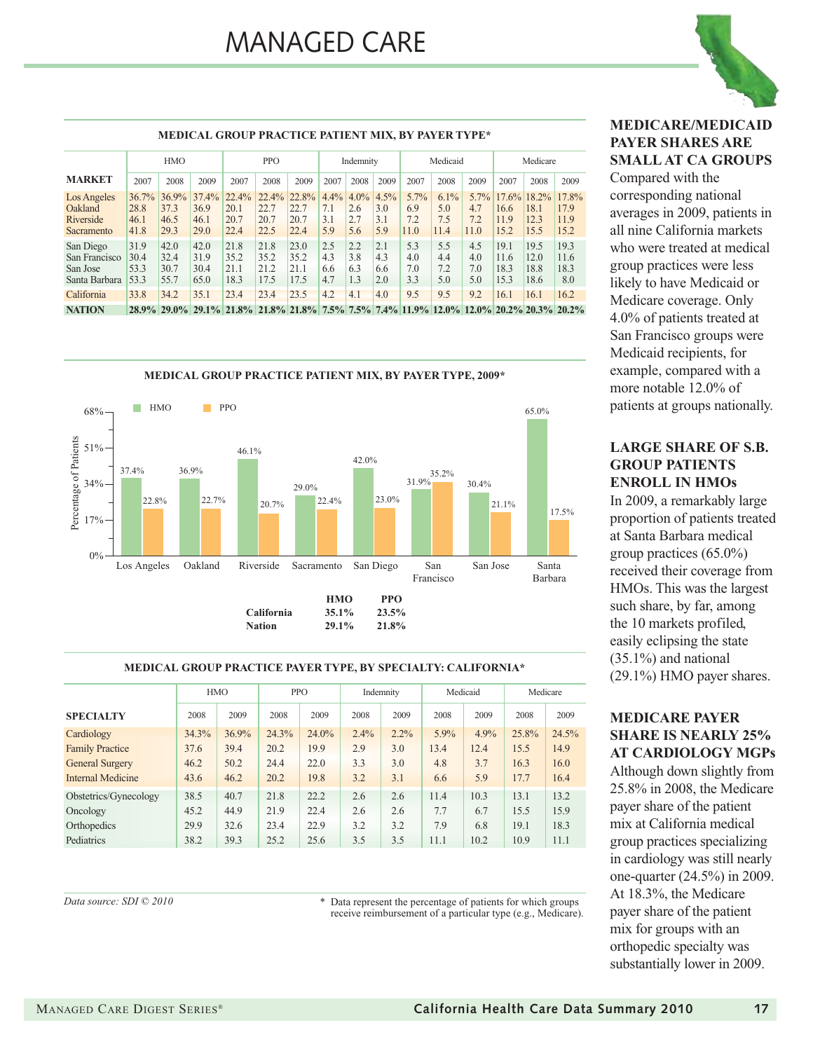# MANAGED CARE

**MEDICAL GROUP PRACTICE PATIENT MIX, BY PAYER TYPE***

| MARKET | HMO | | | PPO | | | Indemnity | | | Medicaid | | | Medicare | | |
|---|---|---|---|---|---|---|---|---|---|---|---|---|---|---|---|
| | 2007 | 2008 | 2009 | 2007 | 2008 | 2009 | 2007 | 2008 | 2009 | 2007 | 2008 | 2009 | 2007 | 2008 | 2009 |
| Los Angeles | 36.7% | 36.9% | 37.4% | 22.4% | 22.4% | 22.8% | 4.4% | 4.0% | 4.5% | 5.7% | 6.1% | 5.7% | 17.6% | 18.2% | 17.8% |
| Oakland | 28.8 | 37.3 | 36.9 | 20.1 | 22.7 | 22.7 | 7.1 | 2.6 | 3.0 | 6.9 | 5.0 | 4.7 | 16.6 | 18.1 | 17.9 |
| Riverside | 46.1 | 46.5 | 46.1 | 20.7 | 20.7 | 20.7 | 3.1 | 2.7 | 3.1 | 7.2 | 7.5 | 7.2 | 11.9 | 12.3 | 11.9 |
| Sacramento | 41.8 | 29.3 | 29.0 | 22.4 | 22.5 | 22.4 | 5.9 | 5.6 | 5.9 | 11.0 | 11.4 | 11.0 | 15.2 | 15.5 | 15.2 |
| San Diego | 31.9 | 42.0 | 42.0 | 21.8 | 21.8 | 23.0 | 2.5 | 2.2 | 2.1 | 5.3 | 5.5 | 4.5 | 19.1 | 19.5 | 19.3 |
| San Francisco | 30.4 | 32.4 | 31.9 | 35.2 | 35.2 | 35.2 | 4.3 | 3.8 | 4.3 | 4.0 | 4.4 | 4.0 | 11.6 | 12.0 | 11.6 |
| San Jose | 53.3 | 30.7 | 30.4 | 21.1 | 21.2 | 21.1 | 6.6 | 6.3 | 6.6 | 7.0 | 7.2 | 7.0 | 18.3 | 18.8 | 18.3 |
| Santa Barbara | 53.3 | 55.7 | 65.0 | 18.3 | 17.5 | 17.5 | 4.7 | 1.3 | 2.0 | 3.3 | 5.0 | 5.0 | 15.3 | 18.6 | 8.0 |
| California | 33.8 | 34.2 | 35.1 | 23.4 | 23.4 | 23.5 | 4.2 | 4.1 | 4.0 | 9.5 | 9.5 | 9.2 | 16.1 | 16.1 | 16.2 |
| **NATION** | **28.9%** | **29.0%** | **29.1%** | **21.8%** | **21.8%** | **21.8%** | **7.5%** | **7.5%** | **7.4%** | **11.9%** | **12.0%** | **12.0%** | **20.2%** | **20.3%** | **20.2%** |

**MEDICAL GROUP PRACTICE PATIENT MIX, BY PAYER TYPE, 2009***

| Market | HMO | PPO |
|---|---|---|
| Los Angeles | 37.4% | 22.8% |
| Oakland | 36.9% | 22.7% |
| Riverside | 46.1% | 20.7% |
| Sacramento | 29.0% | 22.4% |
| San Diego | 42.0% | 23.0% |
| San Francisco | 31.9% | 35.2% |
| San Jose | 30.4% | 21.1% |
| Santa Barbara | 65.0% | 17.5% |

| | HMO | PPO |
|---|---|---|
| California | 35.1% | 23.5% |
| Nation | 29.1% | 21.8% |

**MEDICAL GROUP PRACTICE PAYER TYPE, BY SPECIALTY: CALIFORNIA***

| SPECIALTY | HMO | | PPO | | Indemnity | | Medicaid | | Medicare | |
|---|---|---|---|---|---|---|---|---|---|---|
| | 2008 | 2009 | 2008 | 2009 | 2008 | 2009 | 2008 | 2009 | 2008 | 2009 |
| Cardiology | 34.3% | 36.9% | 24.3% | 24.0% | 2.4% | 2.2% | 5.9% | 4.9% | 25.8% | 24.5% |
| Family Practice | 37.6 | 39.4 | 20.2 | 19.9 | 2.9 | 3.0 | 13.4 | 12.4 | 15.5 | 14.9 |
| General Surgery | 46.2 | 50.2 | 24.4 | 22.0 | 3.3 | 3.0 | 4.8 | 3.7 | 16.3 | 16.0 |
| Internal Medicine | 43.6 | 46.2 | 20.2 | 19.8 | 3.2 | 3.1 | 6.6 | 5.9 | 17.7 | 16.4 |
| Obstetrics/Gynecology | 38.5 | 40.7 | 21.8 | 22.2 | 2.6 | 2.6 | 11.4 | 10.3 | 13.1 | 13.2 |
| Oncology | 45.2 | 44.9 | 21.9 | 22.4 | 2.6 | 2.6 | 7.7 | 6.7 | 15.5 | 15.9 |
| Orthopedics | 29.9 | 32.6 | 23.4 | 22.9 | 3.2 | 3.2 | 7.9 | 6.8 | 19.1 | 18.3 |
| Pediatrics | 38.2 | 39.3 | 25.2 | 25.6 | 3.5 | 3.5 | 11.1 | 10.2 | 10.9 | 11.1 |

*Data source: SDI © 2010*

\* Data represent the percentage of patients for which groups receive reimbursement of a particular type (e.g., Medicare).

## MEDICARE/MEDICAID PAYER SHARES ARE SMALL AT CA GROUPS

Compared with the corresponding national averages in 2009, patients in all nine California markets who were treated at medical group practices were less likely to have Medicaid or Medicare coverage. Only 4.0% of patients treated at San Francisco groups were Medicaid recipients, for example, compared with a more notable 12.0% of patients at groups nationally.

## LARGE SHARE OF S.B. GROUP PATIENTS ENROLL IN HMOs

In 2009, a remarkably large proportion of patients treated at Santa Barbara medical group practices (65.0%) received their coverage from HMOs. This was the largest such share, by far, among the 10 markets profiled, easily eclipsing the state (35.1%) and national (29.1%) HMO payer shares.

## MEDICARE PAYER SHARE IS NEARLY 25% AT CARDIOLOGY MGPs

Although down slightly from 25.8% in 2008, the Medicare payer share of the patient mix at California medical group practices specializing in cardiology was still nearly one-quarter (24.5%) in 2009. At 18.3%, the Medicare payer share of the patient mix for groups with an orthopedic specialty was substantially lower in 2009.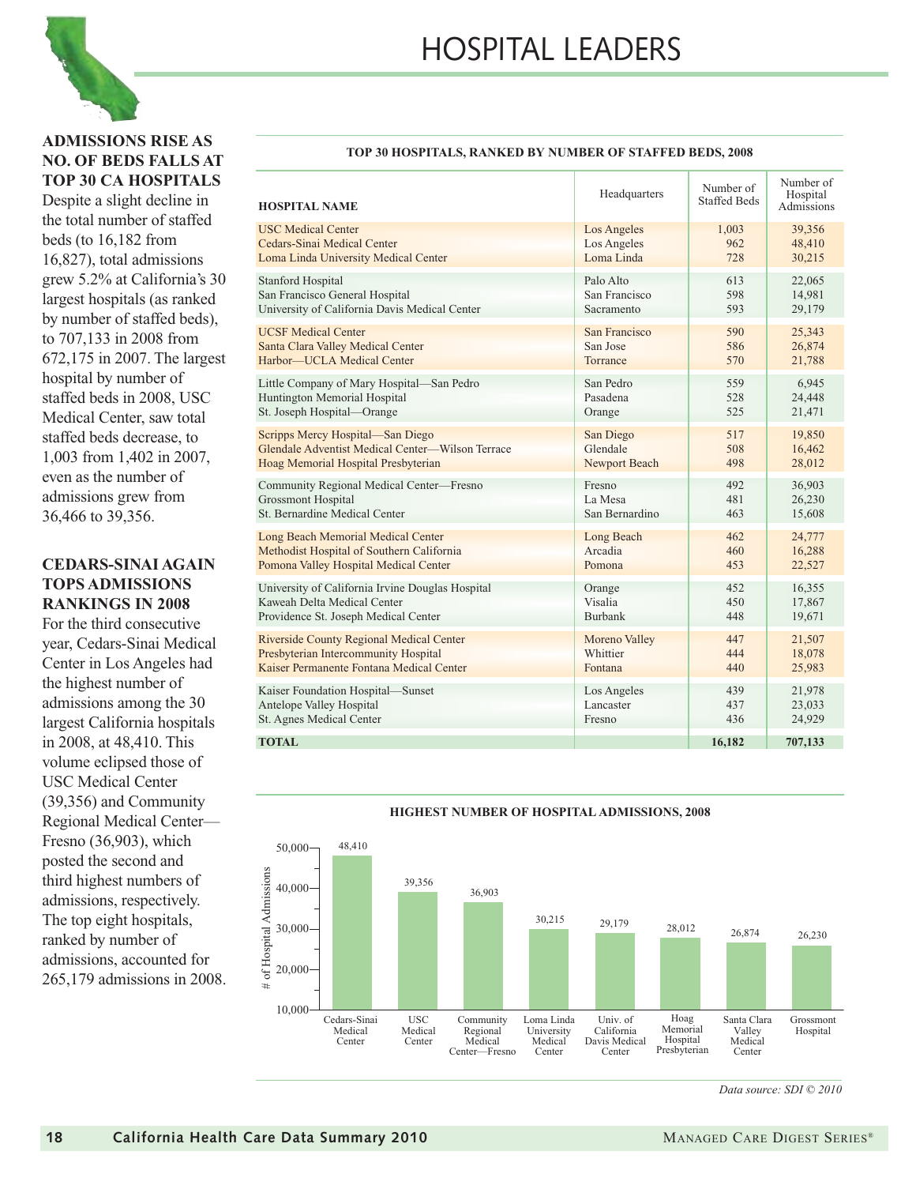# HOSPITAL LEADERS

### ADMISSIONS RISE AS NO. OF BEDS FALLS AT TOP 30 CA HOSPITALS

Despite a slight decline in the total number of staffed beds (to 16,182 from 16,827), total admissions grew 5.2% at California's 30 largest hospitals (as ranked by number of staffed beds), to 707,133 in 2008 from 672,175 in 2007. The largest hospital by number of staffed beds in 2008, USC Medical Center, saw total staffed beds decrease, to 1,003 from 1,402 in 2007, even as the number of admissions grew from 36,466 to 39,356.

### CEDARS-SINAI AGAIN TOPS ADMISSIONS RANKINGS IN 2008

For the third consecutive year, Cedars-Sinai Medical Center in Los Angeles had the highest number of admissions among the 30 largest California hospitals in 2008, at 48,410. This volume eclipsed those of USC Medical Center (39,356) and Community Regional Medical Center—Fresno (36,903), which posted the second and third highest numbers of admissions, respectively. The top eight hospitals, ranked by number of admissions, accounted for 265,179 admissions in 2008.

**TOP 30 HOSPITALS, RANKED BY NUMBER OF STAFFED BEDS, 2008**

| HOSPITAL NAME | Headquarters | Number of Staffed Beds | Number of Hospital Admissions |
|---|---|---|---|
| USC Medical Center | Los Angeles | 1,003 | 39,356 |
| Cedars-Sinai Medical Center | Los Angeles | 962 | 48,410 |
| Loma Linda University Medical Center | Loma Linda | 728 | 30,215 |
| Stanford Hospital | Palo Alto | 613 | 22,065 |
| San Francisco General Hospital | San Francisco | 598 | 14,981 |
| University of California Davis Medical Center | Sacramento | 593 | 29,179 |
| UCSF Medical Center | San Francisco | 590 | 25,343 |
| Santa Clara Valley Medical Center | San Jose | 586 | 26,874 |
| Harbor—UCLA Medical Center | Torrance | 570 | 21,788 |
| Little Company of Mary Hospital—San Pedro | San Pedro | 559 | 6,945 |
| Huntington Memorial Hospital | Pasadena | 528 | 24,448 |
| St. Joseph Hospital—Orange | Orange | 525 | 21,471 |
| Scripps Mercy Hospital—San Diego | San Diego | 517 | 19,850 |
| Glendale Adventist Medical Center—Wilson Terrace | Glendale | 508 | 16,462 |
| Hoag Memorial Hospital Presbyterian | Newport Beach | 498 | 28,012 |
| Community Regional Medical Center—Fresno | Fresno | 492 | 36,903 |
| Grossmont Hospital | La Mesa | 481 | 26,230 |
| St. Bernardine Medical Center | San Bernardino | 463 | 15,608 |
| Long Beach Memorial Medical Center | Long Beach | 462 | 24,777 |
| Methodist Hospital of Southern California | Arcadia | 460 | 16,288 |
| Pomona Valley Hospital Medical Center | Pomona | 453 | 22,527 |
| University of California Irvine Douglas Hospital | Orange | 452 | 16,355 |
| Kaweah Delta Medical Center | Visalia | 450 | 17,867 |
| Providence St. Joseph Medical Center | Burbank | 448 | 19,671 |
| Riverside County Regional Medical Center | Moreno Valley | 447 | 21,507 |
| Presbyterian Intercommunity Hospital | Whittier | 444 | 18,078 |
| Kaiser Permanente Fontana Medical Center | Fontana | 440 | 25,983 |
| Kaiser Foundation Hospital—Sunset | Los Angeles | 439 | 21,978 |
| Antelope Valley Hospital | Lancaster | 437 | 23,033 |
| St. Agnes Medical Center | Fresno | 436 | 24,929 |
| **TOTAL** | | **16,182** | **707,133** |

**HIGHEST NUMBER OF HOSPITAL ADMISSIONS, 2008**

| Hospital | # of Hospital Admissions |
|---|---|
| Cedars-Sinai Medical Center | 48,410 |
| USC Medical Center | 39,356 |
| Community Regional Medical Center—Fresno | 36,903 |
| Loma Linda University Medical Center | 30,215 |
| Univ. of California Davis Medical Center | 29,179 |
| Hoag Memorial Hospital Presbyterian | 28,012 |
| Santa Clara Valley Medical Center | 26,874 |
| Grossmont Hospital | 26,230 |

*Data source: SDI © 2010*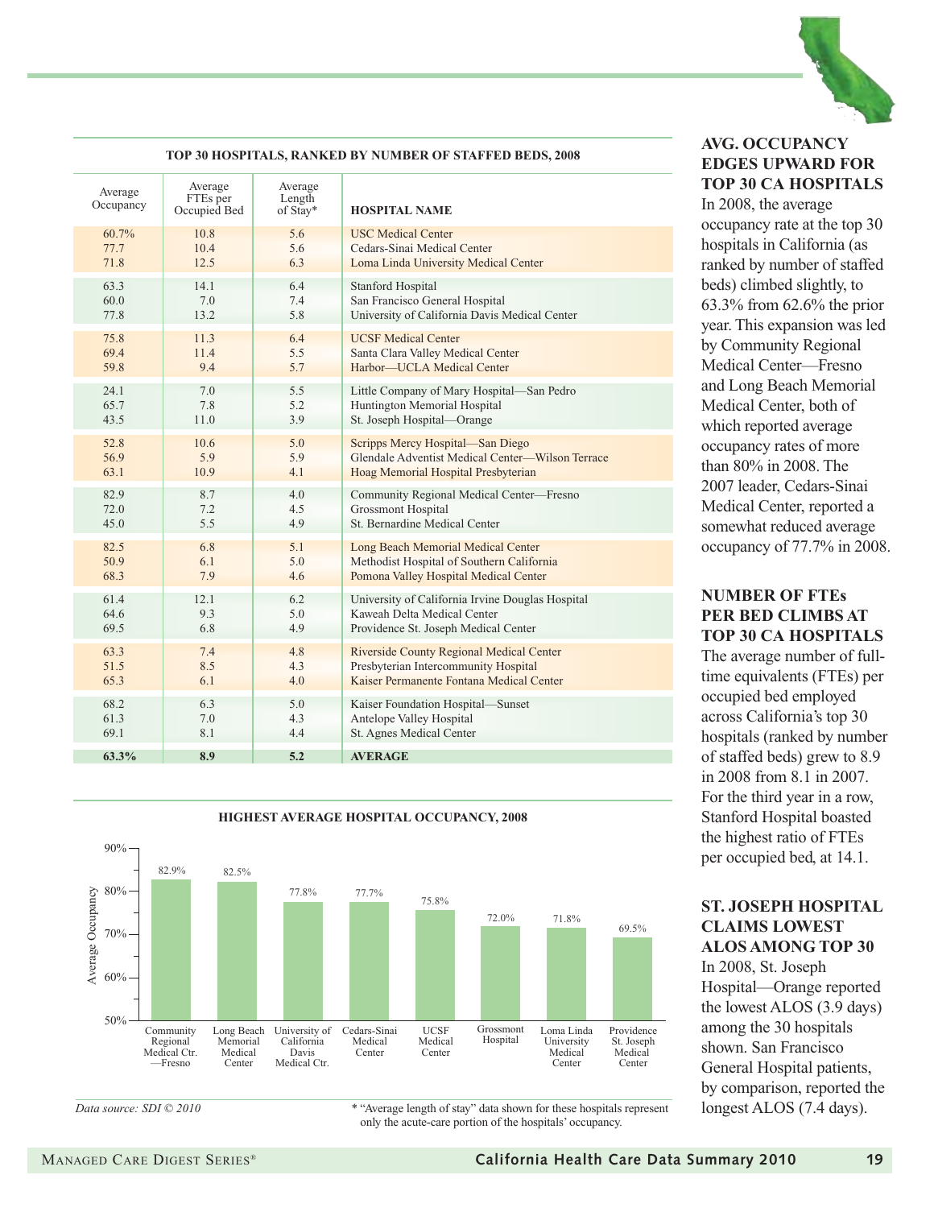## TOP 30 HOSPITALS, RANKED BY NUMBER OF STAFFED BEDS, 2008

| Average Occupancy | Average FTEs per Occupied Bed | Average Length of Stay* | HOSPITAL NAME |
|---|---|---|---|
| 60.7% | 10.8 | 5.6 | USC Medical Center |
| 77.7 | 10.4 | 5.6 | Cedars-Sinai Medical Center |
| 71.8 | 12.5 | 6.3 | Loma Linda University Medical Center |
| 63.3 | 14.1 | 6.4 | Stanford Hospital |
| 60.0 | 7.0 | 7.4 | San Francisco General Hospital |
| 77.8 | 13.2 | 5.8 | University of California Davis Medical Center |
| 75.8 | 11.3 | 6.4 | UCSF Medical Center |
| 69.4 | 11.4 | 5.5 | Santa Clara Valley Medical Center |
| 59.8 | 9.4 | 5.7 | Harbor—UCLA Medical Center |
| 24.1 | 7.0 | 5.5 | Little Company of Mary Hospital—San Pedro |
| 65.7 | 7.8 | 5.2 | Huntington Memorial Hospital |
| 43.5 | 11.0 | 3.9 | St. Joseph Hospital—Orange |
| 52.8 | 10.6 | 5.0 | Scripps Mercy Hospital—San Diego |
| 56.9 | 5.9 | 5.9 | Glendale Adventist Medical Center—Wilson Terrace |
| 63.1 | 10.9 | 4.1 | Hoag Memorial Hospital Presbyterian |
| 82.9 | 8.7 | 4.0 | Community Regional Medical Center—Fresno |
| 72.0 | 7.2 | 4.5 | Grossmont Hospital |
| 45.0 | 5.5 | 4.9 | St. Bernardine Medical Center |
| 82.5 | 6.8 | 5.1 | Long Beach Memorial Medical Center |
| 50.9 | 6.1 | 5.0 | Methodist Hospital of Southern California |
| 68.3 | 7.9 | 4.6 | Pomona Valley Hospital Medical Center |
| 61.4 | 12.1 | 6.2 | University of California Irvine Douglas Hospital |
| 64.6 | 9.3 | 5.0 | Kaweah Delta Medical Center |
| 69.5 | 6.8 | 4.9 | Providence St. Joseph Medical Center |
| 63.3 | 7.4 | 4.8 | Riverside County Regional Medical Center |
| 51.5 | 8.5 | 4.3 | Presbyterian Intercommunity Hospital |
| 65.3 | 6.1 | 4.0 | Kaiser Permanente Fontana Medical Center |
| 68.2 | 6.3 | 5.0 | Kaiser Foundation Hospital—Sunset |
| 61.3 | 7.0 | 4.3 | Antelope Valley Hospital |
| 69.1 | 8.1 | 4.4 | St. Agnes Medical Center |
| **63.3%** | **8.9** | **5.2** | **AVERAGE** |

## HIGHEST AVERAGE HOSPITAL OCCUPANCY, 2008

| Hospital | Average Occupancy |
|---|---|
| Community Regional Medical Ctr.—Fresno | 82.9% |
| Long Beach Memorial Medical Center | 82.5% |
| University of California Davis Medical Ctr. | 77.8% |
| Cedars-Sinai Medical Center | 77.7% |
| UCSF Medical Center | 75.8% |
| Grossmont Hospital | 72.0% |
| Loma Linda University Medical Center | 71.8% |
| Providence St. Joseph Medical Center | 69.5% |

*Data source: SDI © 2010*

* "Average length of stay" data shown for these hospitals represent only the acute-care portion of the hospitals' occupancy.

### AVG. OCCUPANCY EDGES UPWARD FOR TOP 30 CA HOSPITALS

In 2008, the average occupancy rate at the top 30 hospitals in California (as ranked by number of staffed beds) climbed slightly, to 63.3% from 62.6% the prior year. This expansion was led by Community Regional Medical Center—Fresno and Long Beach Memorial Medical Center, both of which reported average occupancy rates of more than 80% in 2008. The 2007 leader, Cedars-Sinai Medical Center, reported a somewhat reduced average occupancy of 77.7% in 2008.

### NUMBER OF FTEs PER BED CLIMBS AT TOP 30 CA HOSPITALS

The average number of full-time equivalents (FTEs) per occupied bed employed across California's top 30 hospitals (ranked by number of staffed beds) grew to 8.9 in 2008 from 8.1 in 2007. For the third year in a row, Stanford Hospital boasted the highest ratio of FTEs per occupied bed, at 14.1.

### ST. JOSEPH HOSPITAL CLAIMS LOWEST ALOS AMONG TOP 30

In 2008, St. Joseph Hospital—Orange reported the lowest ALOS (3.9 days) among the 30 hospitals shown. San Francisco General Hospital patients, by comparison, reported the longest ALOS (7.4 days).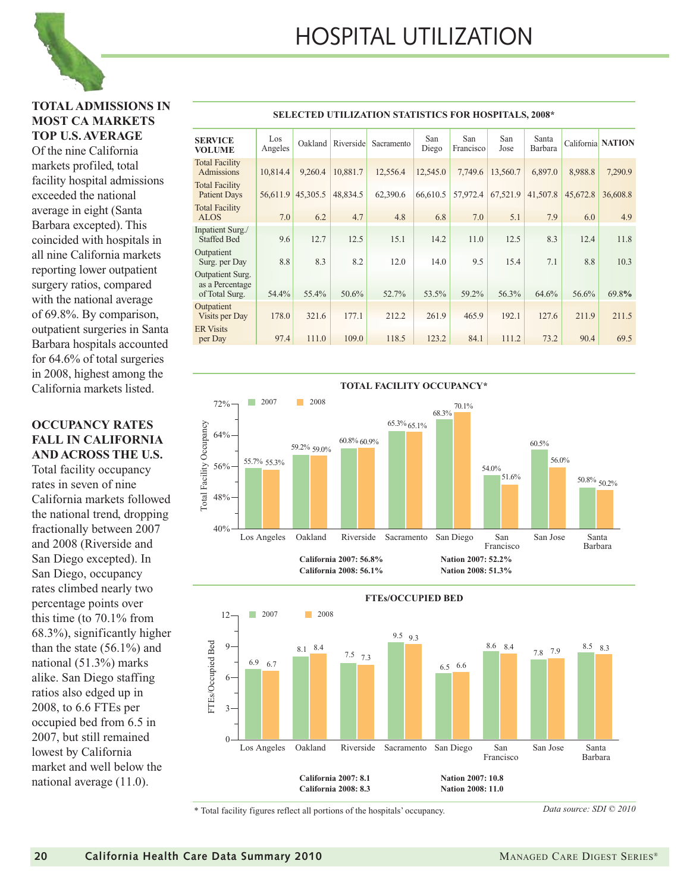# HOSPITAL UTILIZATION

### TOTAL ADMISSIONS IN MOST CA MARKETS TOP U.S. AVERAGE

Of the nine California markets profiled, total facility hospital admissions exceeded the national average in eight (Santa Barbara excepted). This coincided with hospitals in all nine California markets reporting lower outpatient surgery ratios, compared with the national average of 69.8%. By comparison, outpatient surgeries in Santa Barbara hospitals accounted for 64.6% of total surgeries in 2008, highest among the California markets listed.

### OCCUPANCY RATES FALL IN CALIFORNIA AND ACROSS THE U.S.

Total facility occupancy rates in seven of nine California markets followed the national trend, dropping fractionally between 2007 and 2008 (Riverside and San Diego excepted). In San Diego, occupancy rates climbed nearly two percentage points over this time (to 70.1% from 68.3%), significantly higher than the state (56.1%) and national (51.3%) marks alike. San Diego staffing ratios also edged up in 2008, to 6.6 FTEs per occupied bed from 6.5 in 2007, but still remained lowest by California market and well below the national average (11.0).

**SELECTED UTILIZATION STATISTICS FOR HOSPITALS, 2008***

| SERVICE VOLUME | Los Angeles | Oakland | Riverside | Sacramento | San Diego | San Francisco | San Jose | Santa Barbara | California | NATION |
|---|---|---|---|---|---|---|---|---|---|---|
| Total Facility Admissions | 10,814.4 | 9,260.4 | 10,881.7 | 12,556.4 | 12,545.0 | 7,749.6 | 13,560.7 | 6,897.0 | 8,988.8 | 7,290.9 |
| Total Facility Patient Days | 56,611.9 | 45,305.5 | 48,834.5 | 62,390.6 | 66,610.5 | 57,972.4 | 67,521.9 | 41,507.8 | 45,672.8 | 36,608.8 |
| Total Facility ALOS | 7.0 | 6.2 | 4.7 | 4.8 | 6.8 | 7.0 | 5.1 | 7.9 | 6.0 | 4.9 |
| Inpatient Surg./ Staffed Bed | 9.6 | 12.7 | 12.5 | 15.1 | 14.2 | 11.0 | 12.5 | 8.3 | 12.4 | 11.8 |
| Outpatient Surg. per Day | 8.8 | 8.3 | 8.2 | 12.0 | 14.0 | 9.5 | 15.4 | 7.1 | 8.8 | 10.3 |
| Outpatient Surg. as a Percentage of Total Surg. | 54.4% | 55.4% | 50.6% | 52.7% | 53.5% | 59.2% | 56.3% | 64.6% | 56.6% | 69.8% |
| Outpatient Visits per Day | 178.0 | 321.6 | 177.1 | 212.2 | 261.9 | 465.9 | 192.1 | 127.6 | 211.9 | 211.5 |
| ER Visits per Day | 97.4 | 111.0 | 109.0 | 118.5 | 123.2 | 84.1 | 111.2 | 73.2 | 90.4 | 69.5 |

**TOTAL FACILITY OCCUPANCY***

| Market | 2007 | 2008 |
|---|---|---|
| Los Angeles | 55.7% | 55.3% |
| Oakland | 59.2% | 59.0% |
| Riverside | 60.8% | 60.9% |
| Sacramento | 65.3% | 65.1% |
| San Diego | 68.3% | 70.1% |
| San Francisco | 54.0% | 51.6% |
| San Jose | 60.5% | 56.0% |
| Santa Barbara | 50.8% | 50.2% |

**California 2007: 56.8%**
**California 2008: 56.1%**
**Nation 2007: 52.2%**
**Nation 2008: 51.3%**

**FTEs/OCCUPIED BED**

| Market | 2007 | 2008 |
|---|---|---|
| Los Angeles | 6.9 | 6.7 |
| Oakland | 8.1 | 8.4 |
| Riverside | 7.5 | 7.3 |
| Sacramento | 9.5 | 9.3 |
| San Diego | 6.5 | 6.6 |
| San Francisco | 8.6 | 8.4 |
| San Jose | 7.8 | 7.9 |
| Santa Barbara | 8.5 | 8.3 |

**California 2007: 8.1**
**California 2008: 8.3**
**Nation 2007: 10.8**
**Nation 2008: 11.0**

\* Total facility figures reflect all portions of the hospitals' occupancy.

*Data source: SDI © 2010*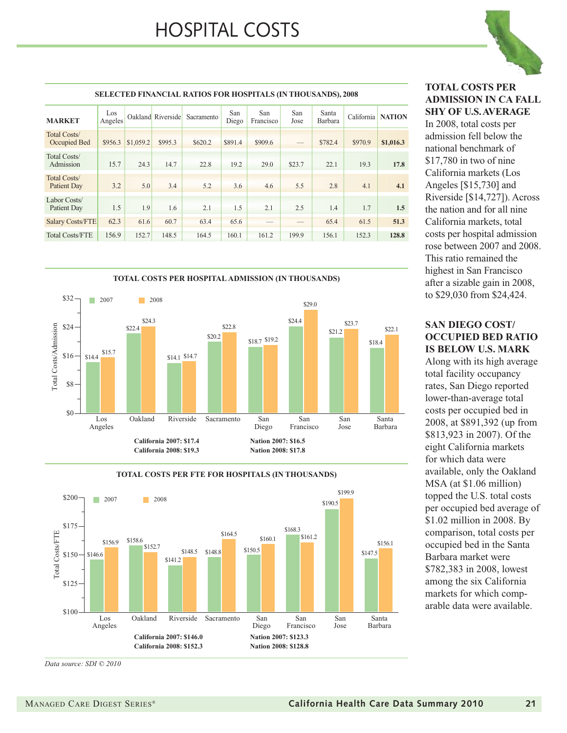# HOSPITAL COSTS

**SELECTED FINANCIAL RATIOS FOR HOSPITALS (IN THOUSANDS), 2008**

| MARKET | Los Angeles | Oakland | Riverside | Sacramento | San Diego | San Francisco | San Jose | Santa Barbara | California | NATION |
|---|---|---|---|---|---|---|---|---|---|---|
| Total Costs/ Occupied Bed | $956.3 | $1,059.2 | $995.3 | $620.2 | $891.4 | $909.6 | — | $782.4 | $970.9 | **$1,016.3** |
| Total Costs/ Admission | 15.7 | 24.3 | 14.7 | 22.8 | 19.2 | 29.0 | $23.7 | 22.1 | 19.3 | **17.8** |
| Total Costs/ Patient Day | 3.2 | 5.0 | 3.4 | 5.2 | 3.6 | 4.6 | 5.5 | 2.8 | 4.1 | **4.1** |
| Labor Costs/ Patient Day | 1.5 | 1.9 | 1.6 | 2.1 | 1.5 | 2.1 | 2.5 | 1.4 | 1.7 | **1.5** |
| Salary Costs/FTE | 62.3 | 61.6 | 60.7 | 63.4 | 65.6 | — | — | 65.4 | 61.5 | **51.3** |
| Total Costs/FTE | 156.9 | 152.7 | 148.5 | 164.5 | 160.1 | 161.2 | 199.9 | 156.1 | 152.3 | **128.8** |

**TOTAL COSTS PER HOSPITAL ADMISSION (IN THOUSANDS)**

| Market | 2007 | 2008 |
|---|---|---|
| Los Angeles | $14.4 | $15.7 |
| Oakland | $22.4 | $24.3 |
| Riverside | $14.1 | $14.7 |
| Sacramento | $20.2 | $22.8 |
| San Diego | $18.7 | $19.2 |
| San Francisco | $24.4 | $29.0 |
| San Jose | $21.2 | $23.7 |
| Santa Barbara | $18.4 | $22.1 |

**California 2007: $17.4**
**California 2008: $19.3**
**Nation 2007: $16.5**
**Nation 2008: $17.8**

**TOTAL COSTS PER FTE FOR HOSPITALS (IN THOUSANDS)**

| Market | 2007 | 2008 |
|---|---|---|
| Los Angeles | $146.6 | $156.9 |
| Oakland | $158.6 | $152.7 |
| Riverside | $141.2 | $148.5 |
| Sacramento | $148.8 | $164.5 |
| San Diego | $150.5 | $160.1 |
| San Francisco | $168.3 | $161.2 |
| San Jose | $190.5 | $199.9 |
| Santa Barbara | $147.5 | $156.1 |

**California 2007: $146.0**
**California 2008: $152.3**
**Nation 2007: $123.3**
**Nation 2008: $128.8**

*Data source: SDI © 2010*

### TOTAL COSTS PER ADMISSION IN CA FALL SHY OF U.S. AVERAGE

In 2008, total costs per admission fell below the national benchmark of $17,780 in two of nine California markets (Los Angeles [$15,730] and Riverside [$14,727]). Across the nation and for all nine California markets, total costs per hospital admission rose between 2007 and 2008. This ratio remained the highest in San Francisco after a sizable gain in 2008, to $29,030 from $24,424.

### SAN DIEGO COST/ OCCUPIED BED RATIO IS BELOW U.S. MARK

Along with its high average total facility occupancy rates, San Diego reported lower-than-average total costs per occupied bed in 2008, at $891,392 (up from $813,923 in 2007). Of the eight California markets for which data were available, only the Oakland MSA (at $1.06 million) topped the U.S. total costs per occupied bed average of $1.02 million in 2008. By comparison, total costs per occupied bed in the Santa Barbara market were $782,383 in 2008, lowest among the six California markets for which comparable data were available.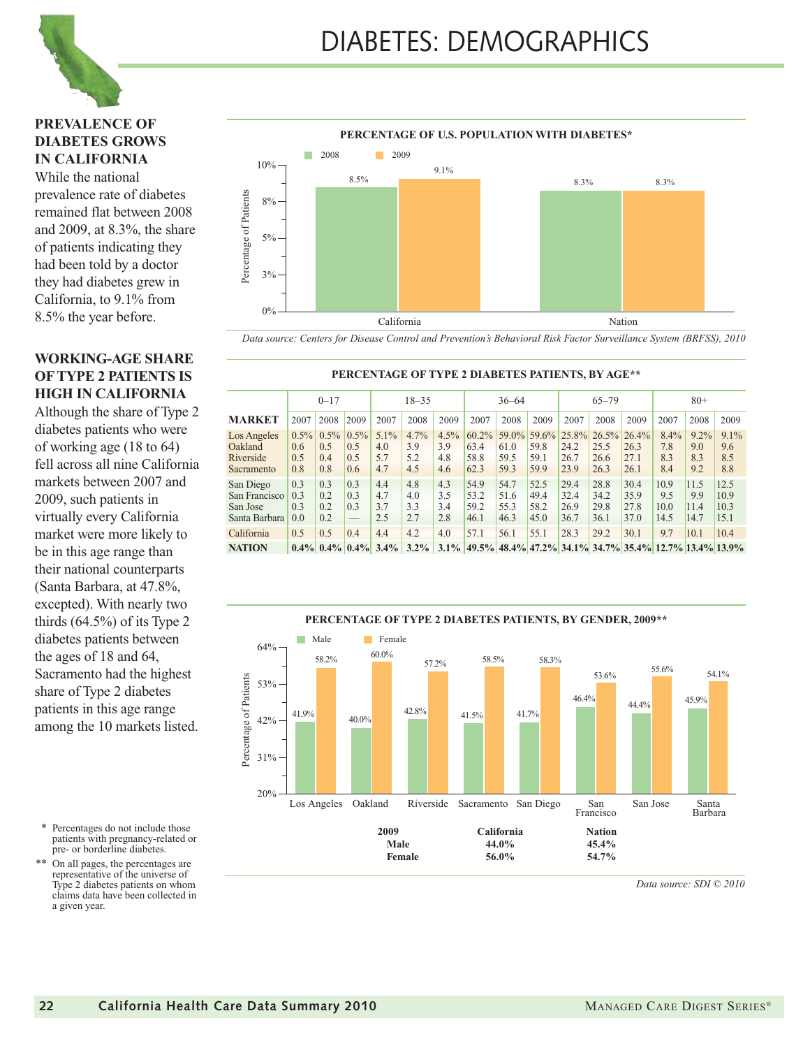# DIABETES: DEMOGRAPHICS

## PREVALENCE OF DIABETES GROWS IN CALIFORNIA

While the national prevalence rate of diabetes remained flat between 2008 and 2009, at 8.3%, the share of patients indicating they had been told by a doctor they had diabetes grew in California, to 9.1% from 8.5% the year before.

## WORKING-AGE SHARE OF TYPE 2 PATIENTS IS HIGH IN CALIFORNIA

Although the share of Type 2 diabetes patients who were of working age (18 to 64) fell across all nine California markets between 2007 and 2009, such patients in virtually every California market were more likely to be in this age range than their national counterparts (Santa Barbara, at 47.8%, excepted). With nearly two thirds (64.5%) of its Type 2 diabetes patients between the ages of 18 and 64, Sacramento had the highest share of Type 2 diabetes patients in this age range among the 10 markets listed.

### PERCENTAGE OF U.S. POPULATION WITH DIABETES*

| | 2008 | 2009 |
|---|---|---|
| California | 8.5% | 9.1% |
| Nation | 8.3% | 8.3% |

*Data source: Centers for Disease Control and Prevention's Behavioral Risk Factor Surveillance System (BRFSS), 2010*

### PERCENTAGE OF TYPE 2 DIABETES PATIENTS, BY AGE**

| | 0–17 | | | 18–35 | | | 36–64 | | | 65–79 | | | 80+ | | |
|---|---|---|---|---|---|---|---|---|---|---|---|---|---|---|---|
| **MARKET** | 2007 | 2008 | 2009 | 2007 | 2008 | 2009 | 2007 | 2008 | 2009 | 2007 | 2008 | 2009 | 2007 | 2008 | 2009 |
| Los Angeles | 0.5% | 0.5% | 0.5% | 5.1% | 4.7% | 4.5% | 60.2% | 59.0% | 59.6% | 25.8% | 26.5% | 26.4% | 8.4% | 9.2% | 9.1% |
| Oakland | 0.6 | 0.5 | 0.5 | 4.0 | 3.9 | 3.9 | 63.4 | 61.0 | 59.8 | 24.2 | 25.5 | 26.3 | 7.8 | 9.0 | 9.6 |
| Riverside | 0.5 | 0.4 | 0.5 | 5.7 | 5.2 | 4.8 | 58.8 | 59.5 | 59.1 | 26.7 | 26.6 | 27.1 | 8.3 | 8.3 | 8.5 |
| Sacramento | 0.8 | 0.8 | 0.6 | 4.7 | 4.5 | 4.6 | 62.3 | 59.3 | 59.9 | 23.9 | 26.3 | 26.1 | 8.4 | 9.2 | 8.8 |
| San Diego | 0.3 | 0.3 | 0.3 | 4.4 | 4.8 | 4.3 | 54.9 | 54.7 | 52.5 | 29.4 | 28.8 | 30.4 | 10.9 | 11.5 | 12.5 |
| San Francisco | 0.3 | 0.2 | 0.3 | 4.7 | 4.0 | 3.5 | 53.2 | 51.6 | 49.4 | 32.4 | 34.2 | 35.9 | 9.5 | 9.9 | 10.9 |
| San Jose | 0.3 | 0.2 | 0.3 | 3.7 | 3.3 | 3.4 | 59.2 | 55.3 | 58.2 | 26.9 | 29.8 | 27.8 | 10.0 | 11.4 | 10.3 |
| Santa Barbara | 0.0 | 0.2 | — | 2.5 | 2.7 | 2.8 | 46.1 | 46.3 | 45.0 | 36.7 | 36.1 | 37.0 | 14.5 | 14.7 | 15.1 |
| California | 0.5 | 0.5 | 0.4 | 4.4 | 4.2 | 4.0 | 57.1 | 56.1 | 55.1 | 28.3 | 29.2 | 30.1 | 9.7 | 10.1 | 10.4 |
| **NATION** | **0.4%** | **0.4%** | **0.4%** | **3.4%** | **3.2%** | **3.1%** | **49.5%** | **48.4%** | **47.2%** | **34.1%** | **34.7%** | **35.4%** | **12.7%** | **13.4%** | **13.9%** |

### PERCENTAGE OF TYPE 2 DIABETES PATIENTS, BY GENDER, 2009**

| | Male | Female |
|---|---|---|
| Los Angeles | 41.9% | 58.2% |
| Oakland | 40.0% | 60.0% |
| Riverside | 42.8% | 57.2% |
| Sacramento | 41.5% | 58.5% |
| San Diego | 41.7% | 58.3% |
| San Francisco | 46.4% | 53.6% |
| San Jose | 44.4% | 55.6% |
| Santa Barbara | 45.9% | 54.1% |

| **2009** | **California** | **Nation** |
|---|---|---|
| **Male** | **44.0%** | **45.4%** |
| **Female** | **56.0%** | **54.7%** |

*Data source: SDI © 2010*

\* Percentages do not include those patients with pregnancy-related or pre- or borderline diabetes.

\*\* On all pages, the percentages are representative of the universe of Type 2 diabetes patients on whom claims data have been collected in a given year.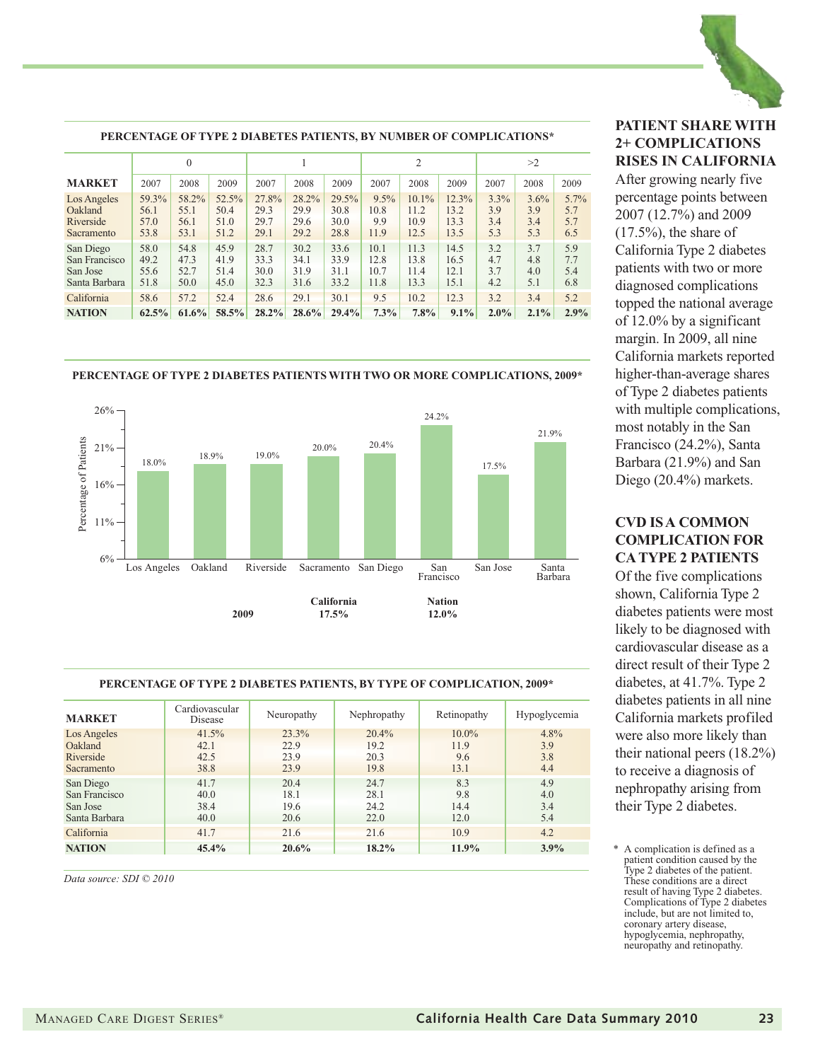## PERCENTAGE OF TYPE 2 DIABETES PATIENTS, BY NUMBER OF COMPLICATIONS*

| MARKET | 0 | | | 1 | | | 2 | | | >2 | | |
|---|---|---|---|---|---|---|---|---|---|---|---|---|
| | 2007 | 2008 | 2009 | 2007 | 2008 | 2009 | 2007 | 2008 | 2009 | 2007 | 2008 | 2009 |
| Los Angeles | 59.3% | 58.2% | 52.5% | 27.8% | 28.2% | 29.5% | 9.5% | 10.1% | 12.3% | 3.3% | 3.6% | 5.7% |
| Oakland | 56.1 | 55.1 | 50.4 | 29.3 | 29.9 | 30.8 | 10.8 | 11.2 | 13.2 | 3.9 | 3.9 | 5.7 |
| Riverside | 57.0 | 56.1 | 51.0 | 29.7 | 29.6 | 30.0 | 9.9 | 10.9 | 13.3 | 3.4 | 3.4 | 5.7 |
| Sacramento | 53.8 | 53.1 | 51.2 | 29.1 | 29.2 | 28.8 | 11.9 | 12.5 | 13.5 | 5.3 | 5.3 | 6.5 |
| San Diego | 58.0 | 54.8 | 45.9 | 28.7 | 30.2 | 33.6 | 10.1 | 11.3 | 14.5 | 3.2 | 3.7 | 5.9 |
| San Francisco | 49.2 | 47.3 | 41.9 | 33.3 | 34.1 | 33.9 | 12.8 | 13.8 | 16.5 | 4.7 | 4.8 | 7.7 |
| San Jose | 55.6 | 52.7 | 51.4 | 30.0 | 31.9 | 31.1 | 10.7 | 11.4 | 12.1 | 3.7 | 4.0 | 5.4 |
| Santa Barbara | 51.8 | 50.0 | 45.0 | 32.3 | 31.6 | 33.2 | 11.8 | 13.3 | 15.1 | 4.2 | 5.1 | 6.8 |
| California | 58.6 | 57.2 | 52.4 | 28.6 | 29.1 | 30.1 | 9.5 | 10.2 | 12.3 | 3.2 | 3.4 | 5.2 |
| **NATION** | **62.5%** | **61.6%** | **58.5%** | **28.2%** | **28.6%** | **29.4%** | **7.3%** | **7.8%** | **9.1%** | **2.0%** | **2.1%** | **2.9%** |

## PERCENTAGE OF TYPE 2 DIABETES PATIENTS WITH TWO OR MORE COMPLICATIONS, 2009*

| Market | Percentage of Patients |
|---|---|
| Los Angeles | 18.0% |
| Oakland | 18.9% |
| Riverside | 19.0% |
| Sacramento | 20.0% |
| San Diego | 20.4% |
| San Francisco | 24.2% |
| San Jose | 17.5% |
| Santa Barbara | 21.9% |

2009 — California 17.5% — Nation 12.0%

## PERCENTAGE OF TYPE 2 DIABETES PATIENTS, BY TYPE OF COMPLICATION, 2009*

| MARKET | Cardiovascular Disease | Neuropathy | Nephropathy | Retinopathy | Hypoglycemia |
|---|---|---|---|---|---|
| Los Angeles | 41.5% | 23.3% | 20.4% | 10.0% | 4.8% |
| Oakland | 42.1 | 22.9 | 19.2 | 11.9 | 3.9 |
| Riverside | 42.5 | 23.9 | 20.3 | 9.6 | 3.8 |
| Sacramento | 38.8 | 23.9 | 19.8 | 13.1 | 4.4 |
| San Diego | 41.7 | 20.4 | 24.7 | 8.3 | 4.9 |
| San Francisco | 40.0 | 18.1 | 28.1 | 9.8 | 4.0 |
| San Jose | 38.4 | 19.6 | 24.2 | 14.4 | 3.4 |
| Santa Barbara | 40.0 | 20.6 | 22.0 | 12.0 | 5.4 |
| California | 41.7 | 21.6 | 21.6 | 10.9 | 4.2 |
| **NATION** | **45.4%** | **20.6%** | **18.2%** | **11.9%** | **3.9%** |

*Data source: SDI © 2010*

### PATIENT SHARE WITH 2+ COMPLICATIONS RISES IN CALIFORNIA

After growing nearly five percentage points between 2007 (12.7%) and 2009 (17.5%), the share of California Type 2 diabetes patients with two or more diagnosed complications topped the national average of 12.0% by a significant margin. In 2009, all nine California markets reported higher-than-average shares of Type 2 diabetes patients with multiple complications, most notably in the San Francisco (24.2%), Santa Barbara (21.9%) and San Diego (20.4%) markets.

### CVD IS A COMMON COMPLICATION FOR CA TYPE 2 PATIENTS

Of the five complications shown, California Type 2 diabetes patients were most likely to be diagnosed with cardiovascular disease as a direct result of their Type 2 diabetes, at 41.7%. Type 2 diabetes patients in all nine California markets profiled were also more likely than their national peers (18.2%) to receive a diagnosis of nephropathy arising from their Type 2 diabetes.

\* A complication is defined as a patient condition caused by the Type 2 diabetes of the patient. These conditions are a direct result of having Type 2 diabetes. Complications of Type 2 diabetes include, but are not limited to, coronary artery disease, hypoglycemia, nephropathy, neuropathy and retinopathy.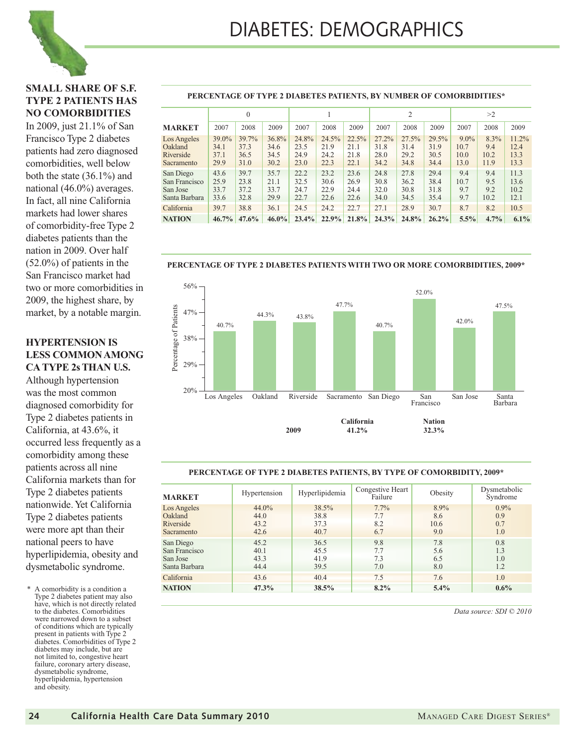# DIABETES: DEMOGRAPHICS

### SMALL SHARE OF S.F. TYPE 2 PATIENTS HAS NO COMORBIDITIES

In 2009, just 21.1% of San Francisco Type 2 diabetes patients had zero diagnosed comorbidities, well below both the state (36.1%) and national (46.0%) averages. In fact, all nine California markets had lower shares of comorbidity-free Type 2 diabetes patients than the nation in 2009. Over half (52.0%) of patients in the San Francisco market had two or more comorbidities in 2009, the highest share, by market, by a notable margin.

### HYPERTENSION IS LESS COMMON AMONG CA TYPE 2s THAN U.S.

Although hypertension was the most common diagnosed comorbidity for Type 2 diabetes patients in California, at 43.6%, it occurred less frequently as a comorbidity among these patients across all nine California markets than for Type 2 diabetes patients nationwide. Yet California Type 2 diabetes patients were more apt than their national peers to have hyperlipidemia, obesity and dysmetabolic syndrome.

\* A comorbidity is a condition a Type 2 diabetes patient may also have, which is not directly related to the diabetes. Comorbidities were narrowed down to a subset of conditions which are typically present in patients with Type 2 diabetes. Comorbidities of Type 2 diabetes may include, but are not limited to, congestive heart failure, coronary artery disease, dysmetabolic syndrome, hyperlipidemia, hypertension and obesity.

**PERCENTAGE OF TYPE 2 DIABETES PATIENTS, BY NUMBER OF COMORBIDITIES***

| | 0 | | | 1 | | | 2 | | | >2 | | |
|---|---|---|---|---|---|---|---|---|---|---|---|---|
| **MARKET** | 2007 | 2008 | 2009 | 2007 | 2008 | 2009 | 2007 | 2008 | 2009 | 2007 | 2008 | 2009 |
| Los Angeles | 39.0% | 39.7% | 36.8% | 24.8% | 24.5% | 22.5% | 27.2% | 27.5% | 29.5% | 9.0% | 8.3% | 11.2% |
| Oakland | 34.1 | 37.3 | 34.6 | 23.5 | 21.9 | 21.1 | 31.8 | 31.4 | 31.9 | 10.7 | 9.4 | 12.4 |
| Riverside | 37.1 | 36.5 | 34.5 | 24.9 | 24.2 | 21.8 | 28.0 | 29.2 | 30.5 | 10.0 | 10.2 | 13.3 |
| Sacramento | 29.9 | 31.0 | 30.2 | 23.0 | 22.3 | 22.1 | 34.2 | 34.8 | 34.4 | 13.0 | 11.9 | 13.3 |
| San Diego | 43.6 | 39.7 | 35.7 | 22.2 | 23.2 | 23.6 | 24.8 | 27.8 | 29.4 | 9.4 | 9.4 | 11.3 |
| San Francisco | 25.9 | 23.8 | 21.1 | 32.5 | 30.6 | 26.9 | 30.8 | 36.2 | 38.4 | 10.7 | 9.5 | 13.6 |
| San Jose | 33.7 | 37.2 | 33.7 | 24.7 | 22.9 | 24.4 | 32.0 | 30.8 | 31.8 | 9.7 | 9.2 | 10.2 |
| Santa Barbara | 33.6 | 32.8 | 29.9 | 22.7 | 22.6 | 22.6 | 34.0 | 34.5 | 35.4 | 9.7 | 10.2 | 12.1 |
| California | 39.7 | 38.8 | 36.1 | 24.5 | 24.2 | 22.7 | 27.1 | 28.9 | 30.7 | 8.7 | 8.2 | 10.5 |
| **NATION** | **46.7%** | **47.6%** | **46.0%** | **23.4%** | **22.9%** | **21.8%** | **24.3%** | **24.8%** | **26.2%** | **5.5%** | **4.7%** | **6.1%** |

**PERCENTAGE OF TYPE 2 DIABETES PATIENTS WITH TWO OR MORE COMORBIDITIES, 2009***

| Market | Percentage of Patients |
|---|---|
| Los Angeles | 40.7% |
| Oakland | 44.3% |
| Riverside | 43.8% |
| Sacramento | 47.7% |
| San Diego | 40.7% |
| San Francisco | 52.0% |
| San Jose | 42.0% |
| Santa Barbara | 47.5% |

**2009** — **California 41.2%** — **Nation 32.3%**

**PERCENTAGE OF TYPE 2 DIABETES PATIENTS, BY TYPE OF COMORBIDITY, 2009***

| **MARKET** | Hypertension | Hyperlipidemia | Congestive Heart Failure | Obesity | Dysmetabolic Syndrome |
|---|---|---|---|---|---|
| Los Angeles | 44.0% | 38.5% | 7.7% | 8.9% | 0.9% |
| Oakland | 44.0 | 38.8 | 7.7 | 8.6 | 0.9 |
| Riverside | 43.2 | 37.3 | 8.2 | 10.6 | 0.7 |
| Sacramento | 42.6 | 40.7 | 6.7 | 9.0 | 1.0 |
| San Diego | 45.2 | 36.5 | 9.8 | 7.8 | 0.8 |
| San Francisco | 40.1 | 45.5 | 7.7 | 5.6 | 1.3 |
| San Jose | 43.3 | 41.9 | 7.3 | 6.5 | 1.0 |
| Santa Barbara | 44.4 | 39.5 | 7.0 | 8.0 | 1.2 |
| California | 43.6 | 40.4 | 7.5 | 7.6 | 1.0 |
| **NATION** | **47.3%** | **38.5%** | **8.2%** | **5.4%** | **0.6%** |

*Data source: SDI © 2010*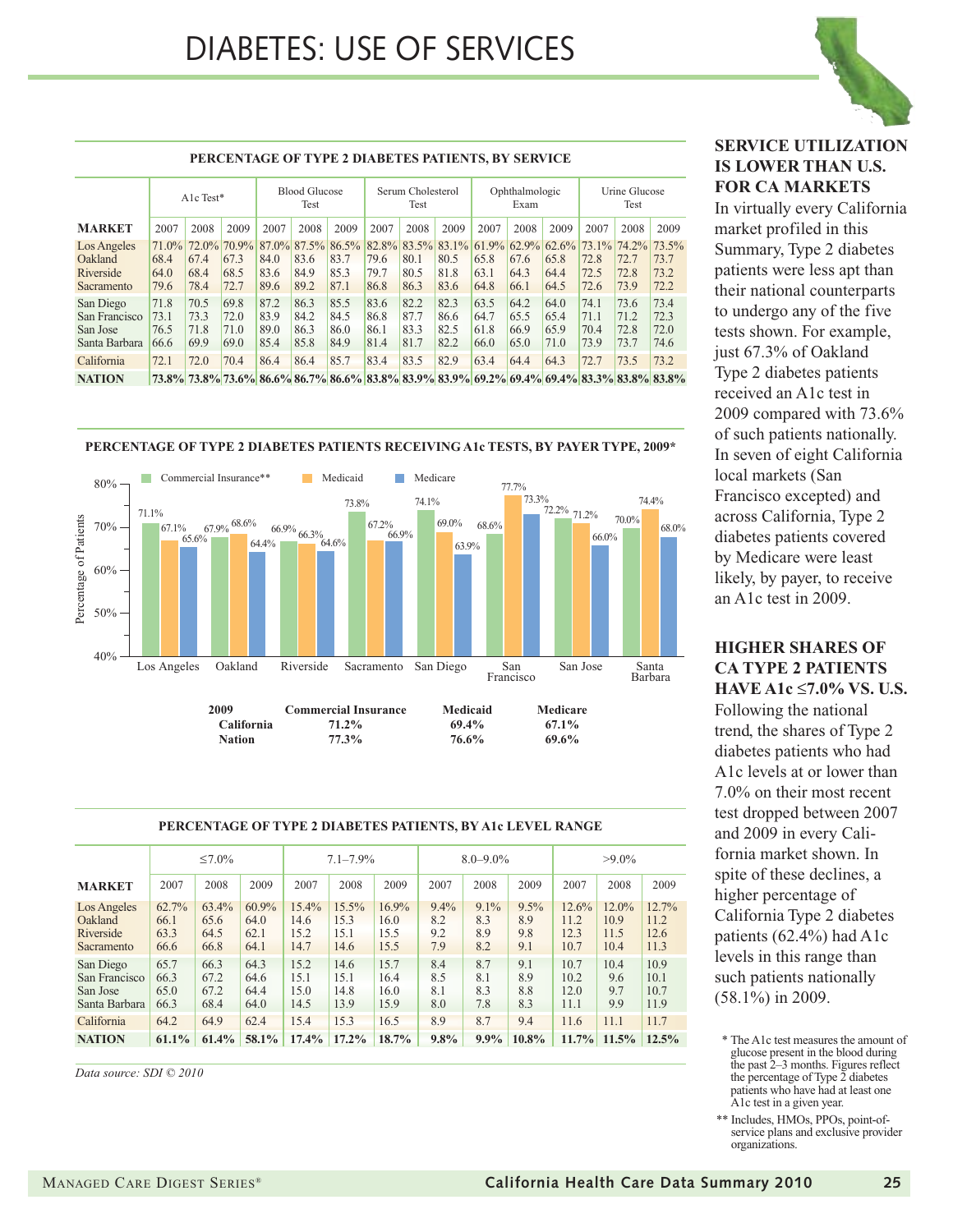#  DIABETES: USE OF SERVICES

**PERCENTAGE OF TYPE 2 DIABETES PATIENTS, BY SERVICE**

| MARKET | A1c Test* | | | Blood Glucose Test | | | Serum Cholesterol Test | | | Ophthalmologic Exam | | | Urine Glucose Test | | |
|---|---|---|---|---|---|---|---|---|---|---|---|---|---|---|---|
| | 2007 | 2008 | 2009 | 2007 | 2008 | 2009 | 2007 | 2008 | 2009 | 2007 | 2008 | 2009 | 2007 | 2008 | 2009 |
| Los Angeles | 71.0% | 72.0% | 70.9% | 87.0% | 87.5% | 86.5% | 82.8% | 83.5% | 83.1% | 61.9% | 62.9% | 62.6% | 73.1% | 74.2% | 73.5% |
| Oakland | 68.4 | 67.4 | 67.3 | 84.0 | 83.6 | 83.7 | 79.6 | 80.1 | 80.5 | 65.8 | 67.6 | 65.8 | 72.8 | 72.7 | 73.7 |
| Riverside | 64.0 | 68.4 | 68.5 | 83.6 | 84.9 | 85.3 | 79.7 | 80.5 | 81.8 | 63.1 | 64.3 | 64.4 | 72.5 | 72.8 | 73.2 |
| Sacramento | 79.6 | 78.4 | 72.7 | 89.6 | 89.2 | 87.1 | 86.8 | 86.3 | 83.6 | 64.8 | 66.1 | 64.5 | 72.6 | 73.9 | 72.2 |
| San Diego | 71.8 | 70.5 | 69.8 | 87.2 | 86.3 | 85.5 | 83.6 | 82.2 | 82.3 | 63.5 | 64.2 | 64.0 | 74.1 | 73.6 | 73.4 |
| San Francisco | 73.1 | 73.3 | 72.0 | 83.9 | 84.2 | 84.5 | 86.8 | 87.7 | 86.6 | 64.7 | 65.5 | 65.4 | 71.1 | 71.2 | 72.3 |
| San Jose | 76.5 | 71.8 | 71.0 | 89.0 | 86.3 | 86.0 | 86.1 | 83.3 | 82.5 | 61.8 | 66.9 | 65.9 | 70.4 | 72.8 | 72.0 |
| Santa Barbara | 66.6 | 69.9 | 69.0 | 85.4 | 85.8 | 84.9 | 81.4 | 81.7 | 82.2 | 66.0 | 65.0 | 71.0 | 73.9 | 73.7 | 74.6 |
| California | 72.1 | 72.0 | 70.4 | 86.4 | 86.4 | 85.7 | 83.4 | 83.5 | 82.9 | 63.4 | 64.4 | 64.3 | 72.7 | 73.5 | 73.2 |
| **NATION** | **73.8%** | **73.8%** | **73.6%** | **86.6%** | **86.7%** | **86.6%** | **83.8%** | **83.9%** | **83.9%** | **69.2%** | **69.4%** | **69.4%** | **83.3%** | **83.8%** | **83.8%** |

**PERCENTAGE OF TYPE 2 DIABETES PATIENTS RECEIVING A1c TESTS, BY PAYER TYPE, 2009***

| Market | Commercial Insurance** | Medicaid | Medicare |
|---|---|---|---|
| Los Angeles | 71.1% | 67.1% | 65.6% |
| Oakland | 67.9% | 68.6% | 64.4% |
| Riverside | 66.9% | 66.3% | 64.6% |
| Sacramento | 73.8% | 67.2% | 66.9% |
| San Diego | 74.1% | 69.0% | 63.9% |
| San Francisco | 68.6% | 77.7% | 73.3% |
| San Jose | 72.2% | 71.2% | 66.0% |
| Santa Barbara | 70.0% | 74.4% | 68.0% |

| 2009 | Commercial Insurance | Medicaid | Medicare |
|---|---|---|---|
| **California** | **71.2%** | **69.4%** | **67.1%** |
| **Nation** | **77.3%** | **76.6%** | **69.6%** |

**PERCENTAGE OF TYPE 2 DIABETES PATIENTS, BY A1c LEVEL RANGE**

| MARKET | ≤7.0% | | | 7.1–7.9% | | | 8.0–9.0% | | | >9.0% | | |
|---|---|---|---|---|---|---|---|---|---|---|---|---|
| | 2007 | 2008 | 2009 | 2007 | 2008 | 2009 | 2007 | 2008 | 2009 | 2007 | 2008 | 2009 |
| Los Angeles | 62.7% | 63.4% | 60.9% | 15.4% | 15.5% | 16.9% | 9.4% | 9.1% | 9.5% | 12.6% | 12.0% | 12.7% |
| Oakland | 66.1 | 65.6 | 64.0 | 14.6 | 15.3 | 16.0 | 8.2 | 8.3 | 8.9 | 11.2 | 10.9 | 11.2 |
| Riverside | 63.3 | 64.5 | 62.1 | 15.2 | 15.1 | 15.5 | 9.2 | 8.9 | 9.8 | 12.3 | 11.5 | 12.6 |
| Sacramento | 66.6 | 66.8 | 64.1 | 14.7 | 14.6 | 15.5 | 7.9 | 8.2 | 9.1 | 10.7 | 10.4 | 11.3 |
| San Diego | 65.7 | 66.3 | 64.3 | 15.2 | 14.6 | 15.7 | 8.4 | 8.7 | 9.1 | 10.7 | 10.4 | 10.9 |
| San Francisco | 66.3 | 67.2 | 64.6 | 15.1 | 15.1 | 16.4 | 8.5 | 8.1 | 8.9 | 10.2 | 9.6 | 10.1 |
| San Jose | 65.0 | 67.2 | 64.4 | 15.0 | 14.8 | 16.0 | 8.1 | 8.3 | 8.8 | 12.0 | 9.7 | 10.7 |
| Santa Barbara | 66.3 | 68.4 | 64.0 | 14.5 | 13.9 | 15.9 | 8.0 | 7.8 | 8.3 | 11.1 | 9.9 | 11.9 |
| California | 64.2 | 64.9 | 62.4 | 15.4 | 15.3 | 16.5 | 8.9 | 8.7 | 9.4 | 11.6 | 11.1 | 11.7 |
| **NATION** | **61.1%** | **61.4%** | **58.1%** | **17.4%** | **17.2%** | **18.7%** | **9.8%** | **9.9%** | **10.8%** | **11.7%** | **11.5%** | **12.5%** |

*Data source: SDI © 2010*

**SERVICE UTILIZATION IS LOWER THAN U.S. FOR CA MARKETS**

In virtually every California market profiled in this Summary, Type 2 diabetes patients were less apt than their national counterparts to undergo any of the five tests shown. For example, just 67.3% of Oakland Type 2 diabetes patients received an A1c test in 2009 compared with 73.6% of such patients nationally. In seven of eight California local markets (San Francisco excepted) and across California, Type 2 diabetes patients covered by Medicare were least likely, by payer, to receive an A1c test in 2009.

**HIGHER SHARES OF CA TYPE 2 PATIENTS HAVE A1c ≤7.0% VS. U.S.**

Following the national trend, the shares of Type 2 diabetes patients who had A1c levels at or lower than 7.0% on their most recent test dropped between 2007 and 2009 in every California market shown. In spite of these declines, a higher percentage of California Type 2 diabetes patients (62.4%) had A1c levels in this range than such patients nationally (58.1%) in 2009.

\* The A1c test measures the amount of glucose present in the blood during the past 2–3 months. Figures reflect the percentage of Type 2 diabetes patients who have had at least one A1c test in a given year.

** Includes, HMOs, PPOs, point-of-service plans and exclusive provider organizations.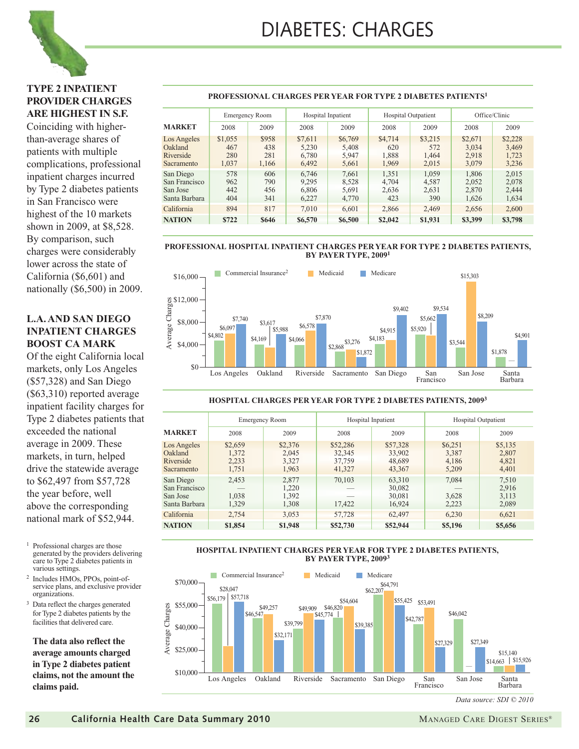# DIABETES: CHARGES

### TYPE 2 INPATIENT PROVIDER CHARGES ARE HIGHEST IN S.F.

Coinciding with higher-than-average shares of patients with multiple complications, professional inpatient charges incurred by Type 2 diabetes patients in San Francisco were highest of the 10 markets shown in 2009, at $8,528. By comparison, such charges were considerably lower across the state of California ($6,601) and nationally ($6,500) in 2009.

### L.A. AND SAN DIEGO INPATIENT CHARGES BOOST CA MARK

Of the eight California local markets, only Los Angeles ($57,328) and San Diego ($63,310) reported average inpatient facility charges for Type 2 diabetes patients that exceeded the national average in 2009. These markets, in turn, helped drive the statewide average to $62,497 from $57,728 the year before, well above the corresponding national mark of $52,944.

**PROFESSIONAL CHARGES PER YEAR FOR TYPE 2 DIABETES PATIENTS[1]**

| MARKET | Emergency Room | | Hospital Inpatient | | Hospital Outpatient | | Office/Clinic | |
|---|---|---|---|---|---|---|---|---|
| | 2008 | 2009 | 2008 | 2009 | 2008 | 2009 | 2008 | 2009 |
| Los Angeles | $1,055 | $958 | $7,611 | $6,769 | $4,714 | $3,215 | $2,671 | $2,228 |
| Oakland | 467 | 438 | 5,230 | 5,408 | 620 | 572 | 3,034 | 3,469 |
| Riverside | 280 | 281 | 6,780 | 5,947 | 1,888 | 1,464 | 2,918 | 1,723 |
| Sacramento | 1,037 | 1,166 | 6,492 | 5,661 | 1,969 | 2,015 | 3,079 | 3,236 |
| San Diego | 578 | 606 | 6,746 | 7,661 | 1,351 | 1,059 | 1,806 | 2,015 |
| San Francisco | 962 | 790 | 9,295 | 8,528 | 4,704 | 4,587 | 2,052 | 2,078 |
| San Jose | 442 | 456 | 6,806 | 5,691 | 2,636 | 2,631 | 2,870 | 2,444 |
| Santa Barbara | 404 | 341 | 6,227 | 4,770 | 423 | 390 | 1,626 | 1,634 |
| California | 894 | 817 | 7,010 | 6,601 | 2,866 | 2,469 | 2,656 | 2,600 |
| **NATION** | **$722** | **$646** | **$6,570** | **$6,500** | **$2,042** | **$1,931** | **$3,399** | **$3,798** |

**PROFESSIONAL HOSPITAL INPATIENT CHARGES PER YEAR FOR TYPE 2 DIABETES PATIENTS, BY PAYER TYPE, 2009[1]**

| Market | Commercial Insurance[2] | Medicaid | Medicare |
|---|---|---|---|
| Los Angeles | $4,802 | $6,097 | $7,740 |
| Oakland | $4,169 | $3,617 | $5,988 |
| Riverside | $4,066 | $6,578 | $7,870 |
| Sacramento | $2,868 | $3,276 | $1,872 |
| San Diego | $4,183 | $4,915 | $9,402 |
| San Francisco | $5,920 | $5,662 | $9,534 |
| San Jose | $3,544 | $15,303 | $8,209 |
| Santa Barbara | $1,878 | — | $4,901 |

**HOSPITAL CHARGES PER YEAR FOR TYPE 2 DIABETES PATIENTS, 2009[3]**

| MARKET | Emergency Room | | Hospital Inpatient | | Hospital Outpatient | |
|---|---|---|---|---|---|---|
| | 2008 | 2009 | 2008 | 2009 | 2008 | 2009 |
| Los Angeles | $2,659 | $2,376 | $52,286 | $57,328 | $6,251 | $5,135 |
| Oakland | 1,372 | 2,045 | 32,345 | 33,902 | 3,387 | 2,807 |
| Riverside | 2,233 | 3,327 | 37,759 | 48,689 | 4,186 | 4,821 |
| Sacramento | 1,751 | 1,963 | 41,327 | 43,367 | 5,209 | 4,401 |
| San Diego | 2,453 | 2,877 | 70,103 | 63,310 | 7,084 | 7,510 |
| San Francisco | — | 1,220 | — | 30,082 | — | 2,916 |
| San Jose | 1,038 | 1,392 | — | 30,081 | 3,628 | 3,113 |
| Santa Barbara | 1,329 | 1,308 | 17,422 | 16,924 | 2,223 | 2,089 |
| California | 2,754 | 3,053 | 57,728 | 62,497 | 6,230 | 6,621 |
| **NATION** | **$1,854** | **$1,948** | **$52,730** | **$52,944** | **$5,196** | **$5,656** |

**HOSPITAL INPATIENT CHARGES PER YEAR FOR TYPE 2 DIABETES PATIENTS, BY PAYER TYPE, 2009[3]**

| Market | Commercial Insurance[2] | Medicaid | Medicare |
|---|---|---|---|
| Los Angeles | $56,179 | $28,047 | $57,718 |
| Oakland | $46,547 | $49,257 | $32,171 |
| Riverside | $39,799 | $49,909 | $45,774 |
| Sacramento | $46,820 | $54,604 | $39,385 |
| San Diego | $62,207 | $64,791 | $55,425 |
| San Francisco | $42,787 | $53,491 | $27,329 |
| San Jose | $46,042 | — | $27,349 |
| Santa Barbara | $14,663 | $15,140 | $15,926 |

*Data source: SDI © 2010*

[1] Professional charges are those generated by the providers delivering care to Type 2 diabetes patients in various settings.

[2] Includes HMOs, PPOs, point-of-service plans, and exclusive provider organizations.

[3] Data reflect the charges generated for Type 2 diabetes patients by the facilities that delivered care.

**The data also reflect the average amounts charged in Type 2 diabetes patient claims, not the amount the claims paid.**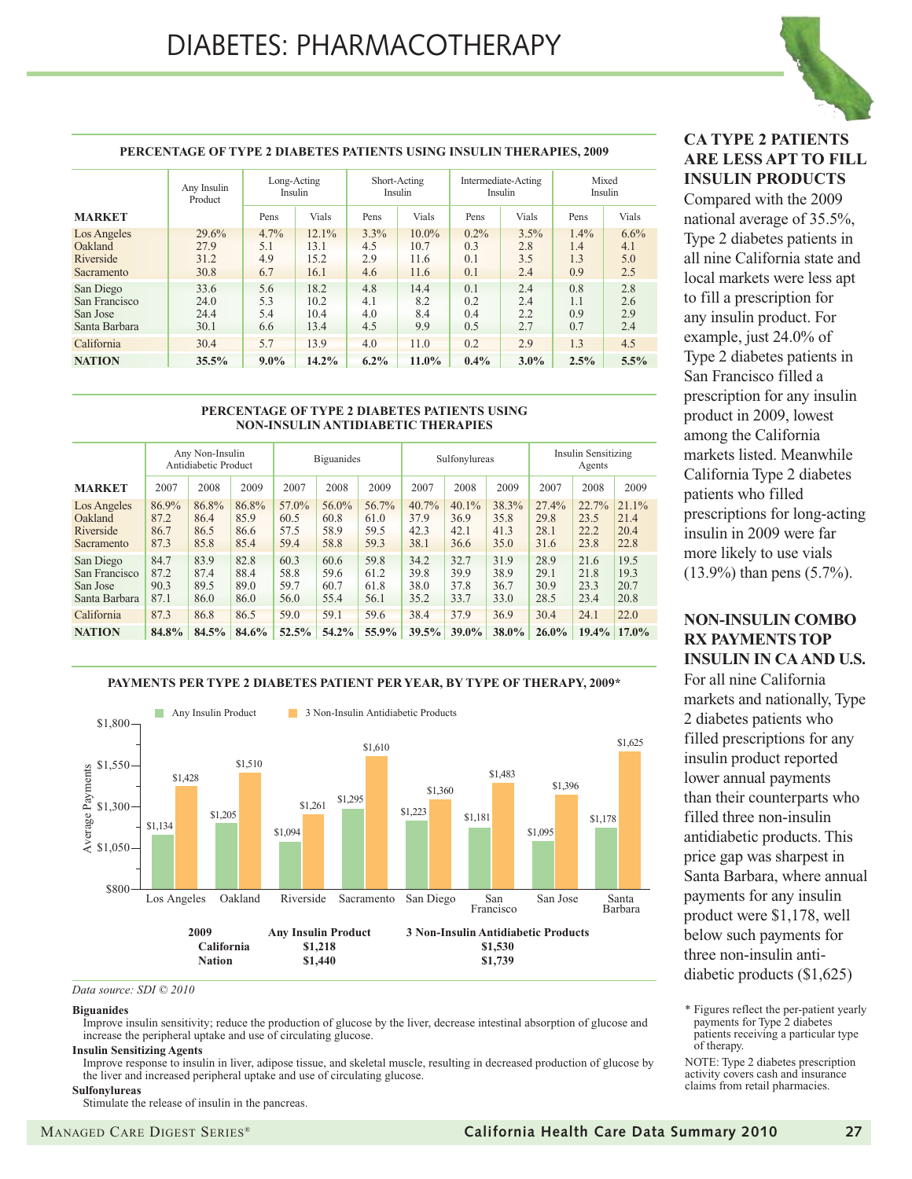# DIABETES: PHARMACOTHERAPY

**PERCENTAGE OF TYPE 2 DIABETES PATIENTS USING INSULIN THERAPIES, 2009**

| MARKET | Any Insulin Product | Long-Acting Insulin | | Short-Acting Insulin | | Intermediate-Acting Insulin | | Mixed Insulin | |
|---|---|---|---|---|---|---|---|---|---|
| | | Pens | Vials | Pens | Vials | Pens | Vials | Pens | Vials |
| Los Angeles | 29.6% | 4.7% | 12.1% | 3.3% | 10.0% | 0.2% | 3.5% | 1.4% | 6.6% |
| Oakland | 27.9 | 5.1 | 13.1 | 4.5 | 10.7 | 0.3 | 2.8 | 1.4 | 4.1 |
| Riverside | 31.2 | 4.9 | 15.2 | 2.9 | 11.6 | 0.1 | 3.5 | 1.3 | 5.0 |
| Sacramento | 30.8 | 6.7 | 16.1 | 4.6 | 11.6 | 0.1 | 2.4 | 0.9 | 2.5 |
| San Diego | 33.6 | 5.6 | 18.2 | 4.8 | 14.4 | 0.1 | 2.4 | 0.8 | 2.8 |
| San Francisco | 24.0 | 5.3 | 10.2 | 4.1 | 8.2 | 0.2 | 2.4 | 1.1 | 2.6 |
| San Jose | 24.4 | 5.4 | 10.4 | 4.0 | 8.4 | 0.4 | 2.2 | 0.9 | 2.9 |
| Santa Barbara | 30.1 | 6.6 | 13.4 | 4.5 | 9.9 | 0.5 | 2.7 | 0.7 | 2.4 |
| California | 30.4 | 5.7 | 13.9 | 4.0 | 11.0 | 0.2 | 2.9 | 1.3 | 4.5 |
| **NATION** | **35.5%** | **9.0%** | **14.2%** | **6.2%** | **11.0%** | **0.4%** | **3.0%** | **2.5%** | **5.5%** |

**PERCENTAGE OF TYPE 2 DIABETES PATIENTS USING NON-INSULIN ANTIDIABETIC THERAPIES**

| MARKET | Any Non-Insulin Antidiabetic Product | | | Biguanides | | | Sulfonylureas | | | Insulin Sensitizing Agents | | |
|---|---|---|---|---|---|---|---|---|---|---|---|---|
| | 2007 | 2008 | 2009 | 2007 | 2008 | 2009 | 2007 | 2008 | 2009 | 2007 | 2008 | 2009 |
| Los Angeles | 86.9% | 86.8% | 86.8% | 57.0% | 56.0% | 56.7% | 40.7% | 40.1% | 38.3% | 27.4% | 22.7% | 21.1% |
| Oakland | 87.2 | 86.4 | 85.9 | 60.5 | 60.8 | 61.0 | 37.9 | 36.9 | 35.8 | 29.8 | 23.5 | 21.4 |
| Riverside | 86.7 | 86.5 | 86.6 | 57.5 | 58.9 | 59.5 | 42.3 | 42.1 | 41.3 | 28.1 | 22.2 | 20.4 |
| Sacramento | 87.3 | 85.8 | 85.4 | 59.4 | 58.8 | 59.3 | 38.1 | 36.6 | 35.0 | 31.6 | 23.8 | 22.8 |
| San Diego | 84.7 | 83.9 | 82.8 | 60.3 | 60.6 | 59.8 | 34.2 | 32.7 | 31.9 | 28.9 | 21.6 | 19.5 |
| San Francisco | 87.2 | 87.4 | 88.4 | 58.8 | 59.6 | 61.2 | 39.8 | 39.9 | 38.9 | 29.1 | 21.8 | 19.3 |
| San Jose | 90.3 | 89.5 | 89.0 | 59.7 | 60.7 | 61.8 | 38.0 | 37.8 | 36.7 | 30.9 | 23.3 | 20.7 |
| Santa Barbara | 87.1 | 86.0 | 86.0 | 56.0 | 55.4 | 56.1 | 35.2 | 33.7 | 33.0 | 28.5 | 23.4 | 20.8 |
| California | 87.3 | 86.8 | 86.5 | 59.0 | 59.1 | 59.6 | 38.4 | 37.9 | 36.9 | 30.4 | 24.1 | 22.0 |
| **NATION** | **84.8%** | **84.5%** | **84.6%** | **52.5%** | **54.2%** | **55.9%** | **39.5%** | **39.0%** | **38.0%** | **26.0%** | **19.4%** | **17.0%** |

**PAYMENTS PER TYPE 2 DIABETES PATIENT PER YEAR, BY TYPE OF THERAPY, 2009***

| Market | Any Insulin Product | 3 Non-Insulin Antidiabetic Products |
|---|---|---|
| Los Angeles | $1,134 | $1,428 |
| Oakland | $1,205 | $1,510 |
| Riverside | $1,094 | $1,261 |
| Sacramento | $1,295 | $1,610 |
| San Diego | $1,223 | $1,360 |
| San Francisco | $1,181 | $1,483 |
| San Jose | $1,095 | $1,396 |
| Santa Barbara | $1,178 | $1,625 |

| 2009 | Any Insulin Product | 3 Non-Insulin Antidiabetic Products |
|---|---|---|
| **California** | **$1,218** | **$1,530** |
| **Nation** | **$1,440** | **$1,739** |

*Data source: SDI © 2010*

**Biguanides**
Improve insulin sensitivity; reduce the production of glucose by the liver, decrease intestinal absorption of glucose and increase the peripheral uptake and use of circulating glucose.

**Insulin Sensitizing Agents**
Improve response to insulin in liver, adipose tissue, and skeletal muscle, resulting in decreased production of glucose by the liver and increased peripheral uptake and use of circulating glucose.

**Sulfonylureas**
Stimulate the release of insulin in the pancreas.

### CA TYPE 2 PATIENTS ARE LESS APT TO FILL INSULIN PRODUCTS

Compared with the 2009 national average of 35.5%, Type 2 diabetes patients in all nine California state and local markets were less apt to fill a prescription for any insulin product. For example, just 24.0% of Type 2 diabetes patients in San Francisco filled a prescription for any insulin product in 2009, lowest among the California markets listed. Meanwhile California Type 2 diabetes patients who filled prescriptions for long-acting insulin in 2009 were far more likely to use vials (13.9%) than pens (5.7%).

### NON-INSULIN COMBO RX PAYMENTS TOP INSULIN IN CA AND U.S.

For all nine California markets and nationally, Type 2 diabetes patients who filled prescriptions for any insulin product reported lower annual payments than their counterparts who filled three non-insulin antidiabetic products. This price gap was sharpest in Santa Barbara, where annual payments for any insulin product were $1,178, well below such payments for three non-insulin antidiabetic products ($1,625)

\* Figures reflect the per-patient yearly payments for Type 2 diabetes patients receiving a particular type of therapy.

NOTE: Type 2 diabetes prescription activity covers cash and insurance claims from retail pharmacies.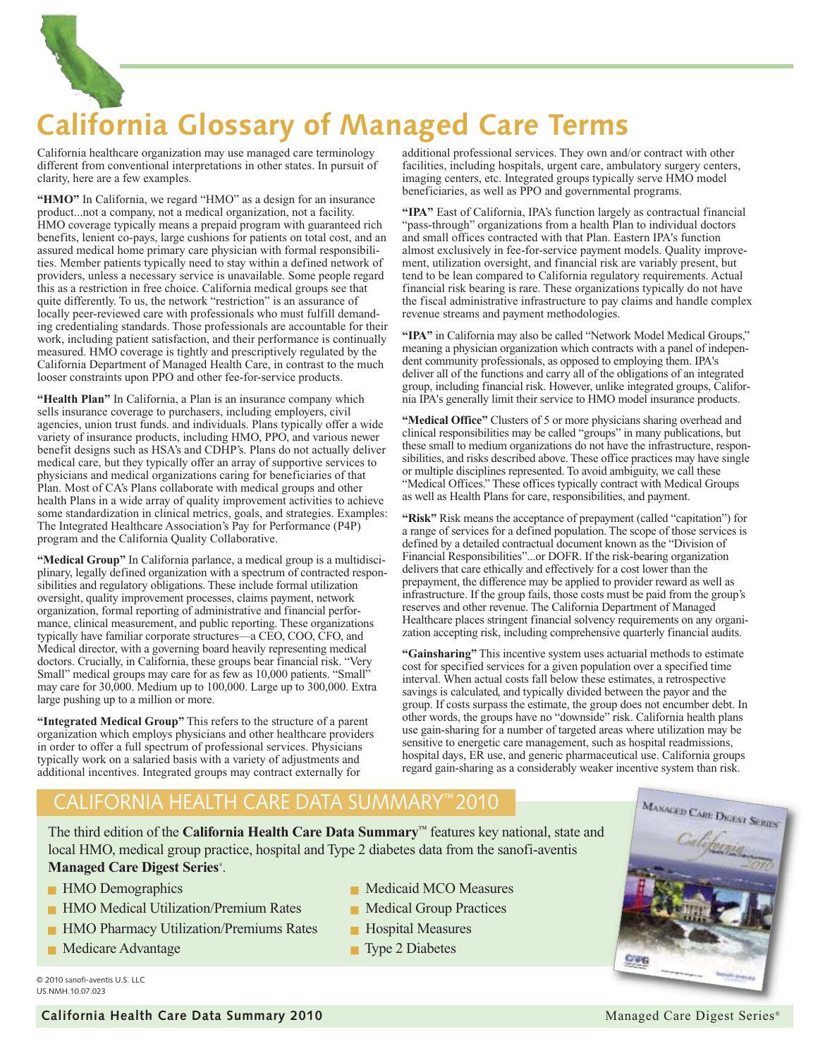# California Glossary of Managed Care Terms

California healthcare organization may use managed care terminology different from conventional interpretations in other states. In pursuit of clarity, here are a few examples.

**"HMO"** In California, we regard "HMO" as a design for an insurance product...not a company, not a medical organization, not a facility. HMO coverage typically means a prepaid program with guaranteed rich benefits, lenient co-pays, large cushions for patients on total cost, and an assured medical home primary care physician with formal responsibilities. Member patients typically need to stay within a defined network of providers, unless a necessary service is unavailable. Some people regard this as a restriction in free choice. California medical groups see that quite differently. To us, the network "restriction" is an assurance of locally peer-reviewed care with professionals who must fulfill demanding credentialing standards. Those professionals are accountable for their work, including patient satisfaction, and their performance is continually measured. HMO coverage is tightly and prescriptively regulated by the California Department of Managed Health Care, in contrast to the much looser constraints upon PPO and other fee-for-service products.

**"Health Plan"** In California, a Plan is an insurance company which sells insurance coverage to purchasers, including employers, civil agencies, union trust funds. and individuals. Plans typically offer a wide variety of insurance products, including HMO, PPO, and various newer benefit designs such as HSA's and CDHP's. Plans do not actually deliver medical care, but they typically offer an array of supportive services to physicians and medical organizations caring for beneficiaries of that Plan. Most of CA's Plans collaborate with medical groups and other health Plans in a wide array of quality improvement activities to achieve some standardization in clinical metrics, goals, and strategies. Examples: The Integrated Healthcare Association's Pay for Performance (P4P) program and the California Quality Collaborative.

**"Medical Group"** In California parlance, a medical group is a multidisciplinary, legally defined organization with a spectrum of contracted responsibilities and regulatory obligations. These include formal utilization oversight, quality improvement processes, claims payment, network organization, formal reporting of administrative and financial performance, clinical measurement, and public reporting. These organizations typically have familiar corporate structures—a CEO, COO, CFO, and Medical director, with a governing board heavily representing medical doctors. Crucially, in California, these groups bear financial risk. "Very Small" medical groups may care for as few as 10,000 patients. "Small" may care for 30,000. Medium up to 100,000. Large up to 300,000. Extra large pushing up to a million or more.

**"Integrated Medical Group"** This refers to the structure of a parent organization which employs physicians and other healthcare providers in order to offer a full spectrum of professional services. Physicians typically work on a salaried basis with a variety of adjustments and additional incentives. Integrated groups may contract externally for additional professional services. They own and/or contract with other facilities, including hospitals, urgent care, ambulatory surgery centers, imaging centers, etc. Integrated groups typically serve HMO model beneficiaries, as well as PPO and governmental programs.

**"IPA"** East of California, IPA's function largely as contractual financial "pass-through" organizations from a health Plan to individual doctors and small offices contracted with that Plan. Eastern IPA's function almost exclusively in fee-for-service payment models. Quality improvement, utilization oversight, and financial risk are variably present, but tend to be lean compared to California regulatory requirements. Actual financial risk bearing is rare. These organizations typically do not have the fiscal administrative infrastructure to pay claims and handle complex revenue streams and payment methodologies.

**"IPA"** in California may also be called "Network Model Medical Groups," meaning a physician organization which contracts with a panel of independent community professionals, as opposed to employing them. IPA's deliver all of the functions and carry all of the obligations of an integrated group, including financial risk. However, unlike integrated groups, California IPA's generally limit their service to HMO model insurance products.

**"Medical Office"** Clusters of 5 or more physicians sharing overhead and clinical responsibilities may be called "groups" in many publications, but these small to medium organizations do not have the infrastructure, responsibilities, and risks described above. These office practices may have single or multiple disciplines represented. To avoid ambiguity, we call these "Medical Offices." These offices typically contract with Medical Groups as well as Health Plans for care, responsibilities, and payment.

**"Risk"** Risk means the acceptance of prepayment (called "capitation") for a range of services for a defined population. The scope of those services is defined by a detailed contractual document known as the "Division of Financial Responsibilities"...or DOFR. If the risk-bearing organization delivers that care ethically and effectively for a cost lower than the prepayment, the difference may be applied to provider reward as well as infrastructure. If the group fails, those costs must be paid from the group's reserves and other revenue. The California Department of Managed Healthcare places stringent financial solvency requirements on any organization accepting risk, including comprehensive quarterly financial audits.

**"Gainsharing"** This incentive system uses actuarial methods to estimate cost for specified services for a given population over a specified time interval. When actual costs fall below these estimates, a retrospective savings is calculated, and typically divided between the payor and the group. If costs surpass the estimate, the group does not encumber debt. In other words, the groups have no "downside" risk. California health plans use gain-sharing for a number of targeted areas where utilization may be sensitive to energetic care management, such as hospital readmissions, hospital days, ER use, and generic pharmaceutical use. California groups regard gain-sharing as a considerably weaker incentive system than risk.

## CALIFORNIA HEALTH CARE DATA SUMMARY™ 2010

The third edition of the **California Health Care Data Summary**™ features key national, state and local HMO, medical group practice, hospital and Type 2 diabetes data from the sanofi-aventis **Managed Care Digest Series**®.

- HMO Demographics
- HMO Medical Utilization/Premium Rates
- HMO Pharmacy Utilization/Premiums Rates
- Medicare Advantage
- Medicaid MCO Measures
- Medical Group Practices
- Hospital Measures
- Type 2 Diabetes

© 2010 sanofi-aventis U.S. LLC
US.NMH.10.07.023